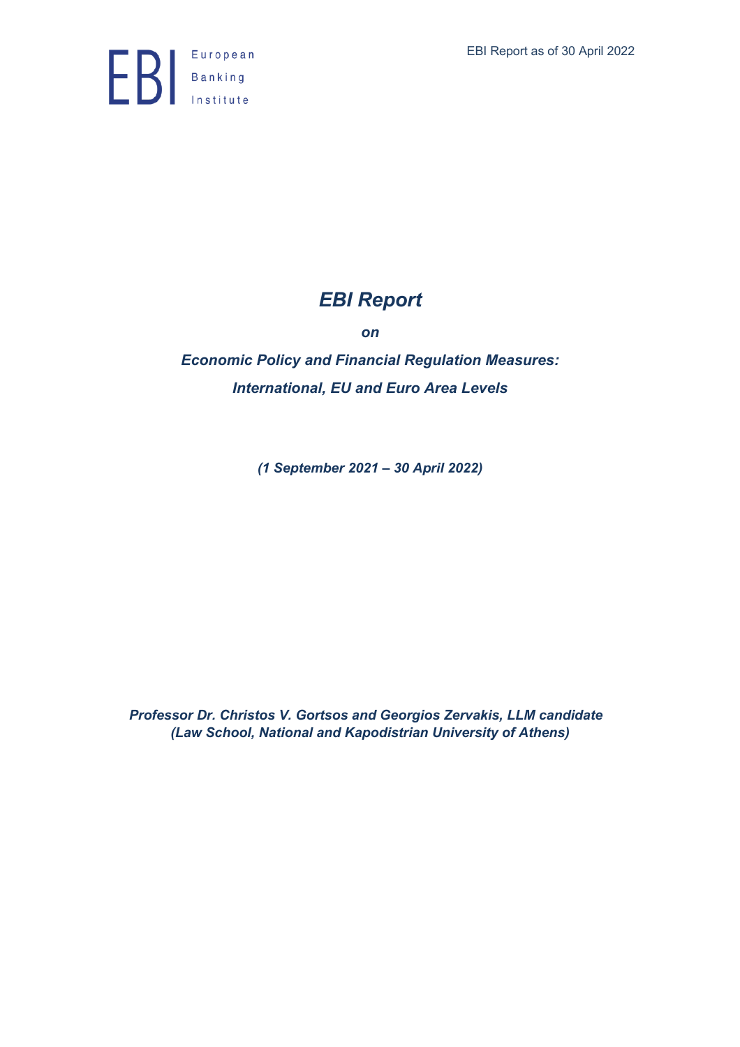EBI Report as of 30 April 2022

European Banking Institute

# *EBI Report*

***on***

***Economic Policy and Financial Regulation Measures: International, EU and Euro Area Levels***

***(1 September 2021 – 30 April 2022)***

***Professor Dr. Christos V. Gortsos and Georgios Zervakis, LLM candidate (Law School, National and Kapodistrian University of Athens)***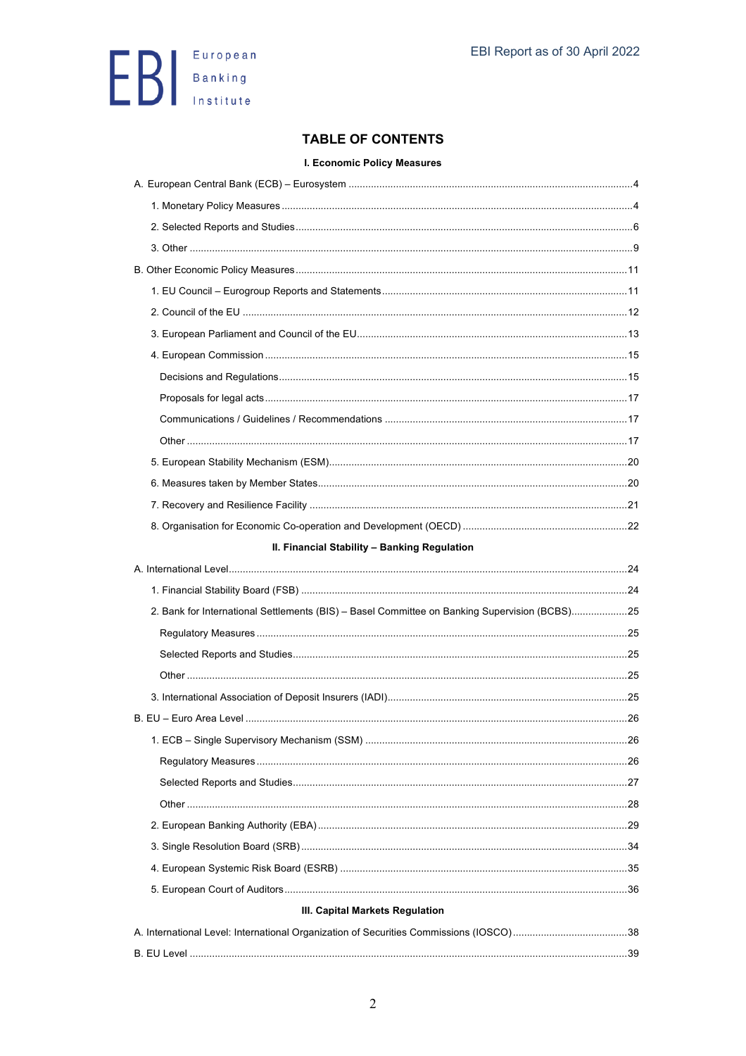## TABLE OF CONTENTS

### I. Economic Policy Measures

A. European Central Bank (ECB) – Eurosystem ..... 4

- 1. Monetary Policy Measures ..... 4
- 2. Selected Reports and Studies ..... 6
- 3. Other ..... 9

B. Other Economic Policy Measures ..... 11

- 1. EU Council – Eurogroup Reports and Statements ..... 11
- 2. Council of the EU ..... 12
- 3. European Parliament and Council of the EU ..... 13
- 4. European Commission ..... 15
  - Decisions and Regulations ..... 15
  - Proposals for legal acts ..... 17
  - Communications / Guidelines / Recommendations ..... 17
  - Other ..... 17
- 5. European Stability Mechanism (ESM) ..... 20
- 6. Measures taken by Member States ..... 20
- 7. Recovery and Resilience Facility ..... 21
- 8. Organisation for Economic Co-operation and Development (OECD) ..... 22

### II. Financial Stability – Banking Regulation

A. International Level ..... 24

- 1. Financial Stability Board (FSB) ..... 24
- 2. Bank for International Settlements (BIS) – Basel Committee on Banking Supervision (BCBS) ..... 25
  - Regulatory Measures ..... 25
  - Selected Reports and Studies ..... 25
  - Other ..... 25
- 3. International Association of Deposit Insurers (IADI) ..... 25

B. EU – Euro Area Level ..... 26

- 1. ECB – Single Supervisory Mechanism (SSM) ..... 26
  - Regulatory Measures ..... 26
  - Selected Reports and Studies ..... 27
  - Other ..... 28
- 2. European Banking Authority (EBA) ..... 29
- 3. Single Resolution Board (SRB) ..... 34
- 4. European Systemic Risk Board (ESRB) ..... 35
- 5. European Court of Auditors ..... 36

### III. Capital Markets Regulation

A. International Level: International Organization of Securities Commissions (IOSCO) ..... 38

B. EU Level ..... 39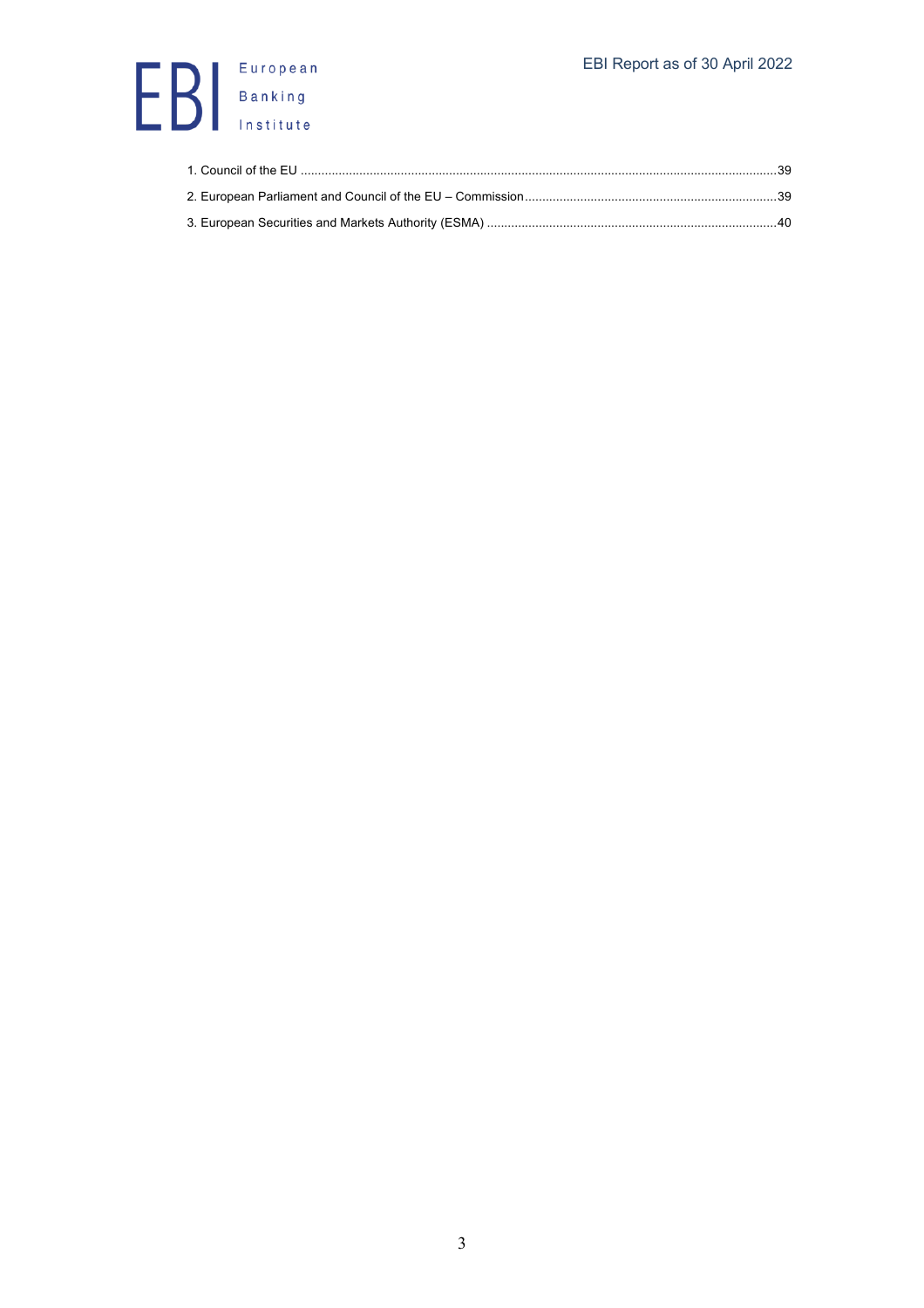1. Council of the EU ........................................................................................................................................39
2. European Parliament and Council of the EU – Commission........................................................................39
3. European Securities and Markets Authority (ESMA) ....................................................................................40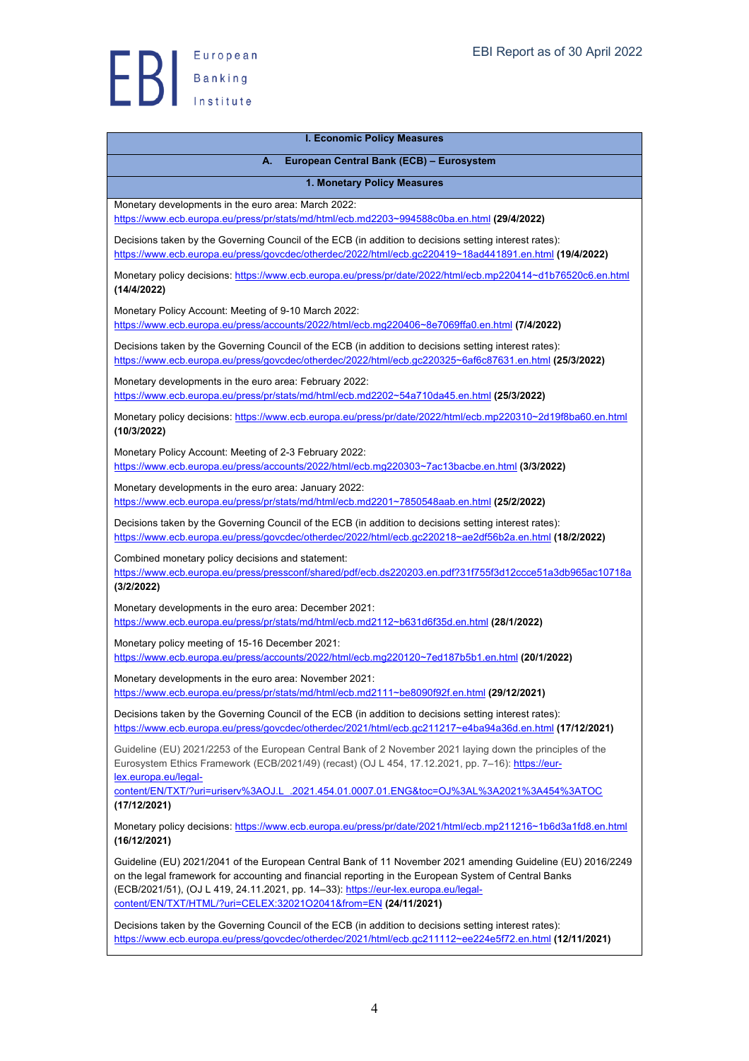# I. Economic Policy Measures

## A. European Central Bank (ECB) – Eurosystem

### 1. Monetary Policy Measures

Monetary developments in the euro area: March 2022: https://www.ecb.europa.eu/press/pr/stats/md/html/ecb.md2203~994588c0ba.en.html **(29/4/2022)**

Decisions taken by the Governing Council of the ECB (in addition to decisions setting interest rates): https://www.ecb.europa.eu/press/govcdec/otherdec/2022/html/ecb.gc220419~18ad441891.en.html **(19/4/2022)**

Monetary policy decisions: https://www.ecb.europa.eu/press/pr/date/2022/html/ecb.mp220414~d1b76520c6.en.html **(14/4/2022)**

Monetary Policy Account: Meeting of 9-10 March 2022: https://www.ecb.europa.eu/press/accounts/2022/html/ecb.mg220406~8e7069ffa0.en.html **(7/4/2022)**

Decisions taken by the Governing Council of the ECB (in addition to decisions setting interest rates): https://www.ecb.europa.eu/press/govcdec/otherdec/2022/html/ecb.gc220325~6af6c87631.en.html **(25/3/2022)**

Monetary developments in the euro area: February 2022: https://www.ecb.europa.eu/press/pr/stats/md/html/ecb.md2202~54a710da45.en.html **(25/3/2022)**

Monetary policy decisions: https://www.ecb.europa.eu/press/pr/date/2022/html/ecb.mp220310~2d19f8ba60.en.html **(10/3/2022)**

Monetary Policy Account: Meeting of 2-3 February 2022: https://www.ecb.europa.eu/press/accounts/2022/html/ecb.mg220303~7ac13bacbe.en.html **(3/3/2022)**

Monetary developments in the euro area: January 2022: https://www.ecb.europa.eu/press/pr/stats/md/html/ecb.md2201~7850548aab.en.html **(25/2/2022)**

Decisions taken by the Governing Council of the ECB (in addition to decisions setting interest rates): https://www.ecb.europa.eu/press/govcdec/otherdec/2022/html/ecb.gc220218~ae2df56b2a.en.html **(18/2/2022)**

Combined monetary policy decisions and statement: https://www.ecb.europa.eu/press/pressconf/shared/pdf/ecb.ds220203.en.pdf?31f755f3d12ccce51a3db965ac10718a **(3/2/2022)**

Monetary developments in the euro area: December 2021: https://www.ecb.europa.eu/press/pr/stats/md/html/ecb.md2112~b631d6f35d.en.html **(28/1/2022)**

Monetary policy meeting of 15-16 December 2021: https://www.ecb.europa.eu/press/accounts/2022/html/ecb.mg220120~7ed187b5b1.en.html **(20/1/2022)**

Monetary developments in the euro area: November 2021: https://www.ecb.europa.eu/press/pr/stats/md/html/ecb.md2111~be8090f92f.en.html **(29/12/2021)**

Decisions taken by the Governing Council of the ECB (in addition to decisions setting interest rates): https://www.ecb.europa.eu/press/govcdec/otherdec/2021/html/ecb.gc211217~e4ba94a36d.en.html **(17/12/2021)**

Guideline (EU) 2021/2253 of the European Central Bank of 2 November 2021 laying down the principles of the Eurosystem Ethics Framework (ECB/2021/49) (recast) (OJ L 454, 17.12.2021, pp. 7–16): https://eur-lex.europa.eu/legal-content/EN/TXT/?uri=uriserv%3AOJ.L_.2021.454.01.0007.01.ENG&toc=OJ%3AL%3A2021%3A454%3ATOC **(17/12/2021)**

Monetary policy decisions: https://www.ecb.europa.eu/press/pr/date/2021/html/ecb.mp211216~1b6d3a1fd8.en.html **(16/12/2021)**

Guideline (EU) 2021/2041 of the European Central Bank of 11 November 2021 amending Guideline (EU) 2016/2249 on the legal framework for accounting and financial reporting in the European System of Central Banks (ECB/2021/51), (OJ L 419, 24.11.2021, pp. 14–33): https://eur-lex.europa.eu/legal-content/EN/TXT/HTML/?uri=CELEX:32021O2041&from=EN **(24/11/2021)**

Decisions taken by the Governing Council of the ECB (in addition to decisions setting interest rates): https://www.ecb.europa.eu/press/govcdec/otherdec/2021/html/ecb.gc211112~ee224e5f72.en.html **(12/11/2021)**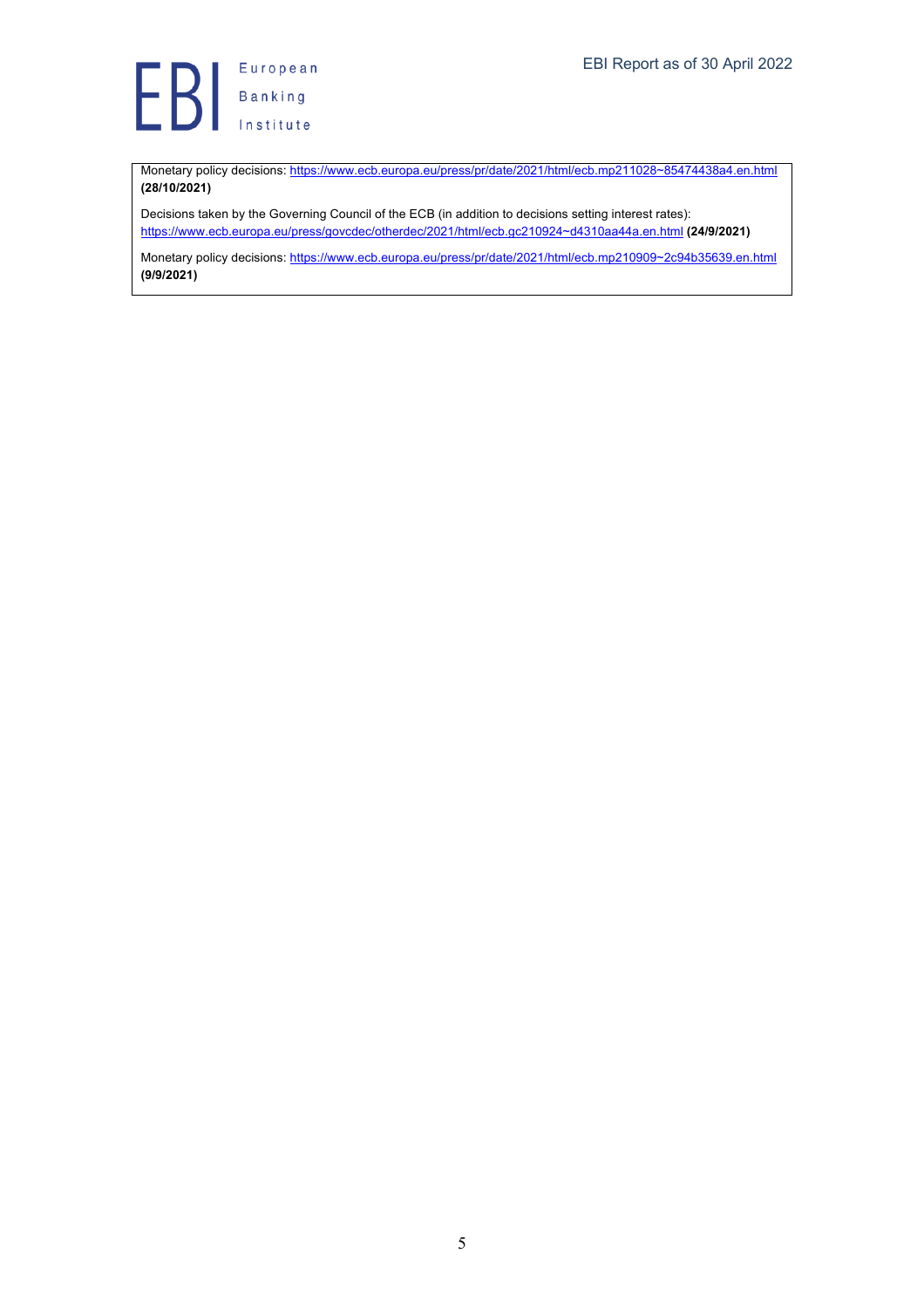Monetary policy decisions: https://www.ecb.europa.eu/press/pr/date/2021/html/ecb.mp211028~85474438a4.en.html **(28/10/2021)**

Decisions taken by the Governing Council of the ECB (in addition to decisions setting interest rates): https://www.ecb.europa.eu/press/govcdec/otherdec/2021/html/ecb.gc210924~d4310aa44a.en.html **(24/9/2021)**

Monetary policy decisions: https://www.ecb.europa.eu/press/pr/date/2021/html/ecb.mp210909~2c94b35639.en.html **(9/9/2021)**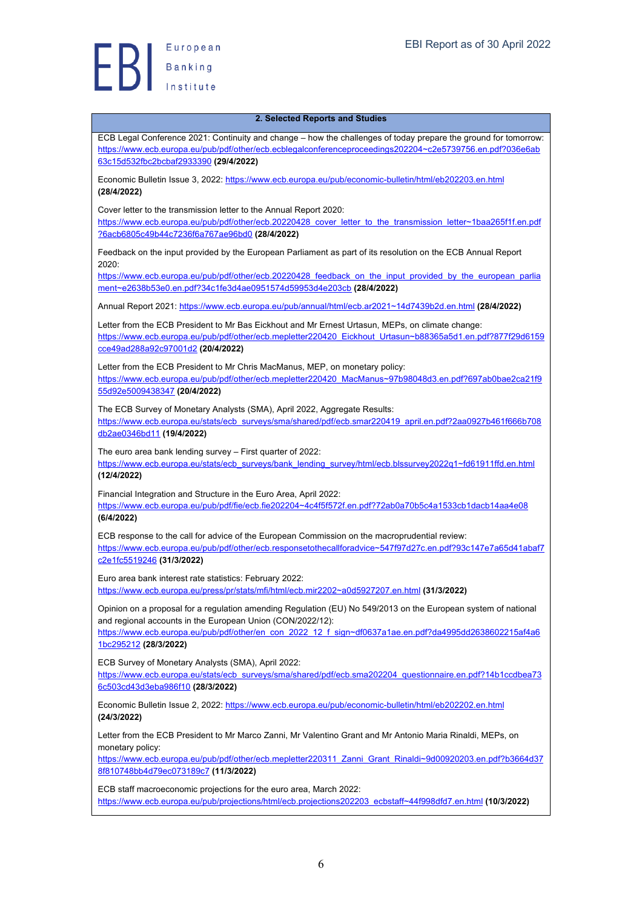## 2. Selected Reports and Studies

ECB Legal Conference 2021: Continuity and change – how the challenges of today prepare the ground for tomorrow: https://www.ecb.europa.eu/pub/pdf/other/ecb.ecblegalconferenceproceedings202204~c2e5739756.en.pdf?036e6ab63c15d532fbc2bcbaf2933390 **(29/4/2022)**

Economic Bulletin Issue 3, 2022: https://www.ecb.europa.eu/pub/economic-bulletin/html/eb202203.en.html **(28/4/2022)**

Cover letter to the transmission letter to the Annual Report 2020: https://www.ecb.europa.eu/pub/pdf/other/ecb.20220428_cover_letter_to_the_transmission_letter~1baa265f1f.en.pdf?6acb6805c49b44c7236f6a767ae96bd0 **(28/4/2022)**

Feedback on the input provided by the European Parliament as part of its resolution on the ECB Annual Report 2020: https://www.ecb.europa.eu/pub/pdf/other/ecb.20220428_feedback_on_the_input_provided_by_the_european_parliament~e2638b53e0.en.pdf?34c1fe3d4ae0951574d59953d4e203cb **(28/4/2022)**

Annual Report 2021: https://www.ecb.europa.eu/pub/annual/html/ecb.ar2021~14d7439b2d.en.html **(28/4/2022)**

Letter from the ECB President to Mr Bas Eickhout and Mr Ernest Urtasun, MEPs, on climate change: https://www.ecb.europa.eu/pub/pdf/other/ecb.mepletter220420_Eickhout_Urtasun~b88365a5d1.en.pdf?877f29d6159cce49ad288a92c97001d2 **(20/4/2022)**

Letter from the ECB President to Mr Chris MacManus, MEP, on monetary policy: https://www.ecb.europa.eu/pub/pdf/other/ecb.mepletter220420_MacManus~97b98048d3.en.pdf?697ab0bae2ca21f955d92e5009438347 **(20/4/2022)**

The ECB Survey of Monetary Analysts (SMA), April 2022, Aggregate Results: https://www.ecb.europa.eu/stats/ecb_surveys/sma/shared/pdf/ecb.smar220419_april.en.pdf?2aa0927b461f666b708db2ae0346bd11 **(19/4/2022)**

The euro area bank lending survey – First quarter of 2022: https://www.ecb.europa.eu/stats/ecb_surveys/bank_lending_survey/html/ecb.blssurvey2022q1~fd61911ffd.en.html **(12/4/2022)**

Financial Integration and Structure in the Euro Area, April 2022: https://www.ecb.europa.eu/pub/pdf/fie/ecb.fie202204~4c4f5f572f.en.pdf?72ab0a70b5c4a1533cb1dacb14aa4e08 **(6/4/2022)**

ECB response to the call for advice of the European Commission on the macroprudential review: https://www.ecb.europa.eu/pub/pdf/other/ecb.responsetothecallforadvice~547f97d27c.en.pdf?93c147e7a65d41abaf7c2e1fc5519246 **(31/3/2022)**

Euro area bank interest rate statistics: February 2022: https://www.ecb.europa.eu/press/pr/stats/mfi/html/ecb.mir2202~a0d5927207.en.html **(31/3/2022)**

Opinion on a proposal for a regulation amending Regulation (EU) No 549/2013 on the European system of national and regional accounts in the European Union (CON/2022/12): https://www.ecb.europa.eu/pub/pdf/other/en_con_2022_12_f_sign~df0637a1ae.en.pdf?da4995dd2638602215af4a61bc295212 **(28/3/2022)**

ECB Survey of Monetary Analysts (SMA), April 2022: https://www.ecb.europa.eu/stats/ecb_surveys/sma/shared/pdf/ecb.sma202204_questionnaire.en.pdf?14b1ccdbea736c503cd43d3eba986f10 **(28/3/2022)**

Economic Bulletin Issue 2, 2022: https://www.ecb.europa.eu/pub/economic-bulletin/html/eb202202.en.html **(24/3/2022)**

Letter from the ECB President to Mr Marco Zanni, Mr Valentino Grant and Mr Antonio Maria Rinaldi, MEPs, on monetary policy: https://www.ecb.europa.eu/pub/pdf/other/ecb.mepletter220311_Zanni_Grant_Rinaldi~9d00920203.en.pdf?b3664d378f810748bb4d79ec073189c7 **(11/3/2022)**

ECB staff macroeconomic projections for the euro area, March 2022: https://www.ecb.europa.eu/pub/projections/html/ecb.projections202203_ecbstaff~44f998dfd7.en.html **(10/3/2022)**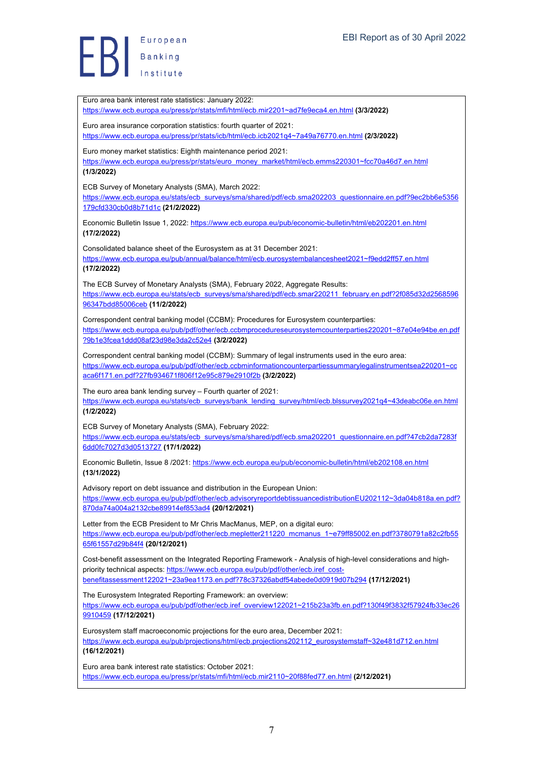Euro area bank interest rate statistics: January 2022: https://www.ecb.europa.eu/press/pr/stats/mfi/html/ecb.mir2201~ad7fe9eca4.en.html **(3/3/2022)**

Euro area insurance corporation statistics: fourth quarter of 2021: https://www.ecb.europa.eu/press/pr/stats/icb/html/ecb.icb2021q4~7a49a76770.en.html **(2/3/2022)**

Euro money market statistics: Eighth maintenance period 2021: https://www.ecb.europa.eu/press/pr/stats/euro_money_market/html/ecb.emms220301~fcc70a46d7.en.html **(1/3/2022)**

ECB Survey of Monetary Analysts (SMA), March 2022: https://www.ecb.europa.eu/stats/ecb_surveys/sma/shared/pdf/ecb.sma202203_questionnaire.en.pdf?9ec2bb6e5356179cfd330cb0d8b71d1c **(21/2/2022)**

Economic Bulletin Issue 1, 2022: https://www.ecb.europa.eu/pub/economic-bulletin/html/eb202201.en.html **(17/2/2022)**

Consolidated balance sheet of the Eurosystem as at 31 December 2021: https://www.ecb.europa.eu/pub/annual/balance/html/ecb.eurosystembalancesheet2021~f9edd2ff57.en.html **(17/2/2022)**

The ECB Survey of Monetary Analysts (SMA), February 2022, Aggregate Results: https://www.ecb.europa.eu/stats/ecb_surveys/sma/shared/pdf/ecb.smar220211_february.en.pdf?2f085d32d256859696347bdd85006ceb **(11/2/2022)**

Correspondent central banking model (CCBM): Procedures for Eurosystem counterparties: https://www.ecb.europa.eu/pub/pdf/other/ecb.ccbmprocedureseurosystemcounterparties220201~87e04e94be.en.pdf?9b1e3fcea1ddd08af23d98e3da2c52e4 **(3/2/2022)**

Correspondent central banking model (CCBM): Summary of legal instruments used in the euro area: https://www.ecb.europa.eu/pub/pdf/other/ecb.ccbminformationcounterpartiessummarylegalinstrumentsea220201~ccaca6f171.en.pdf?27fb934671f806f12e95c879e2910f2b **(3/2/2022)**

The euro area bank lending survey – Fourth quarter of 2021: https://www.ecb.europa.eu/stats/ecb_surveys/bank_lending_survey/html/ecb.blssurvey2021q4~43deabc06e.en.html **(1/2/2022)**

ECB Survey of Monetary Analysts (SMA), February 2022: https://www.ecb.europa.eu/stats/ecb_surveys/sma/shared/pdf/ecb.sma202201_questionnaire.en.pdf?47cb2da7283f6dd0fc7027d3d0513727 **(17/1/2022)**

Economic Bulletin, Issue 8 /2021: https://www.ecb.europa.eu/pub/economic-bulletin/html/eb202108.en.html **(13/1/2022)**

Advisory report on debt issuance and distribution in the European Union: https://www.ecb.europa.eu/pub/pdf/other/ecb.advisoryreportdebtissuancedistributionEU202112~3da04b818a.en.pdf?870da74a004a2132cbe89914ef853ad4 **(20/12/2021)**

Letter from the ECB President to Mr Chris MacManus, MEP, on a digital euro: https://www.ecb.europa.eu/pub/pdf/other/ecb.mepletter211220_mcmanus_1~e79ff85002.en.pdf?3780791a82c2fb5565f61557d29b84f4 **(20/12/2021)**

Cost-benefit assessment on the Integrated Reporting Framework - Analysis of high-level considerations and high-priority technical aspects: https://www.ecb.europa.eu/pub/pdf/other/ecb.iref_cost-benefitassessment122021~23a9ea1173.en.pdf?78c37326abdf54abede0d0919d07b294 **(17/12/2021)**

The Eurosystem Integrated Reporting Framework: an overview: https://www.ecb.europa.eu/pub/pdf/other/ecb.iref_overview122021~215b23a3fb.en.pdf?130f49f3832f57924fb33ec269910459 **(17/12/2021)**

Eurosystem staff macroeconomic projections for the euro area, December 2021: https://www.ecb.europa.eu/pub/projections/html/ecb.projections202112_eurosystemstaff~32e481d712.en.html **(16/12/2021)**

Euro area bank interest rate statistics: October 2021: https://www.ecb.europa.eu/press/pr/stats/mfi/html/ecb.mir2110~20f88fed77.en.html **(2/12/2021)**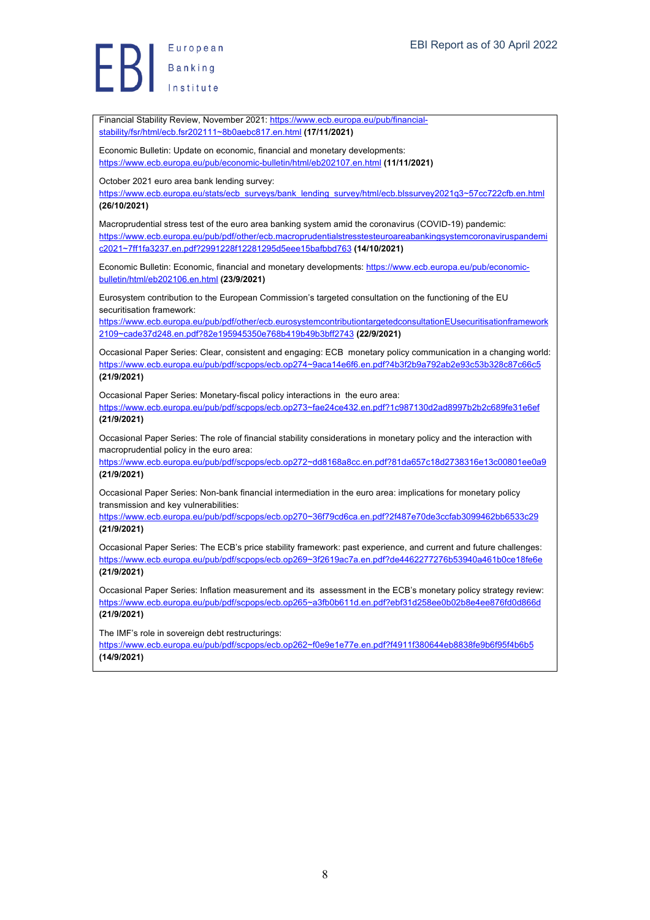Financial Stability Review, November 2021: https://www.ecb.europa.eu/pub/financial-stability/fsr/html/ecb.fsr202111~8b0aebc817.en.html **(17/11/2021)**

Economic Bulletin: Update on economic, financial and monetary developments: https://www.ecb.europa.eu/pub/economic-bulletin/html/eb202107.en.html **(11/11/2021)**

October 2021 euro area bank lending survey: https://www.ecb.europa.eu/stats/ecb_surveys/bank_lending_survey/html/ecb.blssurvey2021q3~57cc722cfb.en.html **(26/10/2021)**

Macroprudential stress test of the euro area banking system amid the coronavirus (COVID-19) pandemic: https://www.ecb.europa.eu/pub/pdf/other/ecb.macroprudentialstresstesteuroareabankingsystemcoronaviruspandemic2021~7ff1fa3237.en.pdf?2991228f12281295d5eee15bafbbd763 **(14/10/2021)**

Economic Bulletin: Economic, financial and monetary developments: https://www.ecb.europa.eu/pub/economic-bulletin/html/eb202106.en.html **(23/9/2021)**

Eurosystem contribution to the European Commission's targeted consultation on the functioning of the EU securitisation framework: https://www.ecb.europa.eu/pub/pdf/other/ecb.eurosystemcontributiontargetedconsultationEUsecuritisationframework2109~cade37d248.en.pdf?82e195945350e768b419b49b3bff2743 **(22/9/2021)**

Occasional Paper Series: Clear, consistent and engaging: ECB monetary policy communication in a changing world: https://www.ecb.europa.eu/pub/pdf/scpops/ecb.op274~9aca14e6f6.en.pdf?4b3f2b9a792ab2e93c53b328c87c66c5 **(21/9/2021)**

Occasional Paper Series: Monetary-fiscal policy interactions in the euro area: https://www.ecb.europa.eu/pub/pdf/scpops/ecb.op273~fae24ce432.en.pdf?1c987130d2ad8997b2b2c689fe31e6ef **(21/9/2021)**

Occasional Paper Series: The role of financial stability considerations in monetary policy and the interaction with macroprudential policy in the euro area: https://www.ecb.europa.eu/pub/pdf/scpops/ecb.op272~dd8168a8cc.en.pdf?81da657c18d2738316e13c00801ee0a9 **(21/9/2021)**

Occasional Paper Series: Non-bank financial intermediation in the euro area: implications for monetary policy transmission and key vulnerabilities: https://www.ecb.europa.eu/pub/pdf/scpops/ecb.op270~36f79cd6ca.en.pdf?2f487e70de3ccfab3099462bb6533c29 **(21/9/2021)**

Occasional Paper Series: The ECB's price stability framework: past experience, and current and future challenges: https://www.ecb.europa.eu/pub/pdf/scpops/ecb.op269~3f2619ac7a.en.pdf?de4462277276b53940a461b0ce18fe6e **(21/9/2021)**

Occasional Paper Series: Inflation measurement and its assessment in the ECB's monetary policy strategy review: https://www.ecb.europa.eu/pub/pdf/scpops/ecb.op265~a3fb0b611d.en.pdf?ebf31d258ee0b02b8e4ee876fd0d866d **(21/9/2021)**

The IMF's role in sovereign debt restructurings: https://www.ecb.europa.eu/pub/pdf/scpops/ecb.op262~f0e9e1e77e.en.pdf?f4911f380644eb8838fe9b6f95f4b6b5 **(14/9/2021)**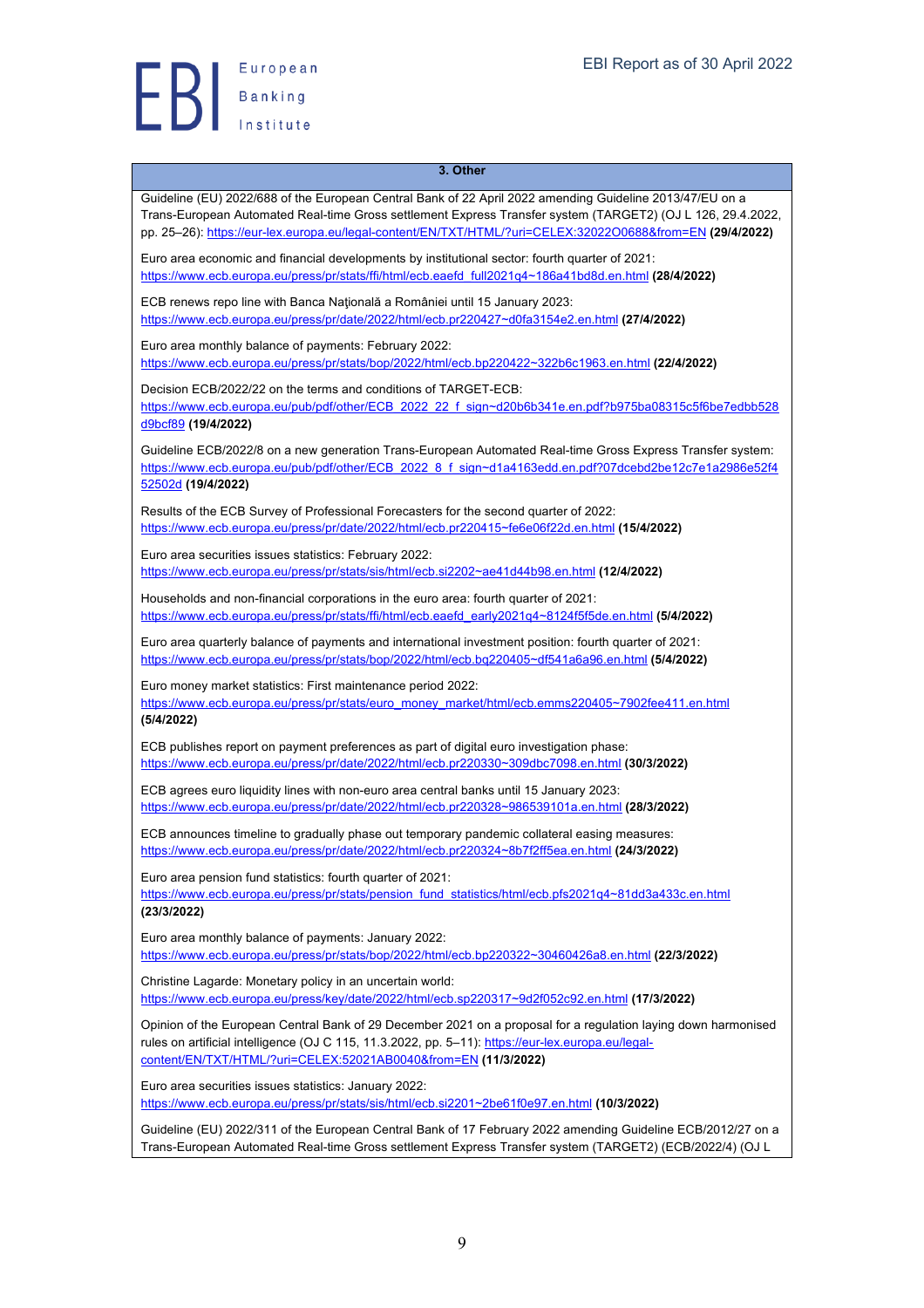### 3. Other

Guideline (EU) 2022/688 of the European Central Bank of 22 April 2022 amending Guideline 2013/47/EU on a Trans-European Automated Real-time Gross settlement Express Transfer system (TARGET2) (OJ L 126, 29.4.2022, pp. 25–26): https://eur-lex.europa.eu/legal-content/EN/TXT/HTML/?uri=CELEX:32022O0688&from=EN **(29/4/2022)**

Euro area economic and financial developments by institutional sector: fourth quarter of 2021: https://www.ecb.europa.eu/press/pr/stats/ffi/html/ecb.eaefd_full2021q4~186a41bd8d.en.html **(28/4/2022)**

ECB renews repo line with Banca Naţională a României until 15 January 2023: https://www.ecb.europa.eu/press/pr/date/2022/html/ecb.pr220427~d0fa3154e2.en.html **(27/4/2022)**

Euro area monthly balance of payments: February 2022: https://www.ecb.europa.eu/press/pr/stats/bop/2022/html/ecb.bp220422~322b6c1963.en.html **(22/4/2022)**

Decision ECB/2022/22 on the terms and conditions of TARGET-ECB: https://www.ecb.europa.eu/pub/pdf/other/ECB_2022_22_f_sign~d20b6b341e.en.pdf?b975ba08315c5f6be7edbb528d9bcf89 **(19/4/2022)**

Guideline ECB/2022/8 on a new generation Trans-European Automated Real-time Gross Express Transfer system: https://www.ecb.europa.eu/pub/pdf/other/ECB_2022_8_f_sign~d1a4163edd.en.pdf?07dcebd2be12c7e1a2986e52f452502d **(19/4/2022)**

Results of the ECB Survey of Professional Forecasters for the second quarter of 2022: https://www.ecb.europa.eu/press/pr/date/2022/html/ecb.pr220415~fe6e06f22d.en.html **(15/4/2022)**

Euro area securities issues statistics: February 2022: https://www.ecb.europa.eu/press/pr/stats/sis/html/ecb.si2202~ae41d44b98.en.html **(12/4/2022)**

Households and non-financial corporations in the euro area: fourth quarter of 2021: https://www.ecb.europa.eu/press/pr/stats/ffi/html/ecb.eaefd_early2021q4~8124f5f5de.en.html **(5/4/2022)**

Euro area quarterly balance of payments and international investment position: fourth quarter of 2021: https://www.ecb.europa.eu/press/pr/stats/bop/2022/html/ecb.bq220405~df541a6a96.en.html **(5/4/2022)**

Euro money market statistics: First maintenance period 2022: https://www.ecb.europa.eu/press/pr/stats/euro_money_market/html/ecb.emms220405~7902fee411.en.html **(5/4/2022)**

ECB publishes report on payment preferences as part of digital euro investigation phase: https://www.ecb.europa.eu/press/pr/date/2022/html/ecb.pr220330~309dbc7098.en.html **(30/3/2022)**

ECB agrees euro liquidity lines with non-euro area central banks until 15 January 2023: https://www.ecb.europa.eu/press/pr/date/2022/html/ecb.pr220328~986539101a.en.html **(28/3/2022)**

ECB announces timeline to gradually phase out temporary pandemic collateral easing measures: https://www.ecb.europa.eu/press/pr/date/2022/html/ecb.pr220324~8b7f2ff5ea.en.html **(24/3/2022)**

Euro area pension fund statistics: fourth quarter of 2021: https://www.ecb.europa.eu/press/pr/stats/pension_fund_statistics/html/ecb.pfs2021q4~81dd3a433c.en.html **(23/3/2022)**

Euro area monthly balance of payments: January 2022: https://www.ecb.europa.eu/press/pr/stats/bop/2022/html/ecb.bp220322~30460426a8.en.html **(22/3/2022)**

Christine Lagarde: Monetary policy in an uncertain world: https://www.ecb.europa.eu/press/key/date/2022/html/ecb.sp220317~9d2f052c92.en.html **(17/3/2022)**

Opinion of the European Central Bank of 29 December 2021 on a proposal for a regulation laying down harmonised rules on artificial intelligence (OJ C 115, 11.3.2022, pp. 5–11): https://eur-lex.europa.eu/legal-content/EN/TXT/HTML/?uri=CELEX:52021AB0040&from=EN **(11/3/2022)**

Euro area securities issues statistics: January 2022: https://www.ecb.europa.eu/press/pr/stats/sis/html/ecb.si2201~2be61f0e97.en.html **(10/3/2022)**

Guideline (EU) 2022/311 of the European Central Bank of 17 February 2022 amending Guideline ECB/2012/27 on a Trans-European Automated Real-time Gross settlement Express Transfer system (TARGET2) (ECB/2022/4) (OJ L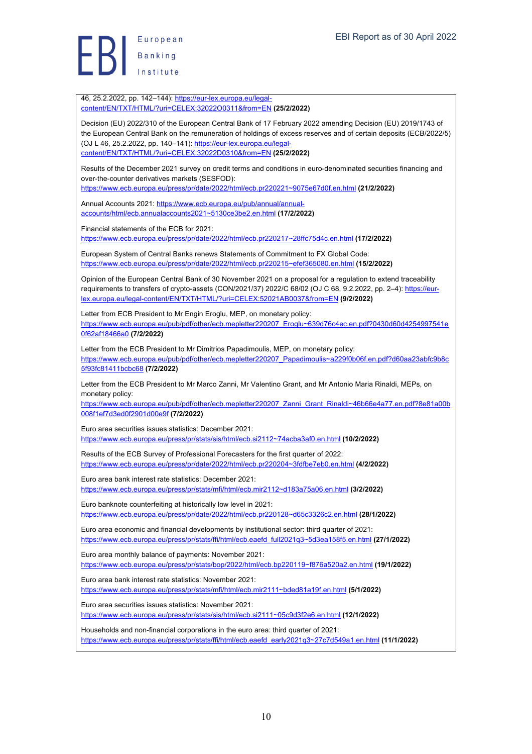46, 25.2.2022, pp. 142–144): https://eur-lex.europa.eu/legal-content/EN/TXT/HTML/?uri=CELEX:32022O0311&from=EN **(25/2/2022)**

Decision (EU) 2022/310 of the European Central Bank of 17 February 2022 amending Decision (EU) 2019/1743 of the European Central Bank on the remuneration of holdings of excess reserves and of certain deposits (ECB/2022/5) (OJ L 46, 25.2.2022, pp. 140–141): https://eur-lex.europa.eu/legal-content/EN/TXT/HTML/?uri=CELEX:32022D0310&from=EN **(25/2/2022)**

Results of the December 2021 survey on credit terms and conditions in euro-denominated securities financing and over-the-counter derivatives markets (SESFOD): https://www.ecb.europa.eu/press/pr/date/2022/html/ecb.pr220221~9075e67d0f.en.html **(21/2/2022)**

Annual Accounts 2021: https://www.ecb.europa.eu/pub/annual/annual-accounts/html/ecb.annualaccounts2021~5130ce3be2.en.html **(17/2/2022)**

Financial statements of the ECB for 2021: https://www.ecb.europa.eu/press/pr/date/2022/html/ecb.pr220217~28ffc75d4c.en.html **(17/2/2022)**

European System of Central Banks renews Statements of Commitment to FX Global Code: https://www.ecb.europa.eu/press/pr/date/2022/html/ecb.pr220215~efef365080.en.html **(15/2/2022)**

Opinion of the European Central Bank of 30 November 2021 on a proposal for a regulation to extend traceability requirements to transfers of crypto-assets (CON/2021/37) 2022/C 68/02 (OJ C 68, 9.2.2022, pp. 2–4): https://eur-lex.europa.eu/legal-content/EN/TXT/HTML/?uri=CELEX:52021AB0037&from=EN **(9/2/2022)**

Letter from ECB President to Mr Engin Eroglu, MEP, on monetary policy: https://www.ecb.europa.eu/pub/pdf/other/ecb.mepletter220207_Eroglu~639d76c4ec.en.pdf?0430d60d4254997541e0f62af18466a0 **(7/2/2022)**

Letter from the ECB President to Mr Dimitrios Papadimoulis, MEP, on monetary policy: https://www.ecb.europa.eu/pub/pdf/other/ecb.mepletter220207_Papadimoulis~a229f0b06f.en.pdf?d60aa23abfc9b8c5f93fc81411bcbc68 **(7/2/2022)**

Letter from the ECB President to Mr Marco Zanni, Mr Valentino Grant, and Mr Antonio Maria Rinaldi, MEPs, on monetary policy: https://www.ecb.europa.eu/pub/pdf/other/ecb.mepletter220207_Zanni_Grant_Rinaldi~46b66e4a77.en.pdf?8e81a00b008f1ef7d3ed0f2901d00e9f **(7/2/2022)**

Euro area securities issues statistics: December 2021: https://www.ecb.europa.eu/press/pr/stats/sis/html/ecb.si2112~74acba3af0.en.html **(10/2/2022)**

Results of the ECB Survey of Professional Forecasters for the first quarter of 2022: https://www.ecb.europa.eu/press/pr/date/2022/html/ecb.pr220204~3fdfbe7eb0.en.html **(4/2/2022)**

Euro area bank interest rate statistics: December 2021: https://www.ecb.europa.eu/press/pr/stats/mfi/html/ecb.mir2112~d183a75a06.en.html **(3/2/2022)**

Euro banknote counterfeiting at historically low level in 2021: https://www.ecb.europa.eu/press/pr/date/2022/html/ecb.pr220128~d65c3326c2.en.html **(28/1/2022)**

Euro area economic and financial developments by institutional sector: third quarter of 2021: https://www.ecb.europa.eu/press/pr/stats/ffi/html/ecb.eaefd_full2021q3~5d3ea158f5.en.html **(27/1/2022)**

Euro area monthly balance of payments: November 2021: https://www.ecb.europa.eu/press/pr/stats/bop/2022/html/ecb.bp220119~f876a520a2.en.html **(19/1/2022)**

Euro area bank interest rate statistics: November 2021: https://www.ecb.europa.eu/press/pr/stats/mfi/html/ecb.mir2111~bded81a19f.en.html **(5/1/2022)**

Euro area securities issues statistics: November 2021: https://www.ecb.europa.eu/press/pr/stats/sis/html/ecb.si2111~05c9d3f2e6.en.html **(12/1/2022)**

Households and non-financial corporations in the euro area: third quarter of 2021: https://www.ecb.europa.eu/press/pr/stats/ffi/html/ecb.eaefd_early2021q3~27c7d549a1.en.html **(11/1/2022)**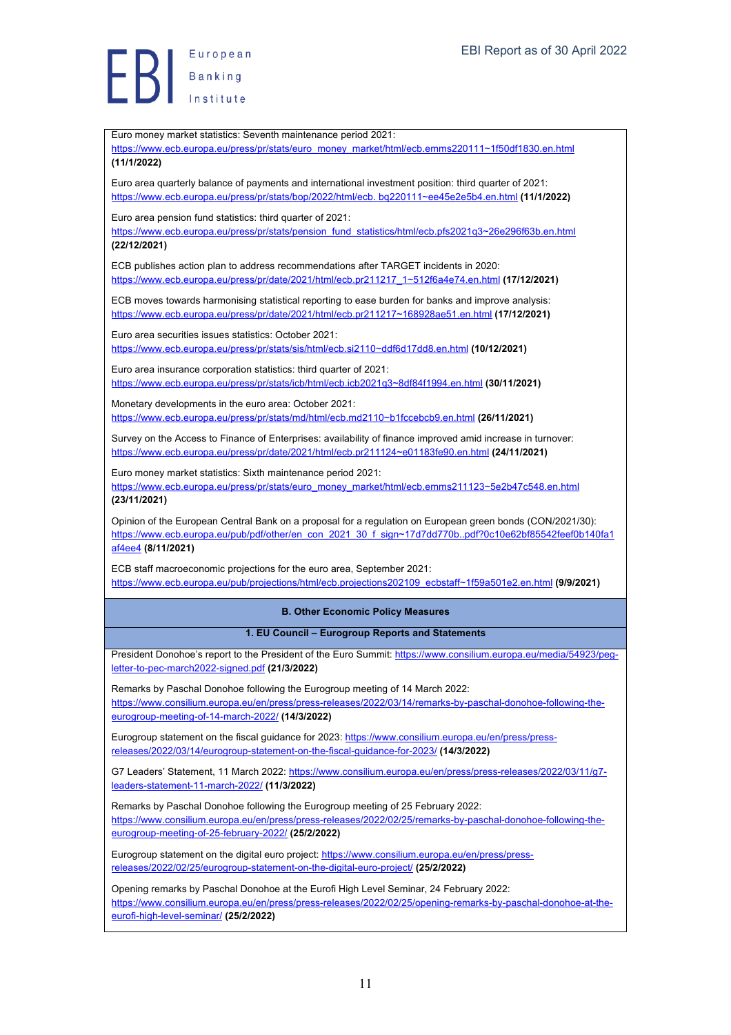Euro money market statistics: Seventh maintenance period 2021: https://www.ecb.europa.eu/press/pr/stats/euro_money_market/html/ecb.emms220111~1f50df1830.en.html **(11/1/2022)**

Euro area quarterly balance of payments and international investment position: third quarter of 2021: https://www.ecb.europa.eu/press/pr/stats/bop/2022/html/ecb.bq220111~ee45e2e5b4.en.html **(11/1/2022)**

Euro area pension fund statistics: third quarter of 2021: https://www.ecb.europa.eu/press/pr/stats/pension_fund_statistics/html/ecb.pfs2021q3~26e296f63b.en.html **(22/12/2021)**

ECB publishes action plan to address recommendations after TARGET incidents in 2020: https://www.ecb.europa.eu/press/pr/date/2021/html/ecb.pr211217_1~512f6a4e74.en.html **(17/12/2021)**

ECB moves towards harmonising statistical reporting to ease burden for banks and improve analysis: https://www.ecb.europa.eu/press/pr/date/2021/html/ecb.pr211217~168928ae51.en.html **(17/12/2021)**

Euro area securities issues statistics: October 2021: https://www.ecb.europa.eu/press/pr/stats/sis/html/ecb.si2110~ddf6d17dd8.en.html **(10/12/2021)**

Euro area insurance corporation statistics: third quarter of 2021: https://www.ecb.europa.eu/press/pr/stats/icb/html/ecb.icb2021q3~8df84f1994.en.html **(30/11/2021)**

Monetary developments in the euro area: October 2021: https://www.ecb.europa.eu/press/pr/stats/md/html/ecb.md2110~b1fccebcb9.en.html **(26/11/2021)**

Survey on the Access to Finance of Enterprises: availability of finance improved amid increase in turnover: https://www.ecb.europa.eu/press/pr/date/2021/html/ecb.pr211124~e01183fe90.en.html **(24/11/2021)**

Euro money market statistics: Sixth maintenance period 2021: https://www.ecb.europa.eu/press/pr/stats/euro_money_market/html/ecb.emms211123~5e2b47c548.en.html **(23/11/2021)**

Opinion of the European Central Bank on a proposal for a regulation on European green bonds (CON/2021/30): https://www.ecb.europa.eu/pub/pdf/other/en_con_2021_30_f_sign~17d7dd770b..pdf?0c10e62bf85542feef0b140fa1af4ee4 **(8/11/2021)**

ECB staff macroeconomic projections for the euro area, September 2021: https://www.ecb.europa.eu/pub/projections/html/ecb.projections202109_ecbstaff~1f59a501e2.en.html **(9/9/2021)**

## B. Other Economic Policy Measures

### 1. EU Council – Eurogroup Reports and Statements

President Donohoe's report to the President of the Euro Summit: https://www.consilium.europa.eu/media/54923/peg-letter-to-pec-march2022-signed.pdf **(21/3/2022)**

Remarks by Paschal Donohoe following the Eurogroup meeting of 14 March 2022: https://www.consilium.europa.eu/en/press/press-releases/2022/03/14/remarks-by-paschal-donohoe-following-the-eurogroup-meeting-of-14-march-2022/ **(14/3/2022)**

Eurogroup statement on the fiscal guidance for 2023: https://www.consilium.europa.eu/en/press/press-releases/2022/03/14/eurogroup-statement-on-the-fiscal-guidance-for-2023/ **(14/3/2022)**

G7 Leaders' Statement, 11 March 2022: https://www.consilium.europa.eu/en/press/press-releases/2022/03/11/g7-leaders-statement-11-march-2022/ **(11/3/2022)**

Remarks by Paschal Donohoe following the Eurogroup meeting of 25 February 2022: https://www.consilium.europa.eu/en/press/press-releases/2022/02/25/remarks-by-paschal-donohoe-following-the-eurogroup-meeting-of-25-february-2022/ **(25/2/2022)**

Eurogroup statement on the digital euro project: https://www.consilium.europa.eu/en/press/press-releases/2022/02/25/eurogroup-statement-on-the-digital-euro-project/ **(25/2/2022)**

Opening remarks by Paschal Donohoe at the Eurofi High Level Seminar, 24 February 2022: https://www.consilium.europa.eu/en/press/press-releases/2022/02/25/opening-remarks-by-paschal-donohoe-at-the-eurofi-high-level-seminar/ **(25/2/2022)**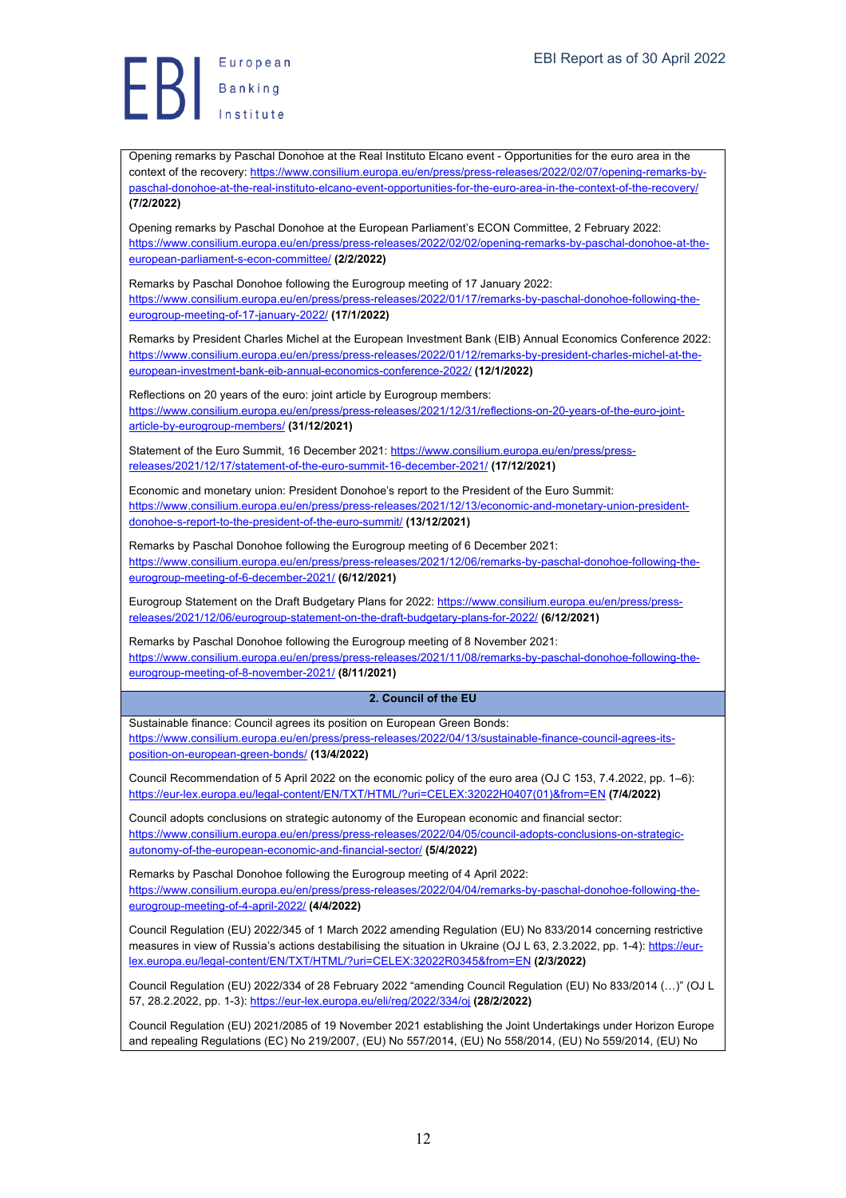Opening remarks by Paschal Donohoe at the Real Instituto Elcano event - Opportunities for the euro area in the context of the recovery: https://www.consilium.europa.eu/en/press/press-releases/2022/02/07/opening-remarks-by-paschal-donohoe-at-the-real-instituto-elcano-event-opportunities-for-the-euro-area-in-the-context-of-the-recovery/ **(7/2/2022)**

Opening remarks by Paschal Donohoe at the European Parliament's ECON Committee, 2 February 2022: https://www.consilium.europa.eu/en/press/press-releases/2022/02/02/opening-remarks-by-paschal-donohoe-at-the-european-parliament-s-econ-committee/ **(2/2/2022)**

Remarks by Paschal Donohoe following the Eurogroup meeting of 17 January 2022: https://www.consilium.europa.eu/en/press/press-releases/2022/01/17/remarks-by-paschal-donohoe-following-the-eurogroup-meeting-of-17-january-2022/ **(17/1/2022)**

Remarks by President Charles Michel at the European Investment Bank (EIB) Annual Economics Conference 2022: https://www.consilium.europa.eu/en/press/press-releases/2022/01/12/remarks-by-president-charles-michel-at-the-european-investment-bank-eib-annual-economics-conference-2022/ **(12/1/2022)**

Reflections on 20 years of the euro: joint article by Eurogroup members: https://www.consilium.europa.eu/en/press/press-releases/2021/12/31/reflections-on-20-years-of-the-euro-joint-article-by-eurogroup-members/ **(31/12/2021)**

Statement of the Euro Summit, 16 December 2021: https://www.consilium.europa.eu/en/press/press-releases/2021/12/17/statement-of-the-euro-summit-16-december-2021/ **(17/12/2021)**

Economic and monetary union: President Donohoe's report to the President of the Euro Summit: https://www.consilium.europa.eu/en/press/press-releases/2021/12/13/economic-and-monetary-union-president-donohoe-s-report-to-the-president-of-the-euro-summit/ **(13/12/2021)**

Remarks by Paschal Donohoe following the Eurogroup meeting of 6 December 2021: https://www.consilium.europa.eu/en/press/press-releases/2021/12/06/remarks-by-paschal-donohoe-following-the-eurogroup-meeting-of-6-december-2021/ **(6/12/2021)**

Eurogroup Statement on the Draft Budgetary Plans for 2022: https://www.consilium.europa.eu/en/press/press-releases/2021/12/06/eurogroup-statement-on-the-draft-budgetary-plans-for-2022/ **(6/12/2021)**

Remarks by Paschal Donohoe following the Eurogroup meeting of 8 November 2021: https://www.consilium.europa.eu/en/press/press-releases/2021/11/08/remarks-by-paschal-donohoe-following-the-eurogroup-meeting-of-8-november-2021/ **(8/11/2021)**

**2. Council of the EU**

Sustainable finance: Council agrees its position on European Green Bonds: https://www.consilium.europa.eu/en/press/press-releases/2022/04/13/sustainable-finance-council-agrees-its-position-on-european-green-bonds/ **(13/4/2022)**

Council Recommendation of 5 April 2022 on the economic policy of the euro area (OJ C 153, 7.4.2022, pp. 1–6): https://eur-lex.europa.eu/legal-content/EN/TXT/HTML/?uri=CELEX:32022H0407(01)&from=EN **(7/4/2022)**

Council adopts conclusions on strategic autonomy of the European economic and financial sector: https://www.consilium.europa.eu/en/press/press-releases/2022/04/05/council-adopts-conclusions-on-strategic-autonomy-of-the-european-economic-and-financial-sector/ **(5/4/2022)**

Remarks by Paschal Donohoe following the Eurogroup meeting of 4 April 2022: https://www.consilium.europa.eu/en/press/press-releases/2022/04/04/remarks-by-paschal-donohoe-following-the-eurogroup-meeting-of-4-april-2022/ **(4/4/2022)**

Council Regulation (EU) 2022/345 of 1 March 2022 amending Regulation (EU) No 833/2014 concerning restrictive measures in view of Russia's actions destabilising the situation in Ukraine (OJ L 63, 2.3.2022, pp. 1-4): https://eur-lex.europa.eu/legal-content/EN/TXT/HTML/?uri=CELEX:32022R0345&from=EN **(2/3/2022)**

Council Regulation (EU) 2022/334 of 28 February 2022 "amending Council Regulation (EU) No 833/2014 (…)" (OJ L 57, 28.2.2022, pp. 1-3): https://eur-lex.europa.eu/eli/reg/2022/334/oj **(28/2/2022)**

Council Regulation (EU) 2021/2085 of 19 November 2021 establishing the Joint Undertakings under Horizon Europe and repealing Regulations (EC) No 219/2007, (EU) No 557/2014, (EU) No 558/2014, (EU) No 559/2014, (EU) No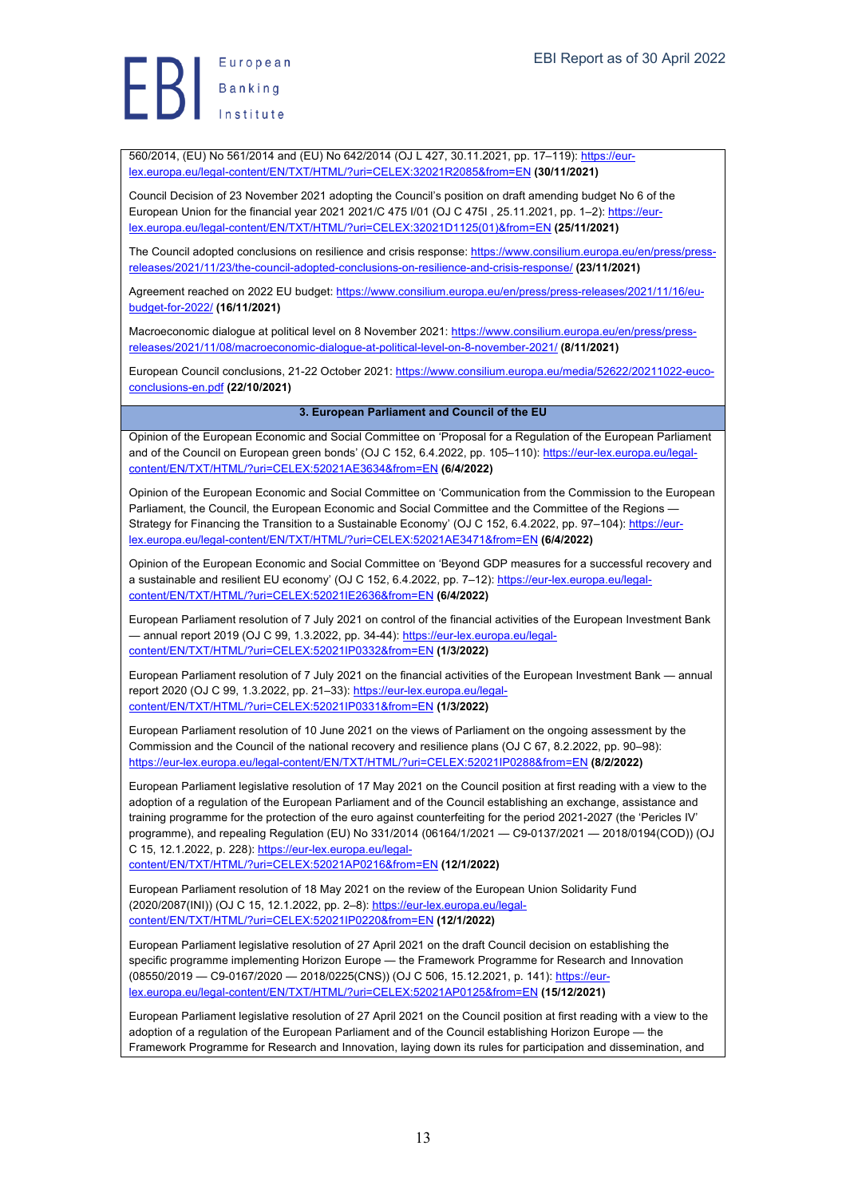560/2014, (EU) No 561/2014 and (EU) No 642/2014 (OJ L 427, 30.11.2021, pp. 17–119): https://eur-lex.europa.eu/legal-content/EN/TXT/HTML/?uri=CELEX:32021R2085&from=EN **(30/11/2021)**

Council Decision of 23 November 2021 adopting the Council's position on draft amending budget No 6 of the European Union for the financial year 2021 2021/C 475 I/01 (OJ C 475I , 25.11.2021, pp. 1–2): https://eur-lex.europa.eu/legal-content/EN/TXT/HTML/?uri=CELEX:32021D1125(01)&from=EN **(25/11/2021)**

The Council adopted conclusions on resilience and crisis response: https://www.consilium.europa.eu/en/press/press-releases/2021/11/23/the-council-adopted-conclusions-on-resilience-and-crisis-response/ **(23/11/2021)**

Agreement reached on 2022 EU budget: https://www.consilium.europa.eu/en/press/press-releases/2021/11/16/eu-budget-for-2022/ **(16/11/2021)**

Macroeconomic dialogue at political level on 8 November 2021: https://www.consilium.europa.eu/en/press/press-releases/2021/11/08/macroeconomic-dialogue-at-political-level-on-8-november-2021/ **(8/11/2021)**

European Council conclusions, 21-22 October 2021: https://www.consilium.europa.eu/media/52622/20211022-euco-conclusions-en.pdf **(22/10/2021)**

## 3. European Parliament and Council of the EU

Opinion of the European Economic and Social Committee on 'Proposal for a Regulation of the European Parliament and of the Council on European green bonds' (OJ C 152, 6.4.2022, pp. 105–110): https://eur-lex.europa.eu/legal-content/EN/TXT/HTML/?uri=CELEX:52021AE3634&from=EN **(6/4/2022)**

Opinion of the European Economic and Social Committee on 'Communication from the Commission to the European Parliament, the Council, the European Economic and Social Committee and the Committee of the Regions — Strategy for Financing the Transition to a Sustainable Economy' (OJ C 152, 6.4.2022, pp. 97–104): https://eur-lex.europa.eu/legal-content/EN/TXT/HTML/?uri=CELEX:52021AE3471&from=EN **(6/4/2022)**

Opinion of the European Economic and Social Committee 'Beyond GDP measures for a successful recovery and a sustainable and resilient EU economy' (OJ C 152, 6.4.2022, pp. 7–12): https://eur-lex.europa.eu/legal-content/EN/TXT/HTML/?uri=CELEX:52021IE2636&from=EN **(6/4/2022)**

European Parliament resolution of 7 July 2021 on control of the financial activities of the European Investment Bank — annual report 2019 (OJ C 99, 1.3.2022, pp. 34-44): https://eur-lex.europa.eu/legal-content/EN/TXT/HTML/?uri=CELEX:52021IP0332&from=EN **(1/3/2022)**

European Parliament resolution of 7 July 2021 on the financial activities of the European Investment Bank — annual report 2020 (OJ C 99, 1.3.2022, pp. 21–33): https://eur-lex.europa.eu/legal-content/EN/TXT/HTML/?uri=CELEX:52021IP0331&from=EN **(1/3/2022)**

European Parliament resolution of 10 June 2021 on the views of Parliament on the ongoing assessment by the Commission and the Council of the national recovery and resilience plans (OJ C 67, 8.2.2022, pp. 90–98): https://eur-lex.europa.eu/legal-content/EN/TXT/HTML/?uri=CELEX:52021IP0288&from=EN **(8/2/2022)**

European Parliament legislative resolution of 17 May 2021 on the Council position at first reading with a view to the adoption of a regulation of the European Parliament and of the Council establishing an exchange, assistance and training programme for the protection of the euro against counterfeiting for the period 2021-2027 (the 'Pericles IV' programme), and repealing Regulation (EU) No 331/2014 (06164/1/2021 — C9-0137/2021 — 2018/0194(COD)) (OJ C 15, 12.1.2022, p. 228): https://eur-lex.europa.eu/legal-content/EN/TXT/HTML/?uri=CELEX:52021AP0216&from=EN **(12/1/2022)**

European Parliament resolution of 18 May 2021 on the review of the European Union Solidarity Fund (2020/2087(INI)) (OJ C 15, 12.1.2022, pp. 2–8): https://eur-lex.europa.eu/legal-content/EN/TXT/HTML/?uri=CELEX:52021IP0220&from=EN **(12/1/2022)**

European Parliament legislative resolution of 27 April 2021 on the draft Council decision on establishing the specific programme implementing Horizon Europe — the Framework Programme for Research and Innovation (08550/2019 — C9-0167/2020 — 2018/0225(CNS)) (OJ C 506, 15.12.2021, p. 141): https://eur-lex.europa.eu/legal-content/EN/TXT/HTML/?uri=CELEX:52021AP0125&from=EN **(15/12/2021)**

European Parliament legislative resolution of 27 April 2021 on the Council position at first reading with a view to the adoption of a regulation of the European Parliament and of the Council establishing Horizon Europe — the Framework Programme for Research and Innovation, laying down its rules for participation and dissemination, and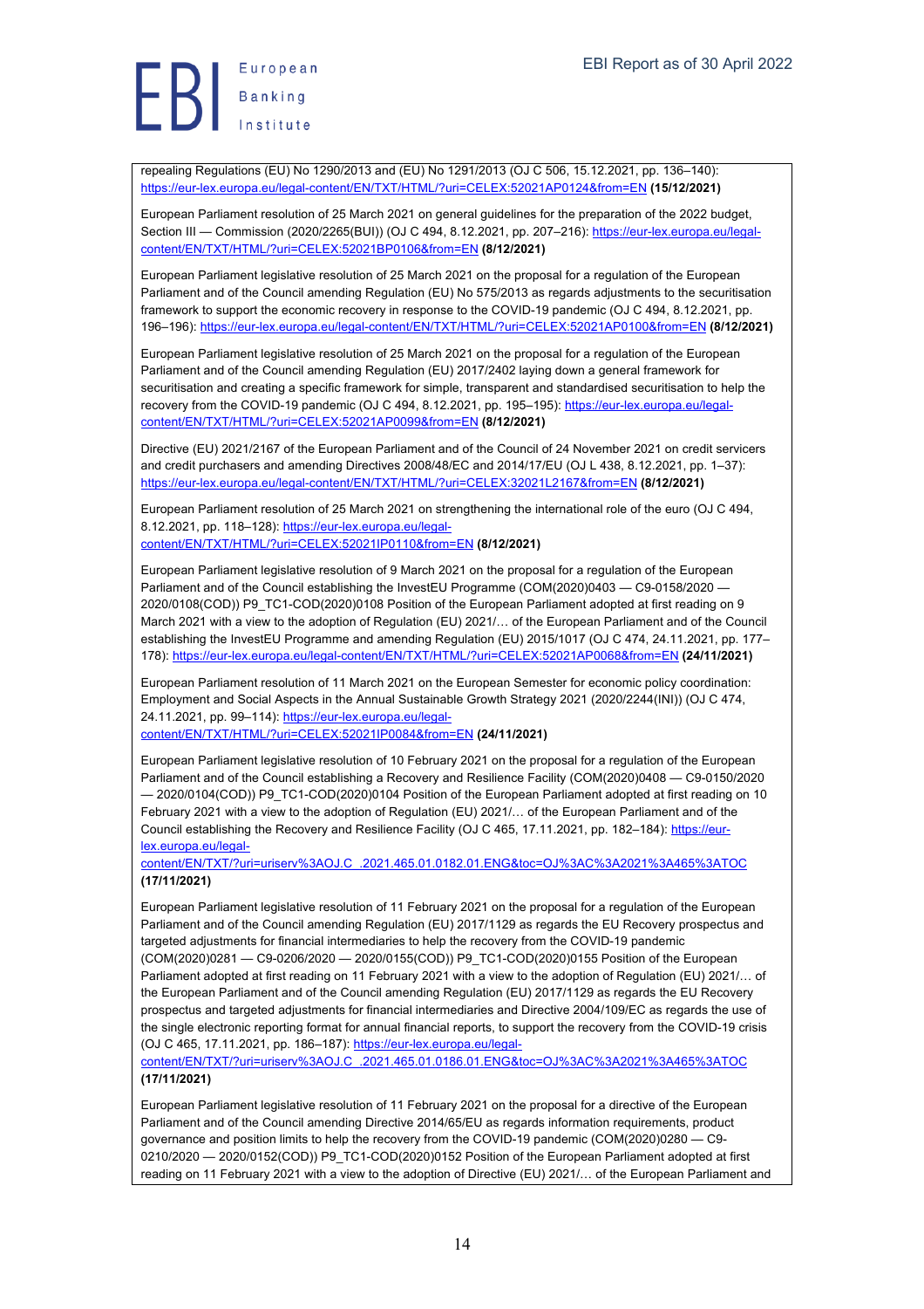repealing Regulations (EU) No 1290/2013 and (EU) No 1291/2013 (OJ C 506, 15.12.2021, pp. 136–140): https://eur-lex.europa.eu/legal-content/EN/TXT/HTML/?uri=CELEX:52021AP0124&from=EN **(15/12/2021)**

European Parliament resolution of 25 March 2021 on general guidelines for the preparation of the 2022 budget, Section III — Commission (2020/2265(BUI)) (OJ C 494, 8.12.2021, pp. 207–216): https://eur-lex.europa.eu/legal-content/EN/TXT/HTML/?uri=CELEX:52021BP0106&from=EN **(8/12/2021)**

European Parliament legislative resolution of 25 March 2021 on the proposal for a regulation of the European Parliament and of the Council amending Regulation (EU) No 575/2013 as regards adjustments to the securitisation framework to support the economic recovery in response to the COVID-19 pandemic (OJ C 494, 8.12.2021, pp. 196–196): https://eur-lex.europa.eu/legal-content/EN/TXT/HTML/?uri=CELEX:52021AP0100&from=EN **(8/12/2021)**

European Parliament legislative resolution of 25 March 2021 on the proposal for a regulation of the European Parliament and of the Council amending Regulation (EU) 2017/2402 laying down a general framework for securitisation and creating a specific framework for simple, transparent and standardised securitisation to help the recovery from the COVID-19 pandemic (OJ C 494, 8.12.2021, pp. 195–195): https://eur-lex.europa.eu/legal-content/EN/TXT/HTML/?uri=CELEX:52021AP0099&from=EN **(8/12/2021)**

Directive (EU) 2021/2167 of the European Parliament and of the Council of 24 November 2021 on credit servicers and credit purchasers and amending Directives 2008/48/EC and 2014/17/EU (OJ L 438, 8.12.2021, pp. 1–37): https://eur-lex.europa.eu/legal-content/EN/TXT/HTML/?uri=CELEX:32021L2167&from=EN **(8/12/2021)**

European Parliament resolution of 25 March 2021 on strengthening the international role of the euro (OJ C 494, 8.12.2021, pp. 118–128): https://eur-lex.europa.eu/legal-content/EN/TXT/HTML/?uri=CELEX:52021IP0110&from=EN **(8/12/2021)**

European Parliament legislative resolution of 9 March 2021 on the proposal for a regulation of the European Parliament and of the Council establishing the InvestEU Programme (COM(2020)0403 — C9-0158/2020 — 2020/0108(COD)) P9_TC1-COD(2020)0108 Position of the European Parliament adopted at first reading on 9 March 2021 with a view to the adoption of Regulation (EU) 2021/… of the European Parliament and of the Council establishing the InvestEU Programme and amending Regulation (EU) 2015/1017 (OJ C 474, 24.11.2021, pp. 177–178): https://eur-lex.europa.eu/legal-content/EN/TXT/HTML/?uri=CELEX:52021AP0068&from=EN **(24/11/2021)**

European Parliament resolution of 11 March 2021 on the European Semester for economic policy coordination: Employment and Social Aspects in the Annual Sustainable Growth Strategy 2021 (2020/2244(INI)) (OJ C 474, 24.11.2021, pp. 99–114): https://eur-lex.europa.eu/legal-content/EN/TXT/HTML/?uri=CELEX:52021IP0084&from=EN **(24/11/2021)**

European Parliament legislative resolution of 10 February 2021 on the proposal for a regulation of the European Parliament and of the Council establishing a Recovery and Resilience Facility (COM(2020)0408 — C9-0150/2020 — 2020/0104(COD)) P9_TC1-COD(2020)0104 Position of the European Parliament adopted at first reading on 10 February 2021 with a view to the adoption of Regulation (EU) 2021/… of the European Parliament and of the Council establishing the Recovery and Resilience Facility (OJ C 465, 17.11.2021, pp. 182–184): https://eur-lex.europa.eu/legal-content/EN/TXT/?uri=uriserv%3AOJ.C_.2021.465.01.0182.01.ENG&toc=OJ%3AC%3A2021%3A465%3ATOC **(17/11/2021)**

European Parliament legislative resolution of 11 February 2021 on the proposal for a regulation of the European Parliament and of the Council amending Regulation (EU) 2017/1129 as regards the EU Recovery prospectus and targeted adjustments for financial intermediaries to help the recovery from the COVID-19 pandemic (COM(2020)0281 — C9-0206/2020 — 2020/0155(COD)) P9_TC1-COD(2020)0155 Position of the European Parliament adopted at first reading on 11 February 2021 with a view to the adoption of Regulation (EU) 2021/… of the European Parliament and of the Council amending Regulation (EU) 2017/1129 as regards the EU Recovery prospectus and targeted adjustments for financial intermediaries and Directive 2004/109/EC as regards the use of the single electronic reporting format for annual financial reports, to support the recovery from the COVID-19 crisis (OJ C 465, 17.11.2021, pp. 186–187): https://eur-lex.europa.eu/legal-content/EN/TXT/?uri=uriserv%3AOJ.C_.2021.465.01.0186.01.ENG&toc=OJ%3AC%3A2021%3A465%3ATOC **(17/11/2021)**

European Parliament legislative resolution of 11 February 2021 on the proposal for a directive of the European Parliament and of the Council amending Directive 2014/65/EU as regards information requirements, product governance and position limits to help the recovery from the COVID-19 pandemic (COM(2020)0280 — C9-0210/2020 — 2020/0152(COD)) P9_TC1-COD(2020)0152 Position of the European Parliament adopted at first reading on 11 February 2021 with a view to the adoption of Directive (EU) 2021/… of the European Parliament and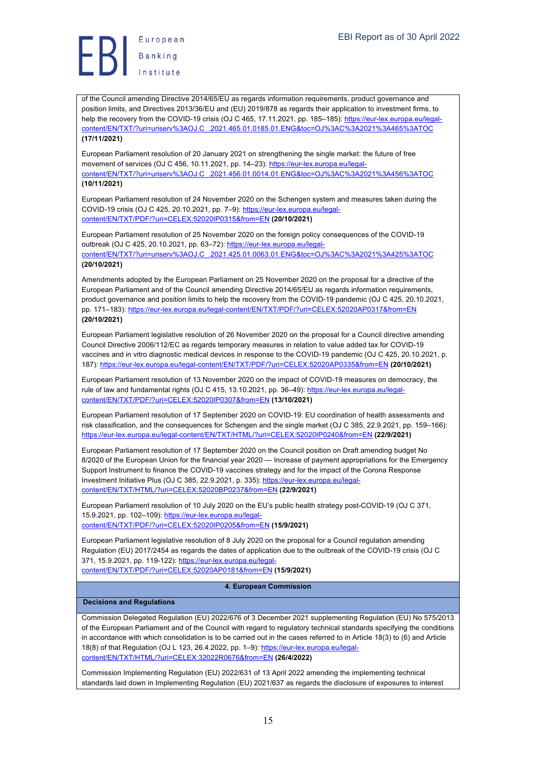of the Council amending Directive 2014/65/EU as regards information requirements, product governance and position limits, and Directives 2013/36/EU and (EU) 2019/878 as regards their application to investment firms, to help the recovery from the COVID-19 crisis (OJ C 465, 17.11.2021, pp. 185–185): https://eur-lex.europa.eu/legal-content/EN/TXT/?uri=uriserv%3AOJ.C_.2021.465.01.0185.01.ENG&toc=OJ%3AC%3A2021%3A465%3ATOC **(17/11/2021)**

European Parliament resolution of 20 January 2021 on strengthening the single market: the future of free movement of services (OJ C 456, 10.11.2021, pp. 14–23): https://eur-lex.europa.eu/legal-content/EN/TXT/?uri=uriserv%3AOJ.C_.2021.456.01.0014.01.ENG&toc=OJ%3AC%3A2021%3A456%3ATOC **(10/11/2021)**

European Parliament resolution of 24 November 2020 on the Schengen system and measures taken during the COVID-19 crisis (OJ C 425, 20.10.2021, pp. 7–9): https://eur-lex.europa.eu/legal-content/EN/TXT/PDF/?uri=CELEX:52020IP0315&from=EN **(20/10/2021)**

European Parliament resolution of 25 November 2020 on the foreign policy consequences of the COVID-19 outbreak (OJ C 425, 20.10.2021, pp. 63–72): https://eur-lex.europa.eu/legal-content/EN/TXT/?uri=uriserv%3AOJ.C_.2021.425.01.0063.01.ENG&toc=OJ%3AC%3A2021%3A425%3ATOC **(20/10/2021)**

Amendments adopted by the European Parliament on 25 November 2020 on the proposal for a directive of the European Parliament and of the Council amending Directive 2014/65/EU as regards information requirements, product governance and position limits to help the recovery from the COVID-19 pandemic (OJ C 425, 20.10.2021, pp. 171–183): https://eur-lex.europa.eu/legal-content/EN/TXT/PDF/?uri=CELEX:52020AP0317&from=EN **(20/10/2021)**

European Parliament legislative resolution of 26 November 2020 on the proposal for a Council directive amending Council Directive 2006/112/EC as regards temporary measures in relation to value added tax for COVID-19 vaccines and in vitro diagnostic medical devices in response to the COVID-19 pandemic (OJ C 425, 20.10.2021, p. 187): https://eur-lex.europa.eu/legal-content/EN/TXT/PDF/?uri=CELEX:52020AP0335&from=EN **(20/10/2021)**

European Parliament resolution of 13 November 2020 on the impact of COVID-19 measures on democracy, the rule of law and fundamental rights (OJ C 415, 13.10.2021, pp. 36–49): https://eur-lex.europa.eu/legal-content/EN/TXT/PDF/?uri=CELEX:52020IP0307&from=EN **(13/10/2021)**

European Parliament resolution of 17 September 2020 on COVID-19: EU coordination of health assessments and risk classification, and the consequences for Schengen and the single market (OJ C 385, 22.9.2021, pp. 159–166): https://eur-lex.europa.eu/legal-content/EN/TXT/HTML/?uri=CELEX:52020IP0240&from=EN **(22/9/2021)**

European Parliament resolution of 17 September 2020 on the Council position on Draft amending budget No 8/2020 of the European Union for the financial year 2020 — Increase of payment appropriations for the Emergency Support Instrument to finance the COVID-19 vaccines strategy and for the impact of the Corona Response Investment Initiative Plus (OJ C 385, 22.9.2021, p. 335): https://eur-lex.europa.eu/legal-content/EN/TXT/HTML/?uri=CELEX:52020BP0237&from=EN **(22/9/2021)**

European Parliament resolution of 10 July 2020 on the EU's public health strategy post-COVID-19 (OJ C 371, 15.9.2021, pp. 102–109): https://eur-lex.europa.eu/legal-content/EN/TXT/PDF/?uri=CELEX:52020IP0205&from=EN **(15/9/2021)**

European Parliament legislative resolution of 8 July 2020 on the proposal for a Council regulation amending Regulation (EU) 2017/2454 as regards the dates of application due to the outbreak of the COVID-19 crisis (OJ C 371, 15.9.2021, pp. 119-122): https://eur-lex.europa.eu/legal-content/EN/TXT/PDF/?uri=CELEX:52020AP0181&from=EN **(15/9/2021)**

## 4. European Commission

### Decisions and Regulations

Commission Delegated Regulation (EU) 2022/676 of 3 December 2021 supplementing Regulation (EU) No 575/2013 of the European Parliament and of the Council with regard to regulatory technical standards specifying the conditions in accordance with which consolidation is to be carried out in the cases referred to in Article 18(3) to (6) and Article 18(8) of that Regulation (OJ L 123, 26.4.2022, pp. 1–9): https://eur-lex.europa.eu/legal-content/EN/TXT/HTML/?uri=CELEX:32022R0676&from=EN **(26/4/2022)**

Commission Implementing Regulation (EU) 2022/631 of 13 April 2022 amending the implementing technical standards laid down in Implementing Regulation (EU) 2021/637 as regards the disclosure of exposures to interest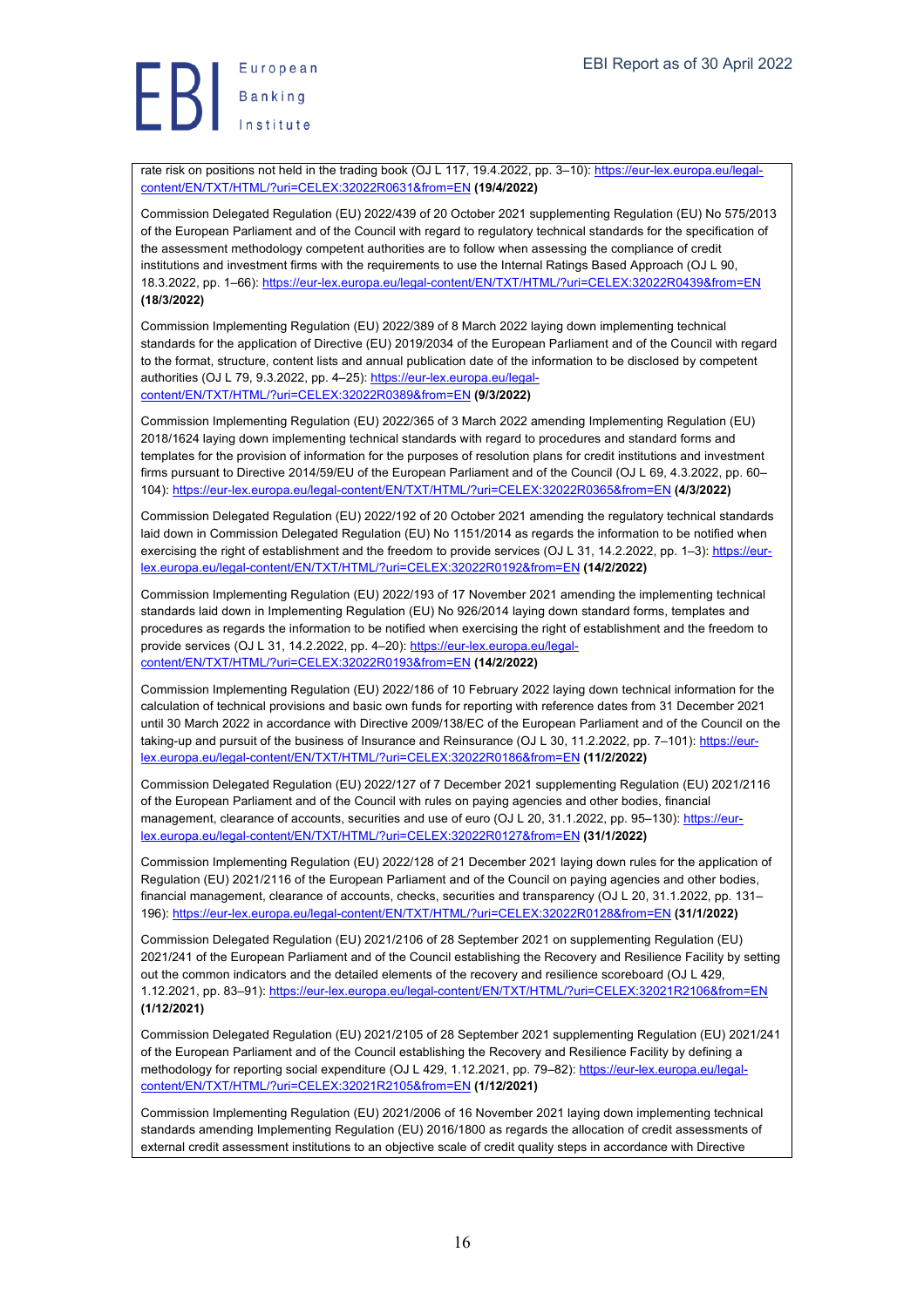rate risk on positions not held in the trading book (OJ L 117, 19.4.2022, pp. 3–10): https://eur-lex.europa.eu/legal-content/EN/TXT/HTML/?uri=CELEX:32022R0631&from=EN **(19/4/2022)**

Commission Delegated Regulation (EU) 2022/439 of 20 October 2021 supplementing Regulation (EU) No 575/2013 of the European Parliament and of the Council with regard to regulatory technical standards for the specification of the assessment methodology competent authorities are to follow when assessing the compliance of credit institutions and investment firms with the requirements to use the Internal Ratings Based Approach (OJ L 90, 18.3.2022, pp. 1–66): https://eur-lex.europa.eu/legal-content/EN/TXT/HTML/?uri=CELEX:32022R0439&from=EN **(18/3/2022)**

Commission Implementing Regulation (EU) 2022/389 of 8 March 2022 laying down implementing technical standards for the application of Directive (EU) 2019/2034 of the European Parliament and of the Council with regard to the format, structure, content lists and annual publication date of the information to be disclosed by competent authorities (OJ L 79, 9.3.2022, pp. 4–25): https://eur-lex.europa.eu/legal-content/EN/TXT/HTML/?uri=CELEX:32022R0389&from=EN **(9/3/2022)**

Commission Implementing Regulation (EU) 2022/365 of 3 March 2022 amending Implementing Regulation (EU) 2018/1624 laying down implementing technical standards with regard to procedures and standard forms and templates for the provision of information for the purposes of resolution plans for credit institutions and investment firms pursuant to Directive 2014/59/EU of the European Parliament and of the Council (OJ L 69, 4.3.2022, pp. 60–104): https://eur-lex.europa.eu/legal-content/EN/TXT/HTML/?uri=CELEX:32022R0365&from=EN **(4/3/2022)**

Commission Delegated Regulation (EU) 2022/192 of 20 October 2021 amending the regulatory technical standards laid down in Commission Delegated Regulation (EU) No 1151/2014 as regards the information to be notified when exercising the right of establishment and the freedom to provide services (OJ L 31, 14.2.2022, pp. 1–3): https://eur-lex.europa.eu/legal-content/EN/TXT/HTML/?uri=CELEX:32022R0192&from=EN **(14/2/2022)**

Commission Implementing Regulation (EU) 2022/193 of 17 November 2021 amending the implementing technical standards laid down in Implementing Regulation (EU) No 926/2014 laying down standard forms, templates and procedures as regards the information to be notified when exercising the right of establishment and the freedom to provide services (OJ L 31, 14.2.2022, pp. 4–20): https://eur-lex.europa.eu/legal-content/EN/TXT/HTML/?uri=CELEX:32022R0193&from=EN **(14/2/2022)**

Commission Implementing Regulation (EU) 2022/186 of 10 February 2022 laying down technical information for the calculation of technical provisions and basic own funds for reporting with reference dates from 31 December 2021 until 30 March 2022 in accordance with Directive 2009/138/EC of the European Parliament and of the Council on the taking-up and pursuit of the business of Insurance and Reinsurance (OJ L 30, 11.2.2022, pp. 7–101): https://eur-lex.europa.eu/legal-content/EN/TXT/HTML/?uri=CELEX:32022R0186&from=EN **(11/2/2022)**

Commission Delegated Regulation (EU) 2022/127 of 7 December 2021 supplementing Regulation (EU) 2021/2116 of the European Parliament and of the Council with rules on paying agencies and other bodies, financial management, clearance of accounts, securities and use of euro (OJ L 20, 31.1.2022, pp. 95–130): https://eur-lex.europa.eu/legal-content/EN/TXT/HTML/?uri=CELEX:32022R0127&from=EN **(31/1/2022)**

Commission Implementing Regulation (EU) 2022/128 of 21 December 2021 laying down rules for the application of Regulation (EU) 2021/2116 of the European Parliament and of the Council on paying agencies and other bodies, financial management, clearance of accounts, checks, securities and transparency (OJ L 20, 31.1.2022, pp. 131–196): https://eur-lex.europa.eu/legal-content/EN/TXT/HTML/?uri=CELEX:32022R0128&from=EN **(31/1/2022)**

Commission Delegated Regulation (EU) 2021/2106 of 28 September 2021 on supplementing Regulation (EU) 2021/241 of the European Parliament and of the Council establishing the Recovery and Resilience Facility by setting out the common indicators and the detailed elements of the recovery and resilience scoreboard (OJ L 429, 1.12.2021, pp. 83–91): https://eur-lex.europa.eu/legal-content/EN/TXT/HTML/?uri=CELEX:32021R2106&from=EN **(1/12/2021)**

Commission Delegated Regulation (EU) 2021/2105 of 28 September 2021 supplementing Regulation (EU) 2021/241 of the European Parliament and of the Council establishing the Recovery and Resilience Facility by defining a methodology for reporting social expenditure (OJ L 429, 1.12.2021, pp. 79–82): https://eur-lex.europa.eu/legal-content/EN/TXT/HTML/?uri=CELEX:32021R2105&from=EN **(1/12/2021)**

Commission Implementing Regulation (EU) 2021/2006 of 16 November 2021 laying down implementing technical standards amending Implementing Regulation (EU) 2016/1800 as regards the allocation of credit assessments of external credit assessment institutions to an objective scale of credit quality steps in accordance with Directive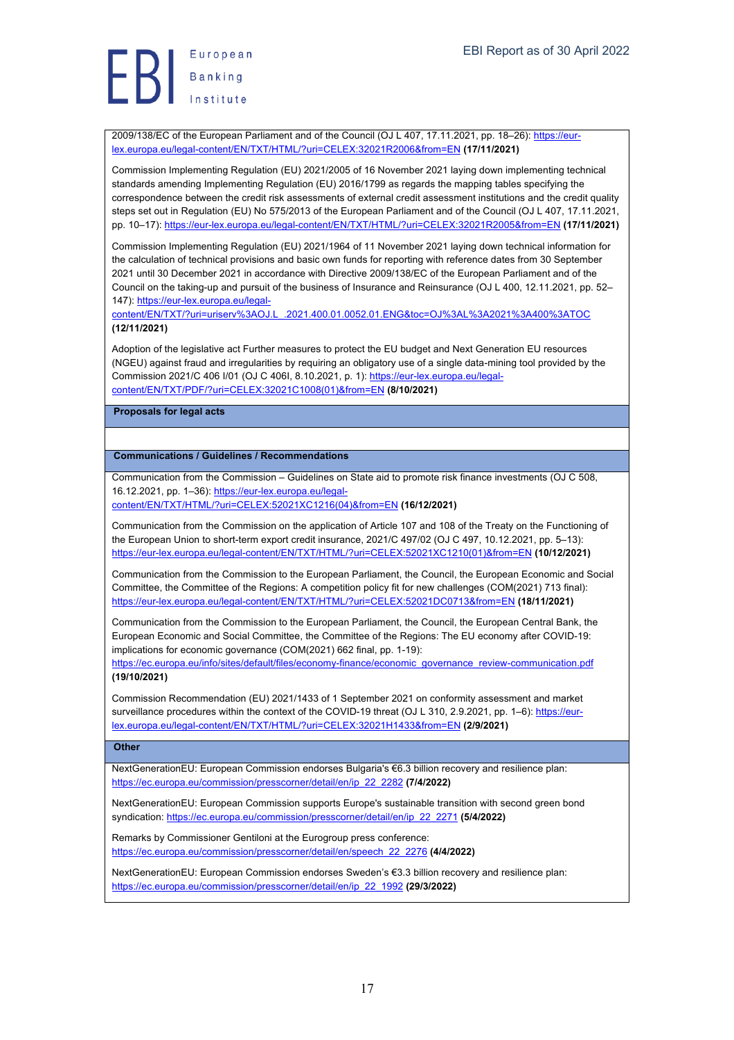2009/138/EC of the European Parliament and of the Council (OJ L 407, 17.11.2021, pp. 18–26): https://eur-lex.europa.eu/legal-content/EN/TXT/HTML/?uri=CELEX:32021R2006&from=EN **(17/11/2021)**

Commission Implementing Regulation (EU) 2021/2005 of 16 November 2021 laying down implementing technical standards amending Implementing Regulation (EU) 2016/1799 as regards the mapping tables specifying the correspondence between the credit risk assessments of external credit assessment institutions and the credit quality steps set out in Regulation (EU) No 575/2013 of the European Parliament and of the Council (OJ L 407, 17.11.2021, pp. 10–17): https://eur-lex.europa.eu/legal-content/EN/TXT/HTML/?uri=CELEX:32021R2005&from=EN **(17/11/2021)**

Commission Implementing Regulation (EU) 2021/1964 of 11 November 2021 laying down technical information for the calculation of technical provisions and basic own funds for reporting with reference dates from 30 September 2021 until 30 December 2021 in accordance with Directive 2009/138/EC of the European Parliament and of the Council on the taking-up and pursuit of the business of Insurance and Reinsurance (OJ L 400, 12.11.2021, pp. 52–147): https://eur-lex.europa.eu/legal-content/EN/TXT/?uri=uriserv%3AOJ.L_.2021.400.01.0052.01.ENG&toc=OJ%3AL%3A2021%3A400%3ATOC **(12/11/2021)**

Adoption of the legislative act Further measures to protect the EU budget and Next Generation EU resources (NGEU) against fraud and irregularities by requiring an obligatory use of a single data-mining tool provided by the Commission 2021/C 406 I/01 (OJ C 406I, 8.10.2021, p. 1): https://eur-lex.europa.eu/legal-content/EN/TXT/PDF/?uri=CELEX:32021C1008(01)&from=EN **(8/10/2021)**

**Proposals for legal acts**

**Communications / Guidelines / Recommendations**

Communication from the Commission – Guidelines on State aid to promote risk finance investments (OJ C 508, 16.12.2021, pp. 1–36): https://eur-lex.europa.eu/legal-content/EN/TXT/HTML/?uri=CELEX:52021XC1216(04)&from=EN **(16/12/2021)**

Communication from the Commission on the application of Article 107 and 108 of the Treaty on the Functioning of the European Union to short-term export credit insurance, 2021/C 497/02 (OJ C 497, 10.12.2021, pp. 5–13): https://eur-lex.europa.eu/legal-content/EN/TXT/HTML/?uri=CELEX:52021XC1210(01)&from=EN **(10/12/2021)**

Communication from the Commission to the European Parliament, the Council, the European Economic and Social Committee, the Committee of the Regions: A competition policy fit for new challenges (COM(2021) 713 final): https://eur-lex.europa.eu/legal-content/EN/TXT/HTML/?uri=CELEX:52021DC0713&from=EN **(18/11/2021)**

Communication from the Commission to the European Parliament, the Council, the European Central Bank, the European Economic and Social Committee, the Committee of the Regions: The EU economy after COVID-19: implications for economic governance (COM(2021) 662 final, pp. 1-19): https://ec.europa.eu/info/sites/default/files/economy-finance/economic_governance_review-communication.pdf **(19/10/2021)**

Commission Recommendation (EU) 2021/1433 of 1 September 2021 on conformity assessment and market surveillance procedures within the context of the COVID-19 threat (OJ L 310, 2.9.2021, pp. 1–6): https://eur-lex.europa.eu/legal-content/EN/TXT/HTML/?uri=CELEX:32021H1433&from=EN **(2/9/2021)**

**Other**

NextGenerationEU: European Commission endorses Bulgaria's €6.3 billion recovery and resilience plan: https://ec.europa.eu/commission/presscorner/detail/en/ip_22_2282 **(7/4/2022)**

NextGenerationEU: European Commission supports Europe's sustainable transition with second green bond syndication: https://ec.europa.eu/commission/presscorner/detail/en/ip_22_2271 **(5/4/2022)**

Remarks by Commissioner Gentiloni at the Eurogroup press conference: https://ec.europa.eu/commission/presscorner/detail/en/speech_22_2276 **(4/4/2022)**

NextGenerationEU: European Commission endorses Sweden's €3.3 billion recovery and resilience plan: https://ec.europa.eu/commission/presscorner/detail/en/ip_22_1992 **(29/3/2022)**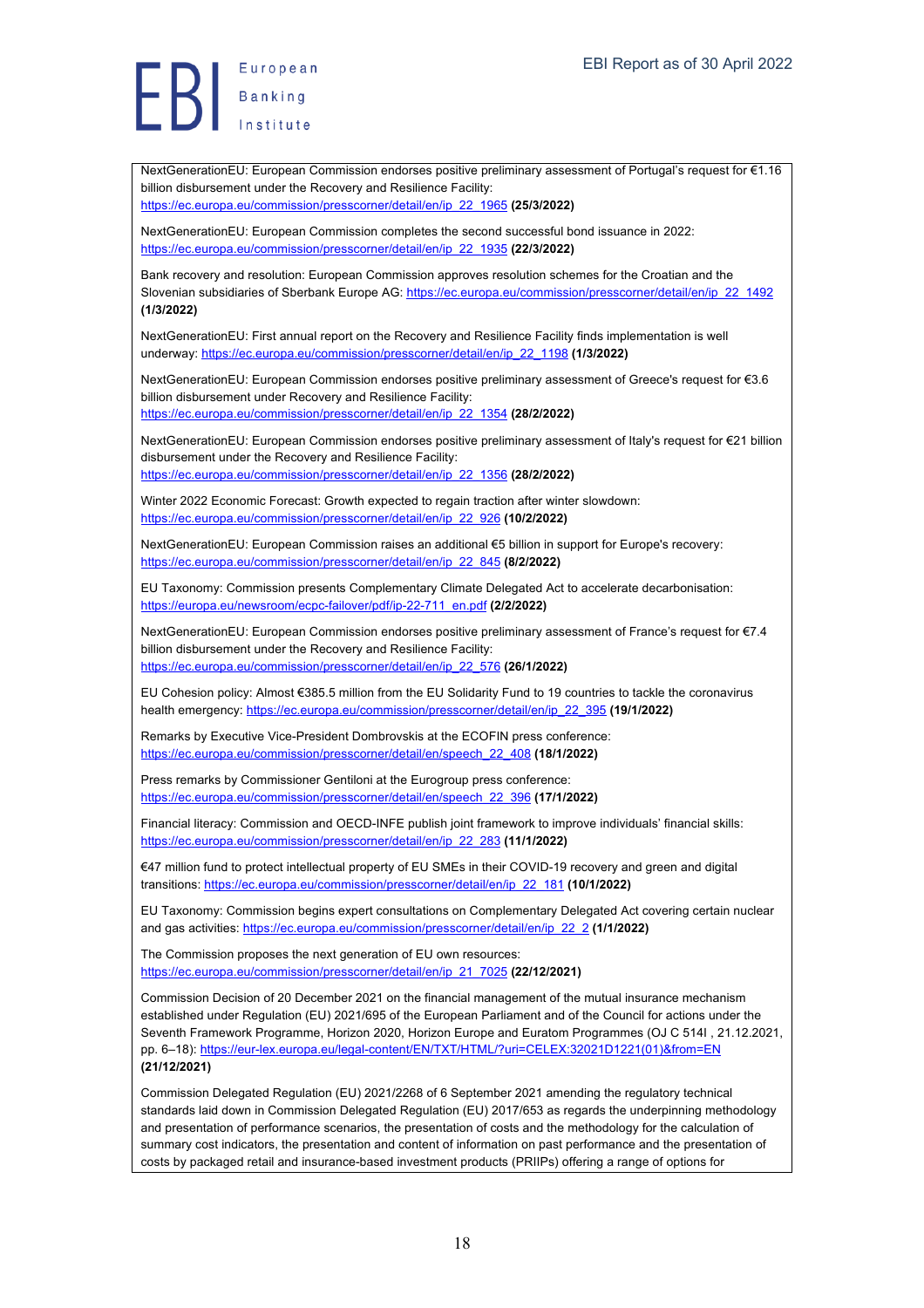NextGenerationEU: European Commission endorses positive preliminary assessment of Portugal's request for €1.16 billion disbursement under the Recovery and Resilience Facility: https://ec.europa.eu/commission/presscorner/detail/en/ip_22_1965 **(25/3/2022)**

NextGenerationEU: European Commission completes the second successful bond issuance in 2022: https://ec.europa.eu/commission/presscorner/detail/en/ip_22_1935 **(22/3/2022)**

Bank recovery and resolution: European Commission approves resolution schemes for the Croatian and the Slovenian subsidiaries of Sberbank Europe AG: https://ec.europa.eu/commission/presscorner/detail/en/ip_22_1492 **(1/3/2022)**

NextGenerationEU: First annual report on the Recovery and Resilience Facility finds implementation is well underway: https://ec.europa.eu/commission/presscorner/detail/en/ip_22_1198 **(1/3/2022)**

NextGenerationEU: European Commission endorses positive preliminary assessment of Greece's request for €3.6 billion disbursement under Recovery and Resilience Facility: https://ec.europa.eu/commission/presscorner/detail/en/ip_22_1354 **(28/2/2022)**

NextGenerationEU: European Commission endorses positive preliminary assessment of Italy's request for €21 billion disbursement under the Recovery and Resilience Facility: https://ec.europa.eu/commission/presscorner/detail/en/ip_22_1356 **(28/2/2022)**

Winter 2022 Economic Forecast: Growth expected to regain traction after winter slowdown: https://ec.europa.eu/commission/presscorner/detail/en/ip_22_926 **(10/2/2022)**

NextGenerationEU: European Commission raises an additional €5 billion in support for Europe's recovery: https://ec.europa.eu/commission/presscorner/detail/en/ip_22_845 **(8/2/2022)**

EU Taxonomy: Commission presents Complementary Climate Delegated Act to accelerate decarbonisation: https://europa.eu/newsroom/ecpc-failover/pdf/ip-22-711_en.pdf **(2/2/2022)**

NextGenerationEU: European Commission endorses positive preliminary assessment of France's request for €7.4 billion disbursement under the Recovery and Resilience Facility: https://ec.europa.eu/commission/presscorner/detail/en/ip_22_576 **(26/1/2022)**

EU Cohesion policy: Almost €385.5 million from the EU Solidarity Fund to 19 countries to tackle the coronavirus health emergency: https://ec.europa.eu/commission/presscorner/detail/en/ip_22_395 **(19/1/2022)**

Remarks by Executive Vice-President Dombrovskis at the ECOFIN press conference: https://ec.europa.eu/commission/presscorner/detail/en/speech_22_408 **(18/1/2022)**

Press remarks by Commissioner Gentiloni at the Eurogroup press conference: https://ec.europa.eu/commission/presscorner/detail/en/speech_22_396 **(17/1/2022)**

Financial literacy: Commission and OECD-INFE publish joint framework to improve individuals' financial skills: https://ec.europa.eu/commission/presscorner/detail/en/ip_22_283 **(11/1/2022)**

€47 million fund to protect intellectual property of EU SMEs in their COVID-19 recovery and green and digital transitions: https://ec.europa.eu/commission/presscorner/detail/en/ip_22_181 **(10/1/2022)**

EU Taxonomy: Commission begins expert consultations on Complementary Delegated Act covering certain nuclear and gas activities: https://ec.europa.eu/commission/presscorner/detail/en/ip_22_2 **(1/1/2022)**

The Commission proposes the next generation of EU own resources: https://ec.europa.eu/commission/presscorner/detail/en/ip_21_7025 **(22/12/2021)**

Commission Decision of 20 December 2021 on the financial management of the mutual insurance mechanism established under Regulation (EU) 2021/695 of the European Parliament and of the Council for actions under the Seventh Framework Programme, Horizon 2020, Horizon Europe and Euratom Programmes (OJ C 514I , 21.12.2021, pp. 6–18): https://eur-lex.europa.eu/legal-content/EN/TXT/HTML/?uri=CELEX:32021D1221(01)&from=EN **(21/12/2021)**

Commission Delegated Regulation (EU) 2021/2268 of 6 September 2021 amending the regulatory technical standards laid down in Commission Delegated Regulation (EU) 2017/653 as regards the underpinning methodology and presentation of performance scenarios, the presentation of costs and the methodology for the calculation of summary cost indicators, the presentation and content of information on past performance and the presentation of costs by packaged retail and insurance-based investment products (PRIIPs) offering a range of options for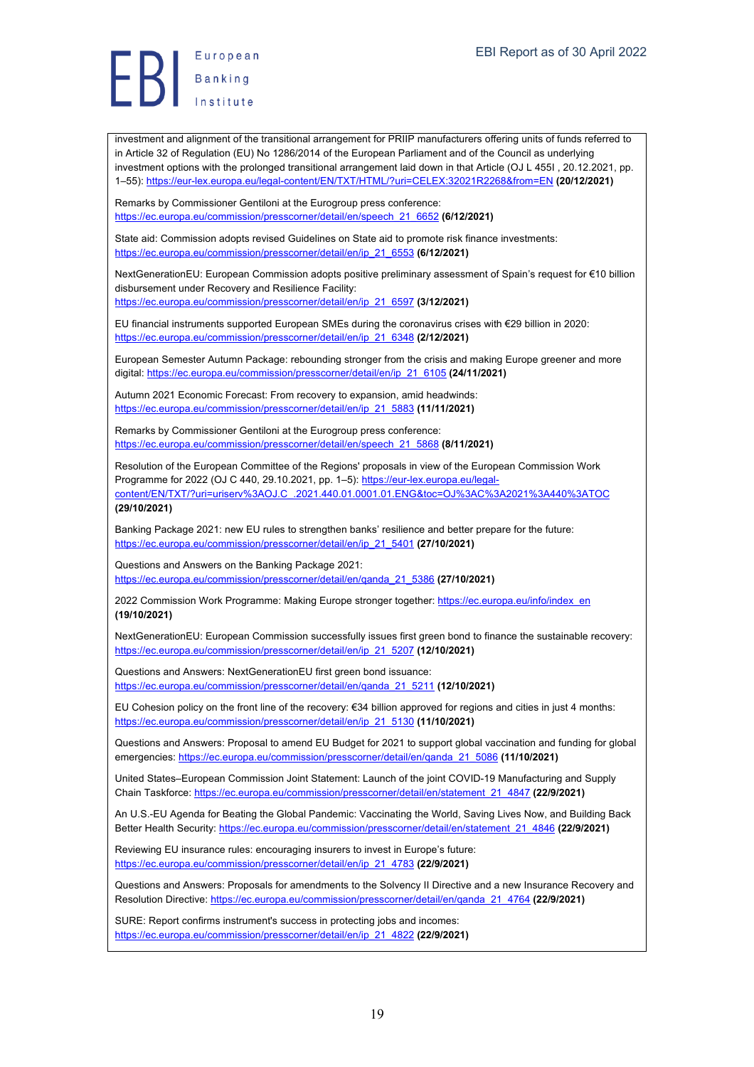investment and alignment of the transitional arrangement for PRIIP manufacturers offering units of funds referred to in Article 32 of Regulation (EU) No 1286/2014 of the European Parliament and of the Council as underlying investment options with the prolonged transitional arrangement laid down in that Article (OJ L 455I , 20.12.2021, pp. 1–55): https://eur-lex.europa.eu/legal-content/EN/TXT/HTML/?uri=CELEX:32021R2268&from=EN **(20/12/2021)**

Remarks by Commissioner Gentiloni at the Eurogroup press conference: https://ec.europa.eu/commission/presscorner/detail/en/speech_21_6652 **(6/12/2021)**

State aid: Commission adopts revised Guidelines on State aid to promote risk finance investments: https://ec.europa.eu/commission/presscorner/detail/en/ip_21_6553 **(6/12/2021)**

NextGenerationEU: European Commission adopts positive preliminary assessment of Spain's request for €10 billion disbursement under Recovery and Resilience Facility: https://ec.europa.eu/commission/presscorner/detail/en/ip_21_6597 **(3/12/2021)**

EU financial instruments supported European SMEs during the coronavirus crises with €29 billion in 2020: https://ec.europa.eu/commission/presscorner/detail/en/ip_21_6348 **(2/12/2021)**

European Semester Autumn Package: rebounding stronger from the crisis and making Europe greener and more digital: https://ec.europa.eu/commission/presscorner/detail/en/ip_21_6105 **(24/11/2021)**

Autumn 2021 Economic Forecast: From recovery to expansion, amid headwinds: https://ec.europa.eu/commission/presscorner/detail/en/ip_21_5883 **(11/11/2021)**

Remarks by Commissioner Gentiloni at the Eurogroup press conference: https://ec.europa.eu/commission/presscorner/detail/en/speech_21_5868 **(8/11/2021)**

Resolution of the European Committee of the Regions' proposals in view of the European Commission Work Programme for 2022 (OJ C 440, 29.10.2021, pp. 1–5): https://eur-lex.europa.eu/legal-content/EN/TXT/?uri=uriserv%3AOJ.C_.2021.440.01.0001.01.ENG&toc=OJ%3AC%3A2021%3A440%3ATOC **(29/10/2021)**

Banking Package 2021: new EU rules to strengthen banks' resilience and better prepare for the future: https://ec.europa.eu/commission/presscorner/detail/en/ip_21_5401 **(27/10/2021)**

Questions and Answers on the Banking Package 2021: https://ec.europa.eu/commission/presscorner/detail/en/qanda_21_5386 **(27/10/2021)**

2022 Commission Work Programme: Making Europe stronger together: https://ec.europa.eu/info/index_en **(19/10/2021)**

NextGenerationEU: European Commission successfully issues first green bond to finance the sustainable recovery: https://ec.europa.eu/commission/presscorner/detail/en/ip_21_5207 **(12/10/2021)**

Questions and Answers: NextGenerationEU first green bond issuance: https://ec.europa.eu/commission/presscorner/detail/en/qanda_21_5211 **(12/10/2021)**

EU Cohesion policy on the front line of the recovery: €34 billion approved for regions and cities in just 4 months: https://ec.europa.eu/commission/presscorner/detail/en/ip_21_5130 **(11/10/2021)**

Questions and Answers: Proposal to amend EU Budget for 2021 to support global vaccination and funding for global emergencies: https://ec.europa.eu/commission/presscorner/detail/en/qanda_21_5086 **(11/10/2021)**

United States–European Commission Joint Statement: Launch of the joint COVID-19 Manufacturing and Supply Chain Taskforce: https://ec.europa.eu/commission/presscorner/detail/en/statement_21_4847 **(22/9/2021)**

An U.S.-EU Agenda for Beating the Global Pandemic: Vaccinating the World, Saving Lives Now, and Building Back Better Health Security: https://ec.europa.eu/commission/presscorner/detail/en/statement_21_4846 **(22/9/2021)**

Reviewing EU insurance rules: encouraging insurers to invest in Europe's future: https://ec.europa.eu/commission/presscorner/detail/en/ip_21_4783 **(22/9/2021)**

Questions and Answers: Proposals for amendments to the Solvency II Directive and a new Insurance Recovery and Resolution Directive: https://ec.europa.eu/commission/presscorner/detail/en/qanda_21_4764 **(22/9/2021)**

SURE: Report confirms instrument's success in protecting jobs and incomes: https://ec.europa.eu/commission/presscorner/detail/en/ip_21_4822 **(22/9/2021)**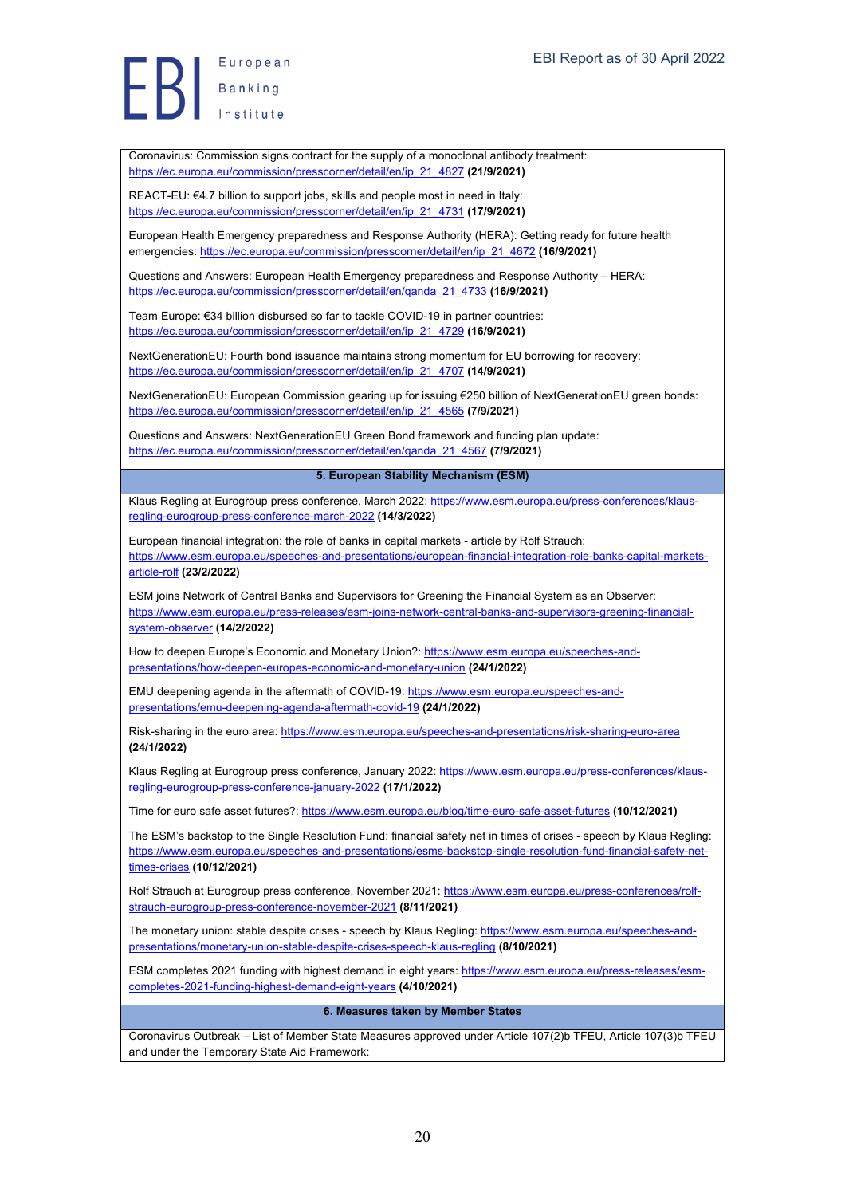Coronavirus: Commission signs contract for the supply of a monoclonal antibody treatment: https://ec.europa.eu/commission/presscorner/detail/en/ip_21_4827 **(21/9/2021)**

REACT-EU: €4.7 billion to support jobs, skills and people most in need in Italy: https://ec.europa.eu/commission/presscorner/detail/en/ip_21_4731 **(17/9/2021)**

European Health Emergency preparedness and Response Authority (HERA): Getting ready for future health emergencies: https://ec.europa.eu/commission/presscorner/detail/en/ip_21_4672 **(16/9/2021)**

Questions and Answers: European Health Emergency preparedness and Response Authority – HERA: https://ec.europa.eu/commission/presscorner/detail/en/qanda_21_4733 **(16/9/2021)**

Team Europe: €34 billion disbursed so far to tackle COVID-19 in partner countries: https://ec.europa.eu/commission/presscorner/detail/en/ip_21_4729 **(16/9/2021)**

NextGenerationEU: Fourth bond issuance maintains strong momentum for EU borrowing for recovery: https://ec.europa.eu/commission/presscorner/detail/en/ip_21_4707 **(14/9/2021)**

NextGenerationEU: European Commission gearing up for issuing €250 billion of NextGenerationEU green bonds: https://ec.europa.eu/commission/presscorner/detail/en/ip_21_4565 **(7/9/2021)**

Questions and Answers: NextGenerationEU Green Bond framework and funding plan update: https://ec.europa.eu/commission/presscorner/detail/en/qanda_21_4567 **(7/9/2021)**

## 5. European Stability Mechanism (ESM)

Klaus Regling at Eurogroup press conference, March 2022: https://www.esm.europa.eu/press-conferences/klaus-regling-eurogroup-press-conference-march-2022 **(14/3/2022)**

European financial integration: the role of banks in capital markets - article by Rolf Strauch: https://www.esm.europa.eu/speeches-and-presentations/european-financial-integration-role-banks-capital-markets-article-rolf **(23/2/2022)**

ESM joins Network of Central Banks and Supervisors for Greening the Financial System as an Observer: https://www.esm.europa.eu/press-releases/esm-joins-network-central-banks-and-supervisors-greening-financial-system-observer **(14/2/2022)**

How to deepen Europe's Economic and Monetary Union?: https://www.esm.europa.eu/speeches-and-presentations/how-deepen-europes-economic-and-monetary-union **(24/1/2022)**

EMU deepening agenda in the aftermath of COVID-19: https://www.esm.europa.eu/speeches-and-presentations/emu-deepening-agenda-aftermath-covid-19 **(24/1/2022)**

Risk-sharing in the euro area: https://www.esm.europa.eu/speeches-and-presentations/risk-sharing-euro-area **(24/1/2022)**

Klaus Regling at Eurogroup press conference, January 2022: https://www.esm.europa.eu/press-conferences/klaus-regling-eurogroup-press-conference-january-2022 **(17/1/2022)**

Time for euro safe asset futures?: https://www.esm.europa.eu/blog/time-euro-safe-asset-futures **(10/12/2021)**

The ESM's backstop to the Single Resolution Fund: financial safety net in times of crises - speech by Klaus Regling: https://www.esm.europa.eu/speeches-and-presentations/esms-backstop-single-resolution-fund-financial-safety-net-times-crises **(10/12/2021)**

Rolf Strauch at Eurogroup press conference, November 2021: https://www.esm.europa.eu/press-conferences/rolf-strauch-eurogroup-press-conference-november-2021 **(8/11/2021)**

The monetary union: stable despite crises - speech by Klaus Regling: https://www.esm.europa.eu/speeches-and-presentations/monetary-union-stable-despite-crises-speech-klaus-regling **(8/10/2021)**

ESM completes 2021 funding with highest demand in eight years: https://www.esm.europa.eu/press-releases/esm-completes-2021-funding-highest-demand-eight-years **(4/10/2021)**

## 6. Measures taken by Member States

Coronavirus Outbreak – List of Member State Measures approved under Article 107(2)b TFEU, Article 107(3)b TFEU and under the Temporary State Aid Framework: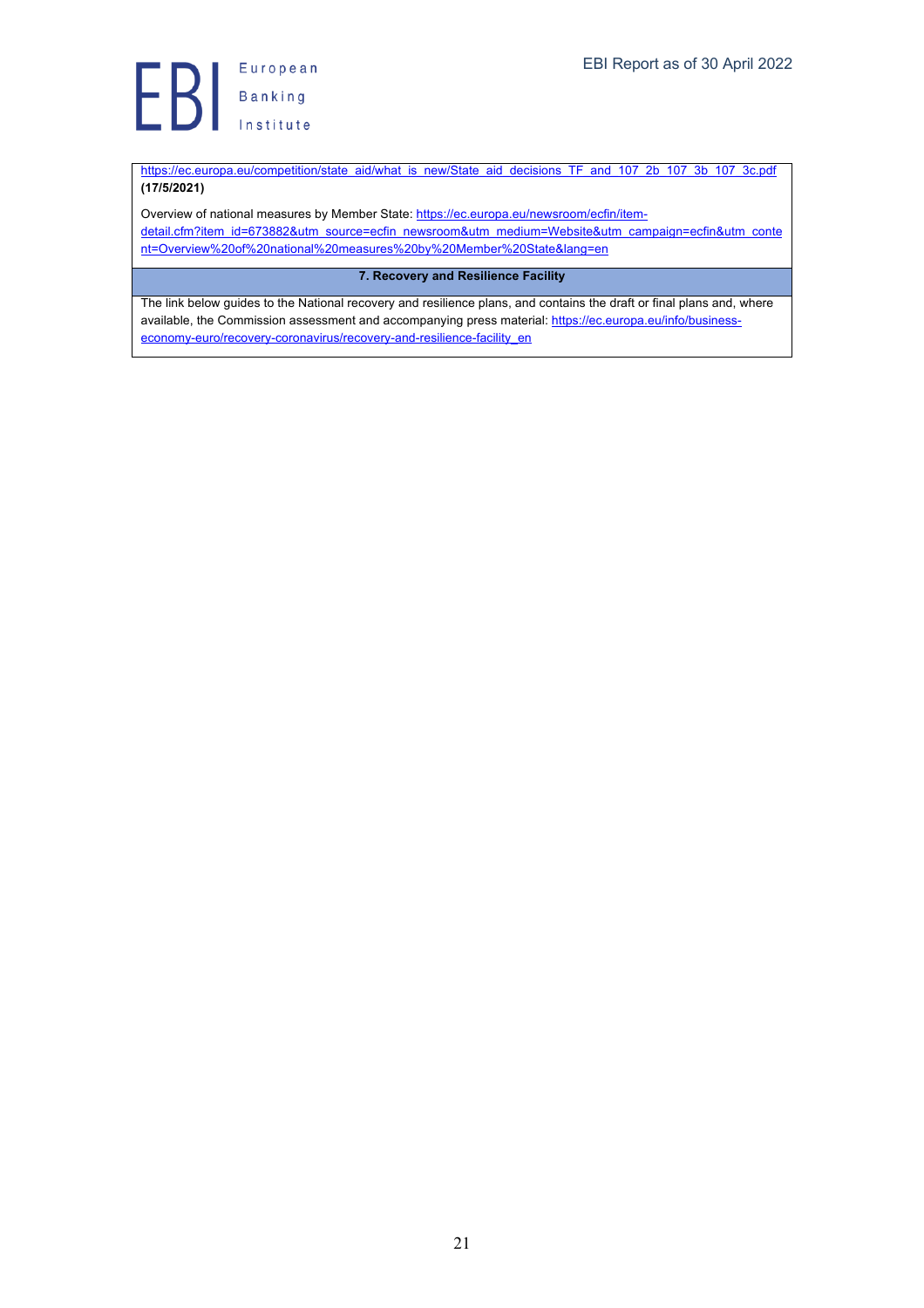https://ec.europa.eu/competition/state_aid/what_is_new/State_aid_decisions_TF_and_107_2b_107_3b_107_3c.pdf **(17/5/2021)**

Overview of national measures by Member State: https://ec.europa.eu/newsroom/ecfin/item-detail.cfm?item_id=673882&utm_source=ecfin_newsroom&utm_medium=Website&utm_campaign=ecfin&utm_content=Overview%20of%20national%20measures%20by%20Member%20State&lang=en

| 7. Recovery and Resilience Facility |
| --- |
| The link below guides to the National recovery and resilience plans, and contains the draft or final plans and, where available, the Commission assessment and accompanying press material: https://ec.europa.eu/info/business-economy-euro/recovery-coronavirus/recovery-and-resilience-facility_en |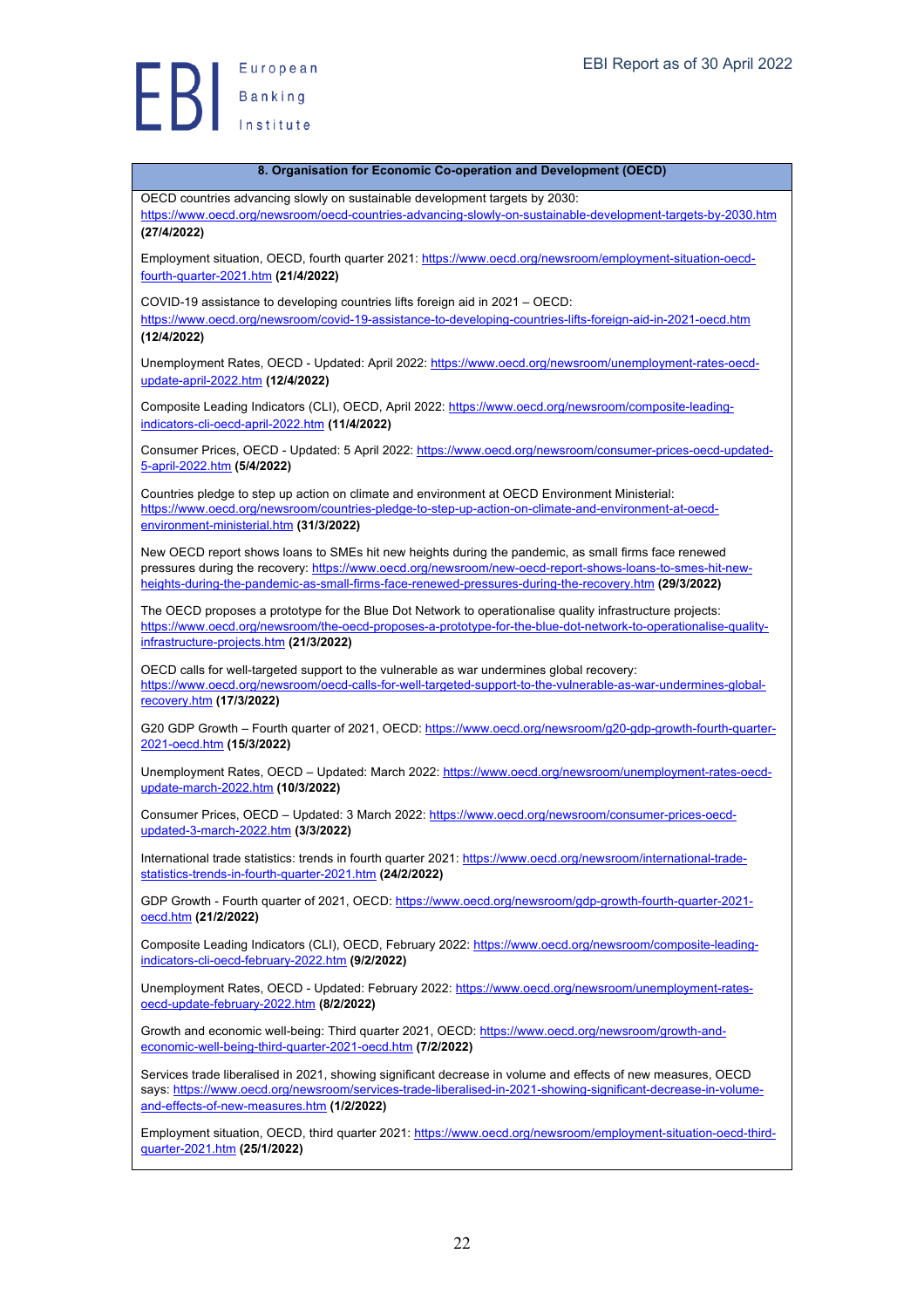## 8. Organisation for Economic Co-operation and Development (OECD)

OECD countries advancing slowly on sustainable development targets by 2030: https://www.oecd.org/newsroom/oecd-countries-advancing-slowly-on-sustainable-development-targets-by-2030.htm **(27/4/2022)**

Employment situation, OECD, fourth quarter 2021: https://www.oecd.org/newsroom/employment-situation-oecd-fourth-quarter-2021.htm **(21/4/2022)**

COVID-19 assistance to developing countries lifts foreign aid in 2021 – OECD: https://www.oecd.org/newsroom/covid-19-assistance-to-developing-countries-lifts-foreign-aid-in-2021-oecd.htm **(12/4/2022)**

Unemployment Rates, OECD - Updated: April 2022: https://www.oecd.org/newsroom/unemployment-rates-oecd-update-april-2022.htm **(12/4/2022)**

Composite Leading Indicators (CLI), OECD, April 2022: https://www.oecd.org/newsroom/composite-leading-indicators-cli-oecd-april-2022.htm **(11/4/2022)**

Consumer Prices, OECD - Updated: 5 April 2022: https://www.oecd.org/newsroom/consumer-prices-oecd-updated-5-april-2022.htm **(5/4/2022)**

Countries pledge to step up action on climate and environment at OECD Environment Ministerial: https://www.oecd.org/newsroom/countries-pledge-to-step-up-action-on-climate-and-environment-at-oecd-environment-ministerial.htm **(31/3/2022)**

New OECD report shows loans to SMEs hit new heights during the pandemic, as small firms face renewed pressures during the recovery: https://www.oecd.org/newsroom/new-oecd-report-shows-loans-to-smes-hit-new-heights-during-the-pandemic-as-small-firms-face-renewed-pressures-during-the-recovery.htm **(29/3/2022)**

The OECD proposes a prototype for the Blue Dot Network to operationalise quality infrastructure projects: https://www.oecd.org/newsroom/the-oecd-proposes-a-prototype-for-the-blue-dot-network-to-operationalise-quality-infrastructure-projects.htm **(21/3/2022)**

OECD calls for well-targeted support to the vulnerable as war undermines global recovery: https://www.oecd.org/newsroom/oecd-calls-for-well-targeted-support-to-the-vulnerable-as-war-undermines-global-recovery.htm **(17/3/2022)**

G20 GDP Growth – Fourth quarter of 2021, OECD: https://www.oecd.org/newsroom/g20-gdp-growth-fourth-quarter-2021-oecd.htm **(15/3/2022)**

Unemployment Rates, OECD – Updated: March 2022: https://www.oecd.org/newsroom/unemployment-rates-oecd-update-march-2022.htm **(10/3/2022)**

Consumer Prices, OECD – Updated: 3 March 2022: https://www.oecd.org/newsroom/consumer-prices-oecd-updated-3-march-2022.htm **(3/3/2022)**

International trade statistics: trends in fourth quarter 2021: https://www.oecd.org/newsroom/international-trade-statistics-trends-in-fourth-quarter-2021.htm **(24/2/2022)**

GDP Growth - Fourth quarter of 2021, OECD: https://www.oecd.org/newsroom/gdp-growth-fourth-quarter-2021-oecd.htm **(21/2/2022)**

Composite Leading Indicators (CLI), OECD, February 2022: https://www.oecd.org/newsroom/composite-leading-indicators-cli-oecd-february-2022.htm **(9/2/2022)**

Unemployment Rates, OECD - Updated: February 2022: https://www.oecd.org/newsroom/unemployment-rates-oecd-update-february-2022.htm **(8/2/2022)**

Growth and economic well-being: Third quarter 2021, OECD: https://www.oecd.org/newsroom/growth-and-economic-well-being-third-quarter-2021-oecd.htm **(7/2/2022)**

Services trade liberalised in 2021, showing significant decrease in volume and effects of new measures, OECD says: https://www.oecd.org/newsroom/services-trade-liberalised-in-2021-showing-significant-decrease-in-volume-and-effects-of-new-measures.htm **(1/2/2022)**

Employment situation, OECD, third quarter 2021: https://www.oecd.org/newsroom/employment-situation-oecd-third-quarter-2021.htm **(25/1/2022)**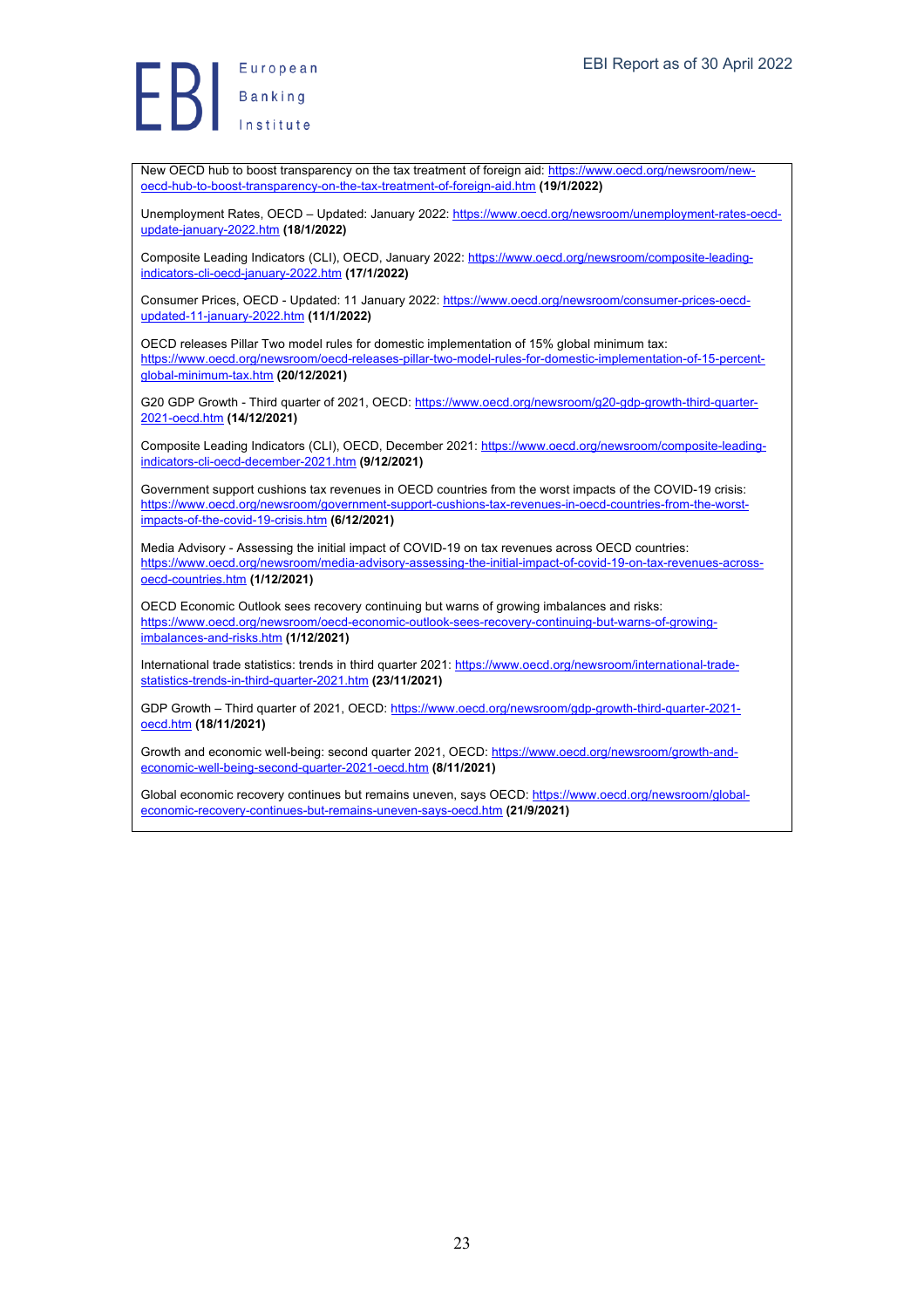New OECD hub to boost transparency on the tax treatment of foreign aid: https://www.oecd.org/newsroom/new-oecd-hub-to-boost-transparency-on-the-tax-treatment-of-foreign-aid.htm **(19/1/2022)**

Unemployment Rates, OECD – Updated: January 2022: https://www.oecd.org/newsroom/unemployment-rates-oecd-update-january-2022.htm **(18/1/2022)**

Composite Leading Indicators (CLI), OECD, January 2022: https://www.oecd.org/newsroom/composite-leading-indicators-cli-oecd-january-2022.htm **(17/1/2022)**

Consumer Prices, OECD - Updated: 11 January 2022: https://www.oecd.org/newsroom/consumer-prices-oecd-updated-11-january-2022.htm **(11/1/2022)**

OECD releases Pillar Two model rules for domestic implementation of 15% global minimum tax: https://www.oecd.org/newsroom/oecd-releases-pillar-two-model-rules-for-domestic-implementation-of-15-percent-global-minimum-tax.htm **(20/12/2021)**

G20 GDP Growth - Third quarter of 2021, OECD: https://www.oecd.org/newsroom/g20-gdp-growth-third-quarter-2021-oecd.htm **(14/12/2021)**

Composite Leading Indicators (CLI), OECD, December 2021: https://www.oecd.org/newsroom/composite-leading-indicators-cli-oecd-december-2021.htm **(9/12/2021)**

Government support cushions tax revenues in OECD countries from the worst impacts of the COVID-19 crisis: https://www.oecd.org/newsroom/government-support-cushions-tax-revenues-in-oecd-countries-from-the-worst-impacts-of-the-covid-19-crisis.htm **(6/12/2021)**

Media Advisory - Assessing the initial impact of COVID-19 on tax revenues across OECD countries: https://www.oecd.org/newsroom/media-advisory-assessing-the-initial-impact-of-covid-19-on-tax-revenues-across-oecd-countries.htm **(1/12/2021)**

OECD Economic Outlook sees recovery continuing but warns of growing imbalances and risks: https://www.oecd.org/newsroom/oecd-economic-outlook-sees-recovery-continuing-but-warns-of-growing-imbalances-and-risks.htm **(1/12/2021)**

International trade statistics: trends in third quarter 2021: https://www.oecd.org/newsroom/international-trade-statistics-trends-in-third-quarter-2021.htm **(23/11/2021)**

GDP Growth – Third quarter of 2021, OECD: https://www.oecd.org/newsroom/gdp-growth-third-quarter-2021-oecd.htm **(18/11/2021)**

Growth and economic well-being: second quarter 2021, OECD: https://www.oecd.org/newsroom/growth-and-economic-well-being-second-quarter-2021-oecd.htm **(8/11/2021)**

Global economic recovery continues but remains uneven, says OECD: https://www.oecd.org/newsroom/global-economic-recovery-continues-but-remains-uneven-says-oecd.htm **(21/9/2021)**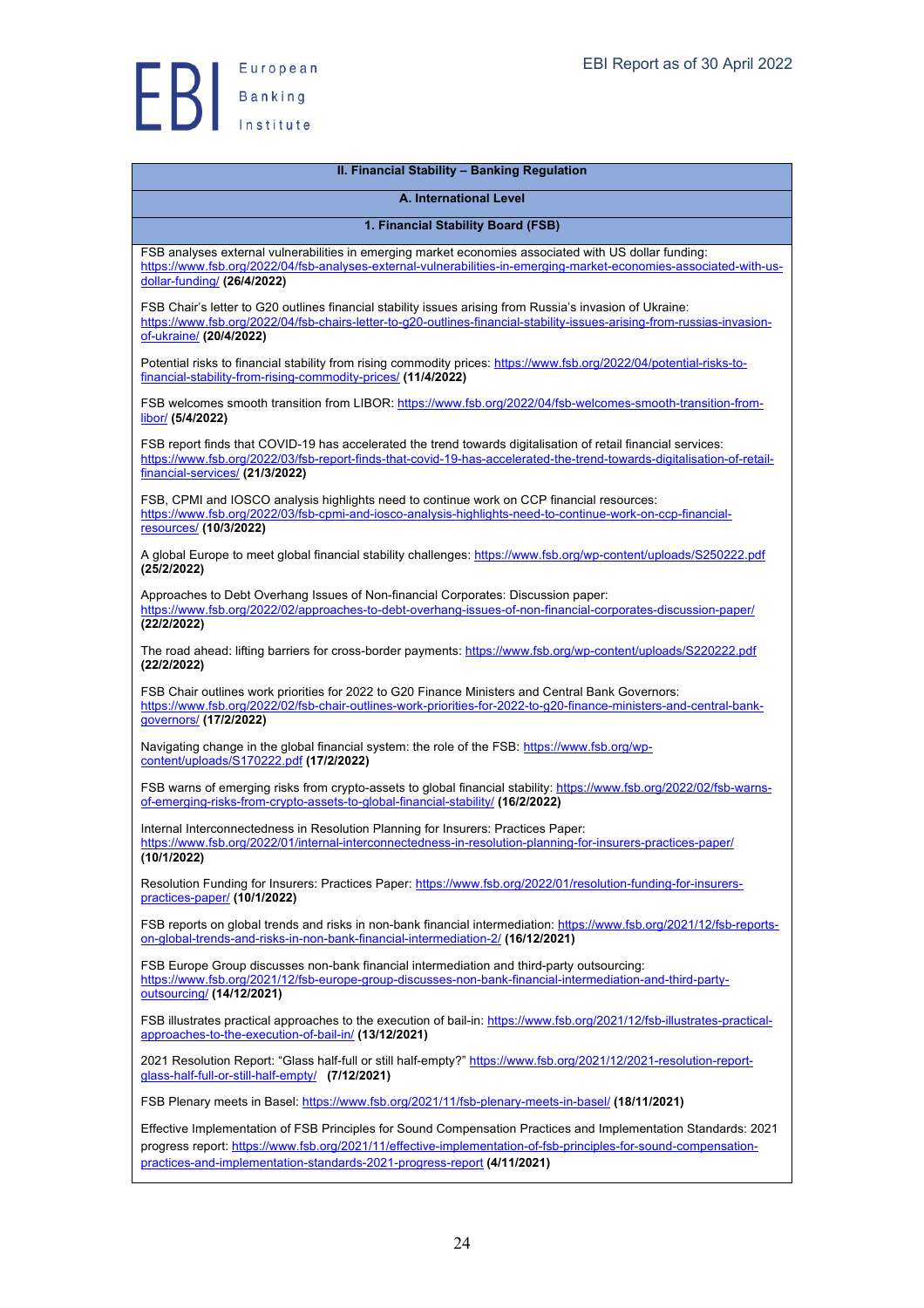## II. Financial Stability – Banking Regulation

### A. International Level

#### 1. Financial Stability Board (FSB)

FSB analyses external vulnerabilities in emerging market economies associated with US dollar funding: https://www.fsb.org/2022/04/fsb-analyses-external-vulnerabilities-in-emerging-market-economies-associated-with-us-dollar-funding/ **(26/4/2022)**

FSB Chair's letter to G20 outlines financial stability issues arising from Russia's invasion of Ukraine: https://www.fsb.org/2022/04/fsb-chairs-letter-to-g20-outlines-financial-stability-issues-arising-from-russias-invasion-of-ukraine/ **(20/4/2022)**

Potential risks to financial stability from rising commodity prices: https://www.fsb.org/2022/04/potential-risks-to-financial-stability-from-rising-commodity-prices/ **(11/4/2022)**

FSB welcomes smooth transition from LIBOR: https://www.fsb.org/2022/04/fsb-welcomes-smooth-transition-from-libor/ **(5/4/2022)**

FSB report finds that COVID-19 has accelerated the trend towards digitalisation of retail financial services: https://www.fsb.org/2022/03/fsb-report-finds-that-covid-19-has-accelerated-the-trend-towards-digitalisation-of-retail-financial-services/ **(21/3/2022)**

FSB, CPMI and IOSCO analysis highlights need to continue work on CCP financial resources: https://www.fsb.org/2022/03/fsb-cpmi-and-iosco-analysis-highlights-need-to-continue-work-on-ccp-financial-resources/ **(10/3/2022)**

A global Europe to meet global financial stability challenges: https://www.fsb.org/wp-content/uploads/S250222.pdf **(25/2/2022)**

Approaches to Debt Overhang Issues of Non-financial Corporates: Discussion paper: https://www.fsb.org/2022/02/approaches-to-debt-overhang-issues-of-non-financial-corporates-discussion-paper/ **(22/2/2022)**

The road ahead: lifting barriers for cross-border payments: https://www.fsb.org/wp-content/uploads/S220222.pdf **(22/2/2022)**

FSB Chair outlines work priorities for 2022 to G20 Finance Ministers and Central Bank Governors: https://www.fsb.org/2022/02/fsb-chair-outlines-work-priorities-for-2022-to-g20-finance-ministers-and-central-bank-governors/ **(17/2/2022)**

Navigating change in the global financial system: the role of the FSB: https://www.fsb.org/wp-content/uploads/S170222.pdf **(17/2/2022)**

FSB warns of emerging risks from crypto-assets to global financial stability: https://www.fsb.org/2022/02/fsb-warns-of-emerging-risks-from-crypto-assets-to-global-financial-stability/ **(16/2/2022)**

Internal Interconnectedness in Resolution Planning for Insurers: Practices Paper: https://www.fsb.org/2022/01/internal-interconnectedness-in-resolution-planning-for-insurers-practices-paper/ **(10/1/2022)**

Resolution Funding for Insurers: Practices Paper: https://www.fsb.org/2022/01/resolution-funding-for-insurers-practices-paper/ **(10/1/2022)**

FSB reports on global trends and risks in non-bank financial intermediation: https://www.fsb.org/2021/12/fsb-reports-on-global-trends-and-risks-in-non-bank-financial-intermediation-2/ **(16/12/2021)**

FSB Europe Group discusses non-bank financial intermediation and third-party outsourcing: https://www.fsb.org/2021/12/fsb-europe-group-discusses-non-bank-financial-intermediation-and-third-party-outsourcing/ **(14/12/2021)**

FSB illustrates practical approaches to the execution of bail-in: https://www.fsb.org/2021/12/fsb-illustrates-practical-approaches-to-the-execution-of-bail-in/ **(13/12/2021)**

2021 Resolution Report: "Glass half-full or still half-empty?" https://www.fsb.org/2021/12/2021-resolution-report-glass-half-full-or-still-half-empty/ **(7/12/2021)**

FSB Plenary meets in Basel: https://www.fsb.org/2021/11/fsb-plenary-meets-in-basel/ **(18/11/2021)**

Effective Implementation of FSB Principles for Sound Compensation Practices and Implementation Standards: 2021 progress report: https://www.fsb.org/2021/11/effective-implementation-of-fsb-principles-for-sound-compensation-practices-and-implementation-standards-2021-progress-report **(4/11/2021)**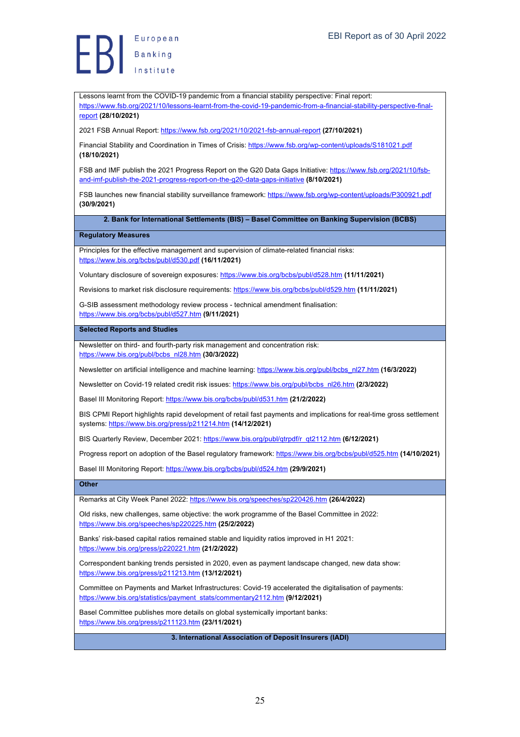Lessons learnt from the COVID-19 pandemic from a financial stability perspective: Final report: https://www.fsb.org/2021/10/lessons-learnt-from-the-covid-19-pandemic-from-a-financial-stability-perspective-final-report **(28/10/2021)**

2021 FSB Annual Report: https://www.fsb.org/2021/10/2021-fsb-annual-report **(27/10/2021)**

Financial Stability and Coordination in Times of Crisis: https://www.fsb.org/wp-content/uploads/S181021.pdf **(18/10/2021)**

FSB and IMF publish the 2021 Progress Report on the G20 Data Gaps Initiative: https://www.fsb.org/2021/10/fsb-and-imf-publish-the-2021-progress-report-on-the-g20-data-gaps-initiative **(8/10/2021)**

FSB launches new financial stability surveillance framework: https://www.fsb.org/wp-content/uploads/P300921.pdf **(30/9/2021)**

## 2. Bank for International Settlements (BIS) – Basel Committee on Banking Supervision (BCBS)

### Regulatory Measures

Principles for the effective management and supervision of climate-related financial risks: https://www.bis.org/bcbs/publ/d530.pdf **(16/11/2021)**

Voluntary disclosure of sovereign exposures: https://www.bis.org/bcbs/publ/d528.htm **(11/11/2021)**

Revisions to market risk disclosure requirements: https://www.bis.org/bcbs/publ/d529.htm **(11/11/2021)**

G-SIB assessment methodology review process - technical amendment finalisation: https://www.bis.org/bcbs/publ/d527.htm **(9/11/2021)**

### Selected Reports and Studies

Newsletter on third- and fourth-party risk management and concentration risk: https://www.bis.org/publ/bcbs_nl28.htm **(30/3/2022)**

Newsletter on artificial intelligence and machine learning: https://www.bis.org/publ/bcbs_nl27.htm **(16/3/2022)**

Newsletter on Covid-19 related credit risk issues: https://www.bis.org/publ/bcbs_nl26.htm **(2/3/2022)**

Basel III Monitoring Report: https://www.bis.org/bcbs/publ/d531.htm **(21/2/2022)**

BIS CPMI Report highlights rapid development of retail fast payments and implications for real-time gross settlement systems: https://www.bis.org/press/p211214.htm **(14/12/2021)**

BIS Quarterly Review, December 2021: https://www.bis.org/publ/qtrpdf/r_qt2112.htm **(6/12/2021)**

Progress report on adoption of the Basel regulatory framework: https://www.bis.org/bcbs/publ/d525.htm **(14/10/2021)**

Basel III Monitoring Report: https://www.bis.org/bcbs/publ/d524.htm **(29/9/2021)**

### Other

Remarks at City Week Panel 2022: https://www.bis.org/speeches/sp220426.htm **(26/4/2022)**

Old risks, new challenges, same objective: the work programme of the Basel Committee in 2022: https://www.bis.org/speeches/sp220225.htm **(25/2/2022)**

Banks' risk-based capital ratios remained stable and liquidity ratios improved in H1 2021: https://www.bis.org/press/p220221.htm **(21/2/2022)**

Correspondent banking trends persisted in 2020, even as payment landscape changed, new data show: https://www.bis.org/press/p211213.htm **(13/12/2021)**

Committee on Payments and Market Infrastructures: Covid-19 accelerated the digitalisation of payments: https://www.bis.org/statistics/payment_stats/commentary2112.htm **(9/12/2021)**

Basel Committee publishes more details on global systemically important banks: https://www.bis.org/press/p211123.htm **(23/11/2021)**

## 3. International Association of Deposit Insurers (IADI)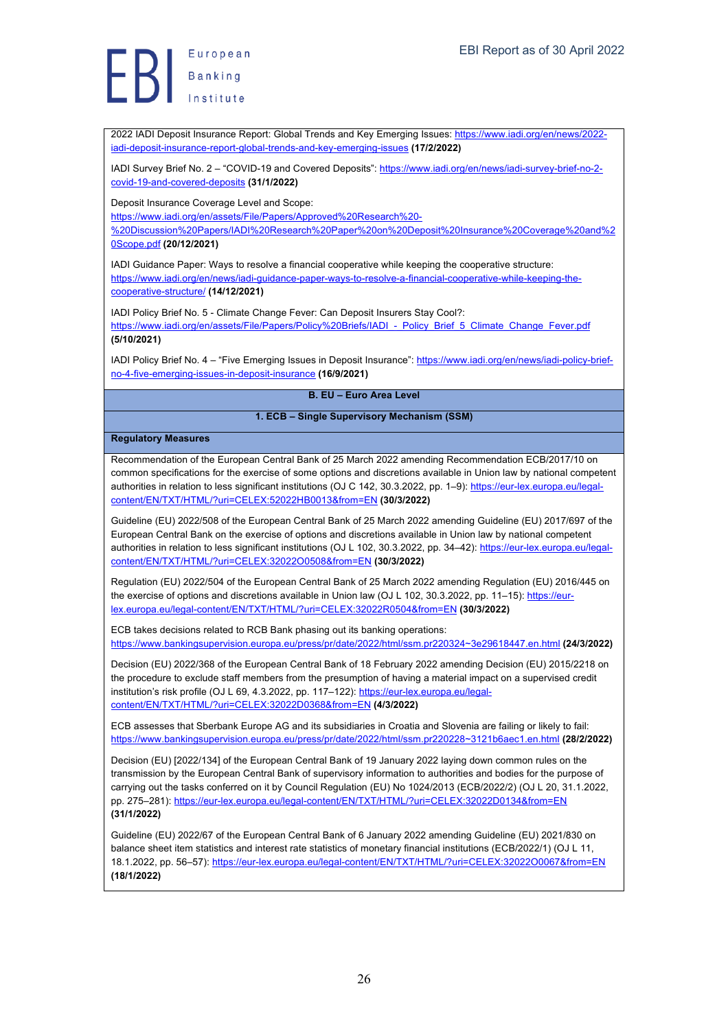2022 IADI Deposit Insurance Report: Global Trends and Key Emerging Issues: https://www.iadi.org/en/news/2022-iadi-deposit-insurance-report-global-trends-and-key-emerging-issues **(17/2/2022)**

IADI Survey Brief No. 2 – "COVID-19 and Covered Deposits": https://www.iadi.org/en/news/iadi-survey-brief-no-2-covid-19-and-covered-deposits **(31/1/2022)**

Deposit Insurance Coverage Level and Scope: https://www.iadi.org/en/assets/File/Papers/Approved%20Research%20-%20Discussion%20Papers/IADI%20Research%20Paper%20on%20Deposit%20Insurance%20Coverage%20and%20Scope.pdf **(20/12/2021)**

IADI Guidance Paper: Ways to resolve a financial cooperative while keeping the cooperative structure: https://www.iadi.org/en/news/iadi-guidance-paper-ways-to-resolve-a-financial-cooperative-while-keeping-the-cooperative-structure/ **(14/12/2021)**

IADI Policy Brief No. 5 - Climate Change Fever: Can Deposit Insurers Stay Cool?: https://www.iadi.org/en/assets/File/Papers/Policy%20Briefs/IADI_-_Policy_Brief_5_Climate_Change_Fever.pdf **(5/10/2021)**

IADI Policy Brief No. 4 – "Five Emerging Issues in Deposit Insurance": https://www.iadi.org/en/news/iadi-policy-brief-no-4-five-emerging-issues-in-deposit-insurance **(16/9/2021)**

## B. EU – Euro Area Level

### 1. ECB – Single Supervisory Mechanism (SSM)

**Regulatory Measures**

Recommendation of the European Central Bank of 25 March 2022 amending Recommendation ECB/2017/10 on common specifications for the exercise of some options and discretions available in Union law by national competent authorities in relation to less significant institutions (OJ C 142, 30.3.2022, pp. 1–9): https://eur-lex.europa.eu/legal-content/EN/TXT/HTML/?uri=CELEX:52022HB0013&from=EN **(30/3/2022)**

Guideline (EU) 2022/508 of the European Central Bank of 25 March 2022 amending Guideline (EU) 2017/697 of the European Central Bank on the exercise of options and discretions available in Union law by national competent authorities in relation to less significant institutions (OJ L 102, 30.3.2022, pp. 34–42): https://eur-lex.europa.eu/legal-content/EN/TXT/HTML/?uri=CELEX:32022O0508&from=EN **(30/3/2022)**

Regulation (EU) 2022/504 of the European Central Bank of 25 March 2022 amending Regulation (EU) 2016/445 on the exercise of options and discretions available in Union law (OJ L 102, 30.3.2022, pp. 11–15): https://eur-lex.europa.eu/legal-content/EN/TXT/HTML/?uri=CELEX:32022R0504&from=EN **(30/3/2022)**

ECB takes decisions related to RCB Bank phasing out its banking operations: https://www.bankingsupervision.europa.eu/press/pr/date/2022/html/ssm.pr220324~3e29618447.en.html **(24/3/2022)**

Decision (EU) 2022/368 of the European Central Bank of 18 February 2022 amending Decision (EU) 2015/2218 on the procedure to exclude staff members from the presumption of having a material impact on a supervised credit institution's risk profile (OJ L 69, 4.3.2022, pp. 117–122): https://eur-lex.europa.eu/legal-content/EN/TXT/HTML/?uri=CELEX:32022D0368&from=EN **(4/3/2022)**

ECB assesses that Sberbank Europe AG and its subsidiaries in Croatia and Slovenia are failing or likely to fail: https://www.bankingsupervision.europa.eu/press/pr/date/2022/html/ssm.pr220228~3121b6aec1.en.html **(28/2/2022)**

Decision (EU) [2022/134] of the European Central Bank of 19 January 2022 laying down common rules on the transmission by the European Central Bank of supervisory information to authorities and bodies for the purpose of carrying out the tasks conferred on it by Council Regulation (EU) No 1024/2013 (ECB/2022/2) (OJ L 20, 31.1.2022, pp. 275–281): https://eur-lex.europa.eu/legal-content/EN/TXT/HTML/?uri=CELEX:32022D0134&from=EN **(31/1/2022)**

Guideline (EU) 2022/67 of the European Central Bank of 6 January 2022 amending Guideline (EU) 2021/830 on balance sheet item statistics and interest rate statistics of monetary financial institutions (ECB/2022/1) (OJ L 11, 18.1.2022, pp. 56–57): https://eur-lex.europa.eu/legal-content/EN/TXT/HTML/?uri=CELEX:32022O0067&from=EN **(18/1/2022)**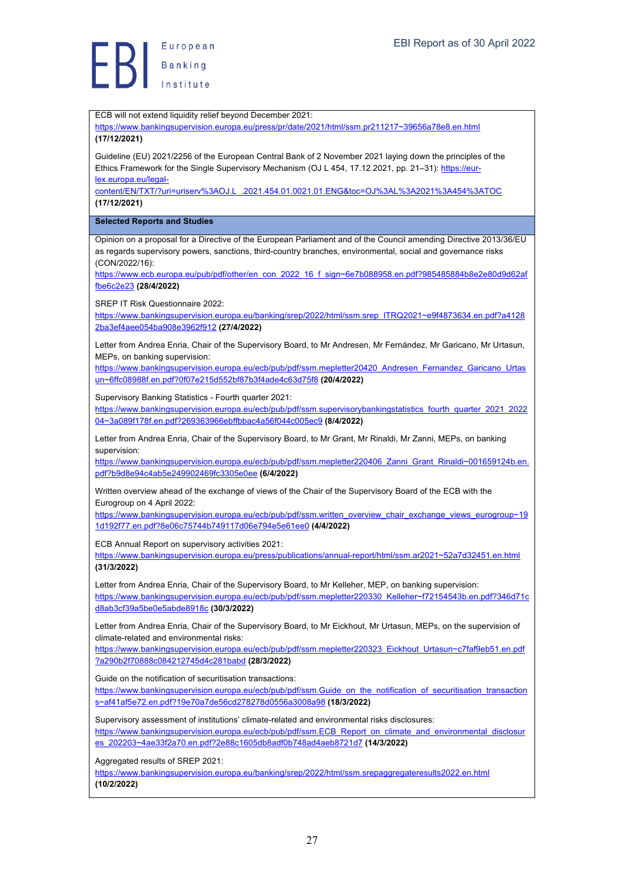ECB will not extend liquidity relief beyond December 2021: https://www.bankingsupervision.europa.eu/press/pr/date/2021/html/ssm.pr211217~39656a78e8.en.html **(17/12/2021)**

Guideline (EU) 2021/2256 of the European Central Bank of 2 November 2021 laying down the principles of the Ethics Framework for the Single Supervisory Mechanism (OJ L 454, 17.12.2021, pp. 21–31): https://eur-lex.europa.eu/legal-content/EN/TXT/?uri=uriserv%3AOJ.L_.2021.454.01.0021.01.ENG&toc=OJ%3AL%3A2021%3A454%3ATOC **(17/12/2021)**

**Selected Reports and Studies**

Opinion on a proposal for a Directive of the European Parliament and of the Council amending Directive 2013/36/EU as regards supervisory powers, sanctions, third-country branches, environmental, social and governance risks (CON/2022/16): https://www.ecb.europa.eu/pub/pdf/other/en_con_2022_16_f_sign~6e7b088958.en.pdf?985485884b8e2e80d9d62affbe6c2e23 **(28/4/2022)**

SREP IT Risk Questionnaire 2022: https://www.bankingsupervision.europa.eu/banking/srep/2022/html/ssm.srep_ITRQ2021~e9f4873634.en.pdf?a41282ba3ef4aee054ba908e3962f912 **(27/4/2022)**

Letter from Andrea Enria, Chair of the Supervisory Board, to Mr Andresen, Mr Fernández, Mr Garicano, Mr Urtasun, MEPs, on banking supervision: https://www.bankingsupervision.europa.eu/ecb/pub/pdf/ssm.mepletter20420_Andresen_Fernandez_Garicano_Urtasun~6ffc08988f.en.pdf?0f07e215d552bf87b3f4ade4c63d75f8 **(20/4/2022)**

Supervisory Banking Statistics - Fourth quarter 2021: https://www.bankingsupervision.europa.eu/ecb/pub/pdf/ssm.supervisorybankingstatistics_fourth_quarter_2021_202204~3a089f178f.en.pdf?269363966ebffbbac4a56f044c005ec9 **(8/4/2022)**

Letter from Andrea Enria, Chair of the Supervisory Board, to Mr Grant, Mr Rinaldi, Mr Zanni, MEPs, on banking supervision: https://www.bankingsupervision.europa.eu/ecb/pub/pdf/ssm.mepletter220406_Zanni_Grant_Rinaldi~001659124b.en.pdf?b9d8e94c4ab5e249902469fc3305e0ee **(6/4/2022)**

Written overview ahead of the exchange of views of the Chair of the Supervisory Board of the ECB with the Eurogroup on 4 April 2022: https://www.bankingsupervision.europa.eu/ecb/pub/pdf/ssm.written_overview_chair_exchange_views_eurogroup~191d192f77.en.pdf?8e06c75744b749117d06e794e5e61ee0 **(4/4/2022)**

ECB Annual Report on supervisory activities 2021: https://www.bankingsupervision.europa.eu/press/publications/annual-report/html/ssm.ar2021~52a7d32451.en.html **(31/3/2022)**

Letter from Andrea Enria, Chair of the Supervisory Board, to Mr Kelleher, MEP, on banking supervision: https://www.bankingsupervision.europa.eu/ecb/pub/pdf/ssm.mepletter220330_Kelleher~f72154543b.en.pdf?346d71cd8ab3cf39a5be0e5abde8918c **(30/3/2022)**

Letter from Andrea Enria, Chair of the Supervisory Board, to Mr Eickhout, Mr Urtasun, MEPs, on the supervision of climate-related and environmental risks: https://www.bankingsupervision.europa.eu/ecb/pub/pdf/ssm.mepletter220323_Eickhout_Urtasun~c7faf9eb51.en.pdf?a290b2f70888c084212745d4c281babd **(28/3/2022)**

Guide on the notification of securitisation transactions: https://www.bankingsupervision.europa.eu/ecb/pub/pdf/ssm.Guide_on_the_notification_of_securitisation_transactions~af41af5e72.en.pdf?19e70a7de56cd278278d0556a3008a98 **(18/3/2022)**

Supervisory assessment of institutions' climate-related and environmental risks disclosures: https://www.bankingsupervision.europa.eu/ecb/pub/pdf/ssm.ECB_Report_on_climate_and_environmental_disclosures_202203~4ae33f2a70.en.pdf?2e88c1605db8adf0b748ad4aeb8721d7 **(14/3/2022)**

Aggregated results of SREP 2021: https://www.bankingsupervision.europa.eu/banking/srep/2022/html/ssm.srepaggregateresults2022.en.html **(10/2/2022)**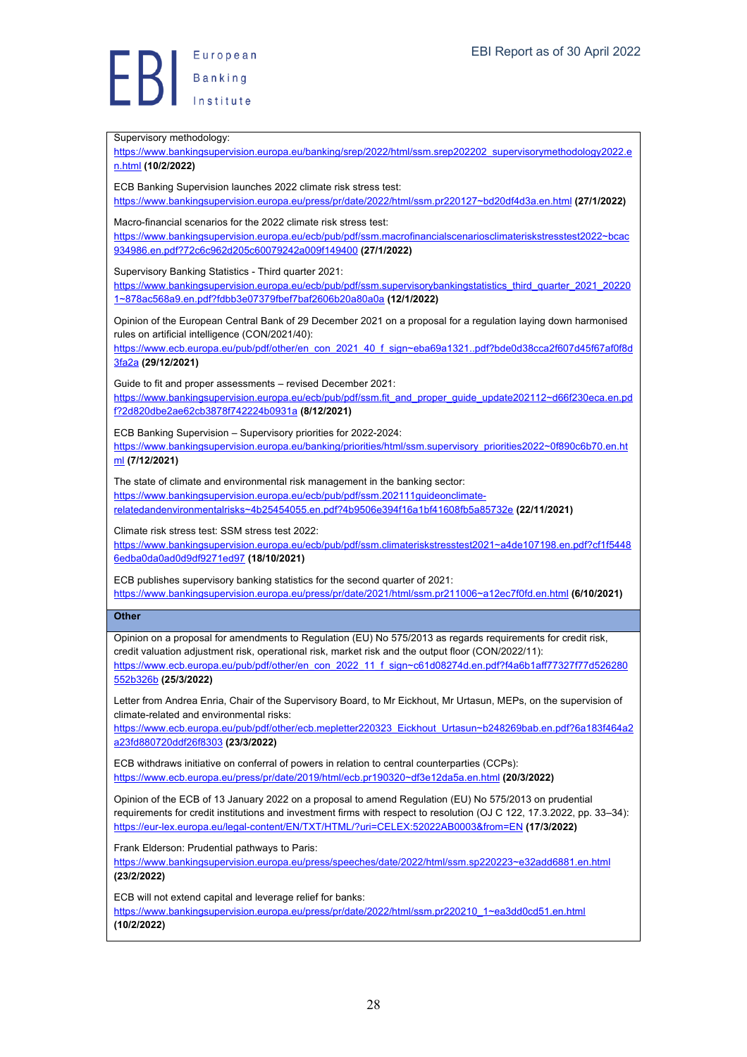Supervisory methodology:
https://www.bankingsupervision.europa.eu/banking/srep/2022/html/ssm.srep202202_supervisorymethodology2022.en.html **(10/2/2022)**

ECB Banking Supervision launches 2022 climate risk stress test:
https://www.bankingsupervision.europa.eu/press/pr/date/2022/html/ssm.pr220127~bd20df4d3a.en.html **(27/1/2022)**

Macro-financial scenarios for the 2022 climate risk stress test:
https://www.bankingsupervision.europa.eu/ecb/pub/pdf/ssm.macrofinancialscenariosclimateriskstresstest2022~bcac934986.en.pdf?72c6c962d205c60079242a009f149400 **(27/1/2022)**

Supervisory Banking Statistics - Third quarter 2021:
https://www.bankingsupervision.europa.eu/ecb/pub/pdf/ssm.supervisorybankingstatistics_third_quarter_2021_202201~878ac568a9.en.pdf?fdbb3e07379fbef7baf2606b20a80a0a **(12/1/2022)**

Opinion of the European Central Bank of 29 December 2021 on a proposal for a regulation laying down harmonised rules on artificial intelligence (CON/2021/40):
https://www.ecb.europa.eu/pub/pdf/other/en_con_2021_40_f_sign~eba69a1321..pdf?bde0d38cca2f607d45f67af0f8d3fa2a **(29/12/2021)**

Guide to fit and proper assessments – revised December 2021:
https://www.bankingsupervision.europa.eu/ecb/pub/pdf/ssm.fit_and_proper_guide_update202112~d66f230eca.en.pdf?2d820dbe2ae62cb3878f742224b0931a **(8/12/2021)**

ECB Banking Supervision – Supervisory priorities for 2022-2024:
https://www.bankingsupervision.europa.eu/banking/priorities/html/ssm.supervisory_priorities2022~0f890c6b70.en.html **(7/12/2021)**

The state of climate and environmental risk management in the banking sector:
https://www.bankingsupervision.europa.eu/ecb/pub/pdf/ssm.202111guideonclimate-relatedandenvironmentalrisks~4b25454055.en.pdf?4b9506e394f16a1bf41608fb5a85732e **(22/11/2021)**

Climate risk stress test: SSM stress test 2022:
https://www.bankingsupervision.europa.eu/ecb/pub/pdf/ssm.climateriskstresstest2021~a4de107198.en.pdf?cf1f54486edba0da0ad0d9df9271ed97 **(18/10/2021)**

ECB publishes supervisory banking statistics for the second quarter of 2021:
https://www.bankingsupervision.europa.eu/press/pr/date/2021/html/ssm.pr211006~a12ec7f0fd.en.html **(6/10/2021)**

**Other**

Opinion on a proposal for amendments to Regulation (EU) No 575/2013 as regards requirements for credit risk, credit valuation adjustment risk, operational risk, market risk and the output floor (CON/2022/11):
https://www.ecb.europa.eu/pub/pdf/other/en_con_2022_11_f_sign~c61d08274d.en.pdf?f4a6b1aff77327f77d526280552b326b **(25/3/2022)**

Letter from Andrea Enria, Chair of the Supervisory Board, to Mr Eickhout, Mr Urtasun, MEPs, on the supervision of climate-related and environmental risks:
https://www.ecb.europa.eu/pub/pdf/other/ecb.mepletter220323_Eickhout_Urtasun~b248269bab.en.pdf?6a183f464a2a23fd880720ddf26f8303 **(23/3/2022)**

ECB withdraws initiative on conferral of powers in relation to central counterparties (CCPs):
https://www.ecb.europa.eu/press/pr/date/2019/html/ecb.pr190320~df3e12da5a.en.html **(20/3/2022)**

Opinion of the ECB of 13 January 2022 on a proposal to amend Regulation (EU) No 575/2013 on prudential requirements for credit institutions and investment firms with respect to resolution (OJ C 122, 17.3.2022, pp. 33–34):
https://eur-lex.europa.eu/legal-content/EN/TXT/HTML/?uri=CELEX:52022AB0003&from=EN **(17/3/2022)**

Frank Elderson: Prudential pathways to Paris:
https://www.bankingsupervision.europa.eu/press/speeches/date/2022/html/ssm.sp220223~e32add6881.en.html **(23/2/2022)**

ECB will not extend capital and leverage relief for banks:
https://www.bankingsupervision.europa.eu/press/pr/date/2022/html/ssm.pr220210_1~ea3dd0cd51.en.html **(10/2/2022)**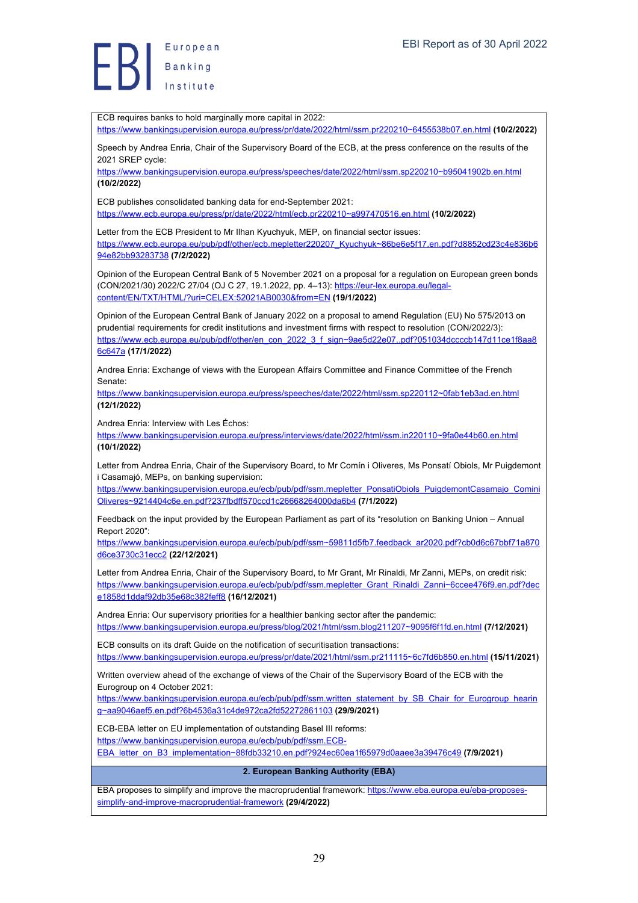ECB requires banks to hold marginally more capital in 2022: https://www.bankingsupervision.europa.eu/press/pr/date/2022/html/ssm.pr220210~6455538b07.en.html **(10/2/2022)**

Speech by Andrea Enria, Chair of the Supervisory Board of the ECB, at the press conference on the results of the 2021 SREP cycle: https://www.bankingsupervision.europa.eu/press/speeches/date/2022/html/ssm.sp220210~b95041902b.en.html **(10/2/2022)**

ECB publishes consolidated banking data for end-September 2021: https://www.ecb.europa.eu/press/pr/date/2022/html/ecb.pr220210~a997470516.en.html **(10/2/2022)**

Letter from the ECB President to Mr Ilhan Kyuchyuk, MEP, on financial sector issues: https://www.ecb.europa.eu/pub/pdf/other/ecb.mepletter220207_Kyuchyuk~86be6e5f17.en.pdf?d8852cd23c4e836b694e82bb93283738 **(7/2/2022)**

Opinion of the European Central Bank of 5 November 2021 on a proposal for a regulation on European green bonds (CON/2021/30) 2022/C 27/04 (OJ C 27, 19.1.2022, pp. 4–13): https://eur-lex.europa.eu/legal-content/EN/TXT/HTML/?uri=CELEX:52021AB0030&from=EN **(19/1/2022)**

Opinion of the European Central Bank of January 2022 on a proposal to amend Regulation (EU) No 575/2013 on prudential requirements for credit institutions and investment firms with respect to resolution (CON/2022/3): https://www.ecb.europa.eu/pub/pdf/other/en_con_2022_3_f_sign~9ae5d22e07..pdf?051034dccccb147d11ce1f8aa86c647a **(17/1/2022)**

Andrea Enria: Exchange of views with the European Affairs Committee and Finance Committee of the French Senate: https://www.bankingsupervision.europa.eu/press/speeches/date/2022/html/ssm.sp220112~0fab1eb3ad.en.html **(12/1/2022)**

Andrea Enria: Interview with Les Échos: https://www.bankingsupervision.europa.eu/press/interviews/date/2022/html/ssm.in220110~9fa0e44b60.en.html **(10/1/2022)**

Letter from Andrea Enria, Chair of the Supervisory Board, to Mr Comín i Oliveres, Ms Ponsatí Obiols, Mr Puigdemont i Casamajó, MEPs, on banking supervision: https://www.bankingsupervision.europa.eu/ecb/pub/pdf/ssm.mepletter_PonsatiObiols_PuigdemontCasamajo_CominiOliveres~9214404c6e.en.pdf?237fbdff570ccd1c26668264000da6b4 **(7/1/2022)**

Feedback on the input provided by the European Parliament as part of its "resolution on Banking Union – Annual Report 2020": https://www.bankingsupervision.europa.eu/ecb/pub/pdf/ssm~59811d5fb7.feedback_ar2020.pdf?cb0d6c67bbf71a870d6ce3730c31ecc2 **(22/12/2021)**

Letter from Andrea Enria, Chair of the Supervisory Board, to Mr Grant, Mr Rinaldi, Mr Zanni, MEPs, on credit risk: https://www.bankingsupervision.europa.eu/ecb/pub/pdf/ssm.mepletter_Grant_Rinaldi_Zanni~6ccee476f9.en.pdf?dece1858d1ddaf92db35e68c382feff8 **(16/12/2021)**

Andrea Enria: Our supervisory priorities for a healthier banking sector after the pandemic: https://www.bankingsupervision.europa.eu/press/blog/2021/html/ssm.blog211207~9095f6f1fd.en.html **(7/12/2021)**

ECB consults on its draft Guide on the notification of securitisation transactions: https://www.bankingsupervision.europa.eu/press/pr/date/2021/html/ssm.pr211115~6c7fd6b850.en.html **(15/11/2021)**

Written overview ahead of the exchange of views of the Chair of the Supervisory Board of the ECB with the Eurogroup on 4 October 2021: https://www.bankingsupervision.europa.eu/ecb/pub/pdf/ssm.written_statement_by_SB_Chair_for_Eurogroup_hearing~aa9046aef5.en.pdf?6b4536a31c4de972ca2fd52272861103 **(29/9/2021)**

ECB-EBA letter on EU implementation of outstanding Basel III reforms: https://www.bankingsupervision.europa.eu/ecb/pub/pdf/ssm.ECB-EBA_letter_on_B3_implementation~88fdb33210.en.pdf?924ec60ea1f65979d0aaee3a39476c49 **(7/9/2021)**

## 2. European Banking Authority (EBA)

EBA proposes to simplify and improve the macroprudential framework: https://www.eba.europa.eu/eba-proposes-simplify-and-improve-macroprudential-framework **(29/4/2022)**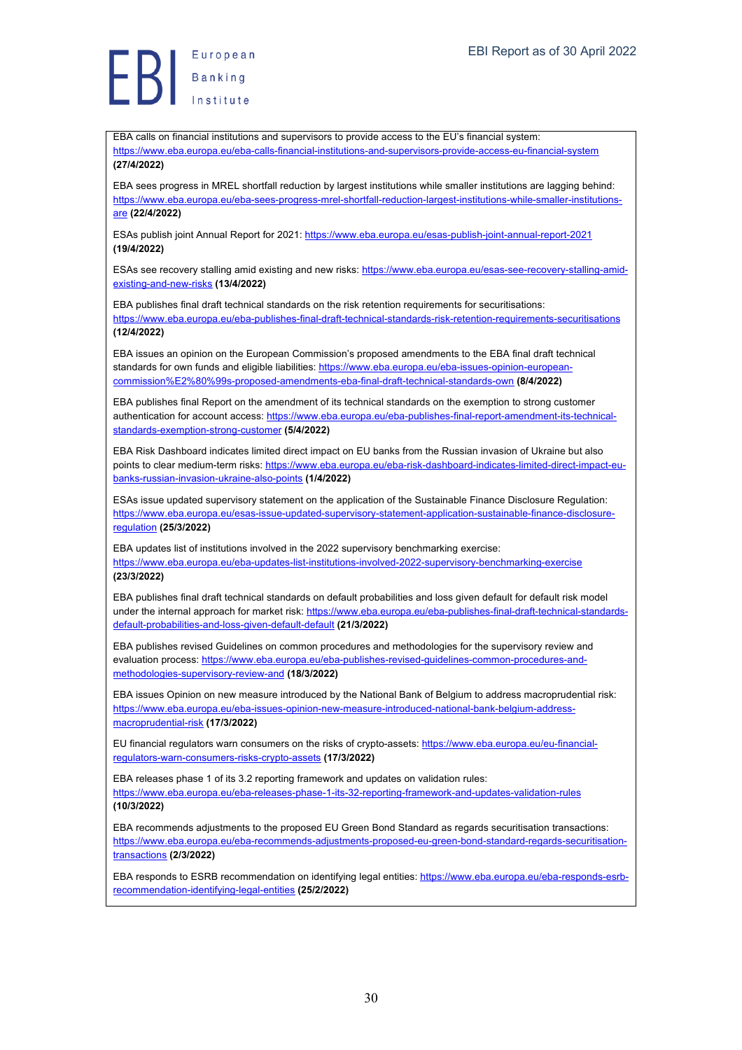EBA calls on financial institutions and supervisors to provide access to the EU's financial system: https://www.eba.europa.eu/eba-calls-financial-institutions-and-supervisors-provide-access-eu-financial-system **(27/4/2022)**

EBA sees progress in MREL shortfall reduction by largest institutions while smaller institutions are lagging behind: https://www.eba.europa.eu/eba-sees-progress-mrel-shortfall-reduction-largest-institutions-while-smaller-institutions-are **(22/4/2022)**

ESAs publish joint Annual Report for 2021: https://www.eba.europa.eu/esas-publish-joint-annual-report-2021 **(19/4/2022)**

ESAs see recovery stalling amid existing and new risks: https://www.eba.europa.eu/esas-see-recovery-stalling-amid-existing-and-new-risks **(13/4/2022)**

EBA publishes final draft technical standards on the risk retention requirements for securitisations: https://www.eba.europa.eu/eba-publishes-final-draft-technical-standards-risk-retention-requirements-securitisations **(12/4/2022)**

EBA issues an opinion on the European Commission's proposed amendments to the EBA final draft technical standards for own funds and eligible liabilities: https://www.eba.europa.eu/eba-issues-opinion-european-commission%E2%80%99s-proposed-amendments-eba-final-draft-technical-standards-own **(8/4/2022)**

EBA publishes final Report on the amendment of its technical standards on the exemption to strong customer authentication for account access: https://www.eba.europa.eu/eba-publishes-final-report-amendment-its-technical-standards-exemption-strong-customer **(5/4/2022)**

EBA Risk Dashboard indicates limited direct impact on EU banks from the Russian invasion of Ukraine but also points to clear medium-term risks: https://www.eba.europa.eu/eba-risk-dashboard-indicates-limited-direct-impact-eu-banks-russian-invasion-ukraine-also-points **(1/4/2022)**

ESAs issue updated supervisory statement on the application of the Sustainable Finance Disclosure Regulation: https://www.eba.europa.eu/esas-issue-updated-supervisory-statement-application-sustainable-finance-disclosure-regulation **(25/3/2022)**

EBA updates list of institutions involved in the 2022 supervisory benchmarking exercise: https://www.eba.europa.eu/eba-updates-list-institutions-involved-2022-supervisory-benchmarking-exercise **(23/3/2022)**

EBA publishes final draft technical standards on default probabilities and loss given default for default risk model under the internal approach for market risk: https://www.eba.europa.eu/eba-publishes-final-draft-technical-standards-default-probabilities-and-loss-given-default-default **(21/3/2022)**

EBA publishes revised Guidelines on common procedures and methodologies for the supervisory review and evaluation process: https://www.eba.europa.eu/eba-publishes-revised-guidelines-common-procedures-and-methodologies-supervisory-review-and **(18/3/2022)**

EBA issues Opinion on new measure introduced by the National Bank of Belgium to address macroprudential risk: https://www.eba.europa.eu/eba-issues-opinion-new-measure-introduced-national-bank-belgium-address-macroprudential-risk **(17/3/2022)**

EU financial regulators warn consumers on the risks of crypto-assets: https://www.eba.europa.eu/eu-financial-regulators-warn-consumers-risks-crypto-assets **(17/3/2022)**

EBA releases phase 1 of its 3.2 reporting framework and updates on validation rules: https://www.eba.europa.eu/eba-releases-phase-1-its-32-reporting-framework-and-updates-validation-rules **(10/3/2022)**

EBA recommends adjustments to the proposed EU Green Bond Standard as regards securitisation transactions: https://www.eba.europa.eu/eba-recommends-adjustments-proposed-eu-green-bond-standard-regards-securitisation-transactions **(2/3/2022)**

EBA responds to ESRB recommendation on identifying legal entities: https://www.eba.europa.eu/eba-responds-esrb-recommendation-identifying-legal-entities **(25/2/2022)**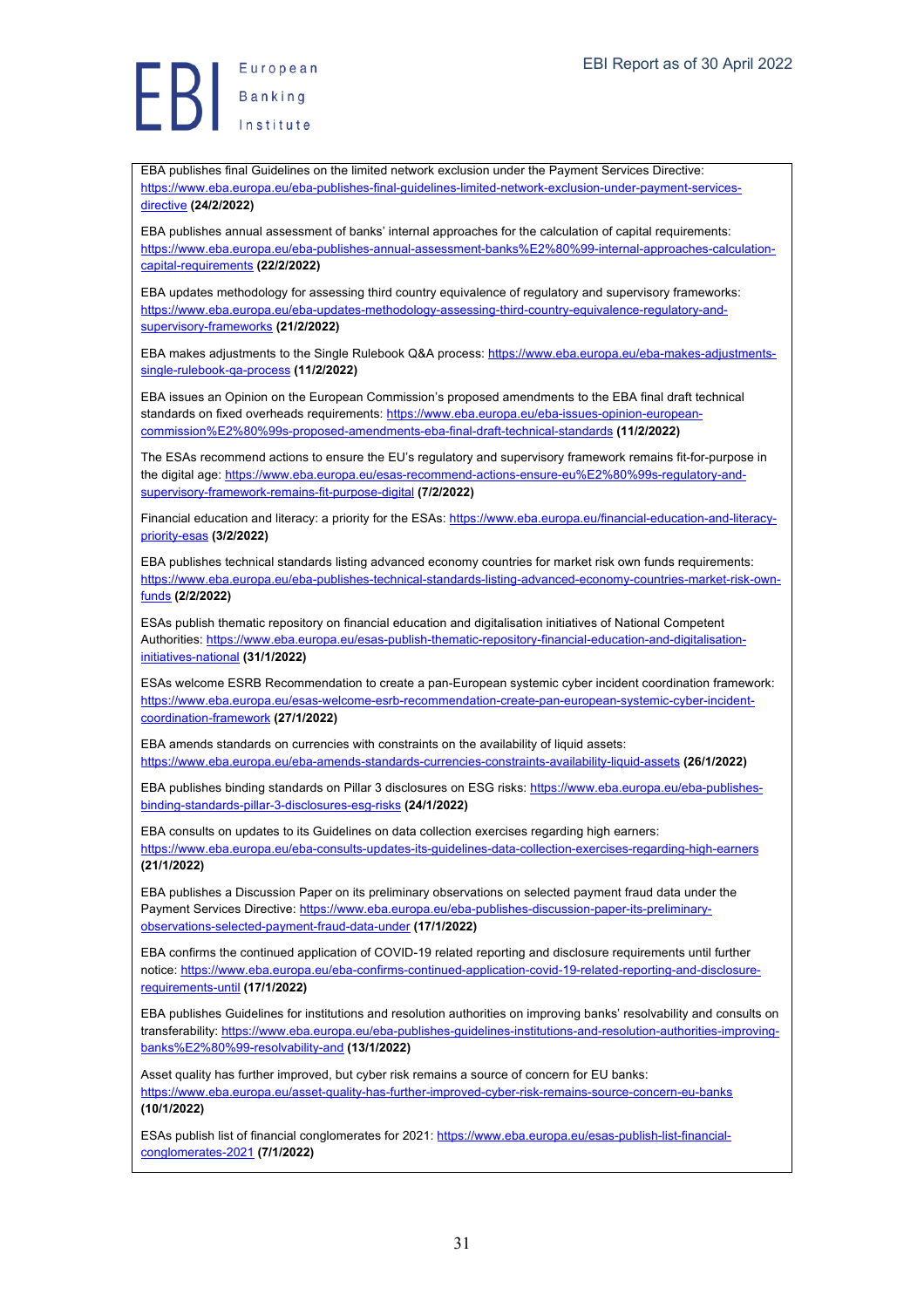EBA publishes final Guidelines on the limited network exclusion under the Payment Services Directive: https://www.eba.europa.eu/eba-publishes-final-guidelines-limited-network-exclusion-under-payment-services-directive **(24/2/2022)**

EBA publishes annual assessment of banks' internal approaches for the calculation of capital requirements: https://www.eba.europa.eu/eba-publishes-annual-assessment-banks%E2%80%99-internal-approaches-calculation-capital-requirements **(22/2/2022)**

EBA updates methodology for assessing third country equivalence of regulatory and supervisory frameworks: https://www.eba.europa.eu/eba-updates-methodology-assessing-third-country-equivalence-regulatory-and-supervisory-frameworks **(21/2/2022)**

EBA makes adjustments to the Single Rulebook Q&A process: https://www.eba.europa.eu/eba-makes-adjustments-single-rulebook-qa-process **(11/2/2022)**

EBA issues an Opinion on the European Commission's proposed amendments to the EBA final draft technical standards on fixed overheads requirements: https://www.eba.europa.eu/eba-issues-opinion-european-commission%E2%80%99s-proposed-amendments-eba-final-draft-technical-standards **(11/2/2022)**

The ESAs recommend actions to ensure the EU's regulatory and supervisory framework remains fit-for-purpose in the digital age: https://www.eba.europa.eu/esas-recommend-actions-ensure-eu%E2%80%99s-regulatory-and-supervisory-framework-remains-fit-purpose-digital **(7/2/2022)**

Financial education and literacy: a priority for the ESAs: https://www.eba.europa.eu/financial-education-and-literacy-priority-esas **(3/2/2022)**

EBA publishes technical standards listing advanced economy countries for market risk own funds requirements: https://www.eba.europa.eu/eba-publishes-technical-standards-listing-advanced-economy-countries-market-risk-own-funds **(2/2/2022)**

ESAs publish thematic repository on financial education and digitalisation initiatives of National Competent Authorities: https://www.eba.europa.eu/esas-publish-thematic-repository-financial-education-and-digitalisation-initiatives-national **(31/1/2022)**

ESAs welcome ESRB Recommendation to create a pan-European systemic cyber incident coordination framework: https://www.eba.europa.eu/esas-welcome-esrb-recommendation-create-pan-european-systemic-cyber-incident-coordination-framework **(27/1/2022)**

EBA amends standards on currencies with constraints on the availability of liquid assets: https://www.eba.europa.eu/eba-amends-standards-currencies-constraints-availability-liquid-assets **(26/1/2022)**

EBA publishes binding standards on Pillar 3 disclosures on ESG risks: https://www.eba.europa.eu/eba-publishes-binding-standards-pillar-3-disclosures-esg-risks **(24/1/2022)**

EBA consults on updates to its Guidelines on data collection exercises regarding high earners: https://www.eba.europa.eu/eba-consults-updates-its-guidelines-data-collection-exercises-regarding-high-earners **(21/1/2022)**

EBA publishes a Discussion Paper on its preliminary observations on selected payment fraud data under the Payment Services Directive: https://www.eba.europa.eu/eba-publishes-discussion-paper-its-preliminary-observations-selected-payment-fraud-data-under **(17/1/2022)**

EBA confirms the continued application of COVID-19 related reporting and disclosure requirements until further notice: https://www.eba.europa.eu/eba-confirms-continued-application-covid-19-related-reporting-and-disclosure-requirements-until **(17/1/2022)**

EBA publishes Guidelines for institutions and resolution authorities on improving banks' resolvability and consults on transferability: https://www.eba.europa.eu/eba-publishes-guidelines-institutions-and-resolution-authorities-improving-banks%E2%80%99-resolvability-and **(13/1/2022)**

Asset quality has further improved, but cyber risk remains a source of concern for EU banks: https://www.eba.europa.eu/asset-quality-has-further-improved-cyber-risk-remains-source-concern-eu-banks **(10/1/2022)**

ESAs publish list of financial conglomerates for 2021: https://www.eba.europa.eu/esas-publish-list-financial-conglomerates-2021 **(7/1/2022)**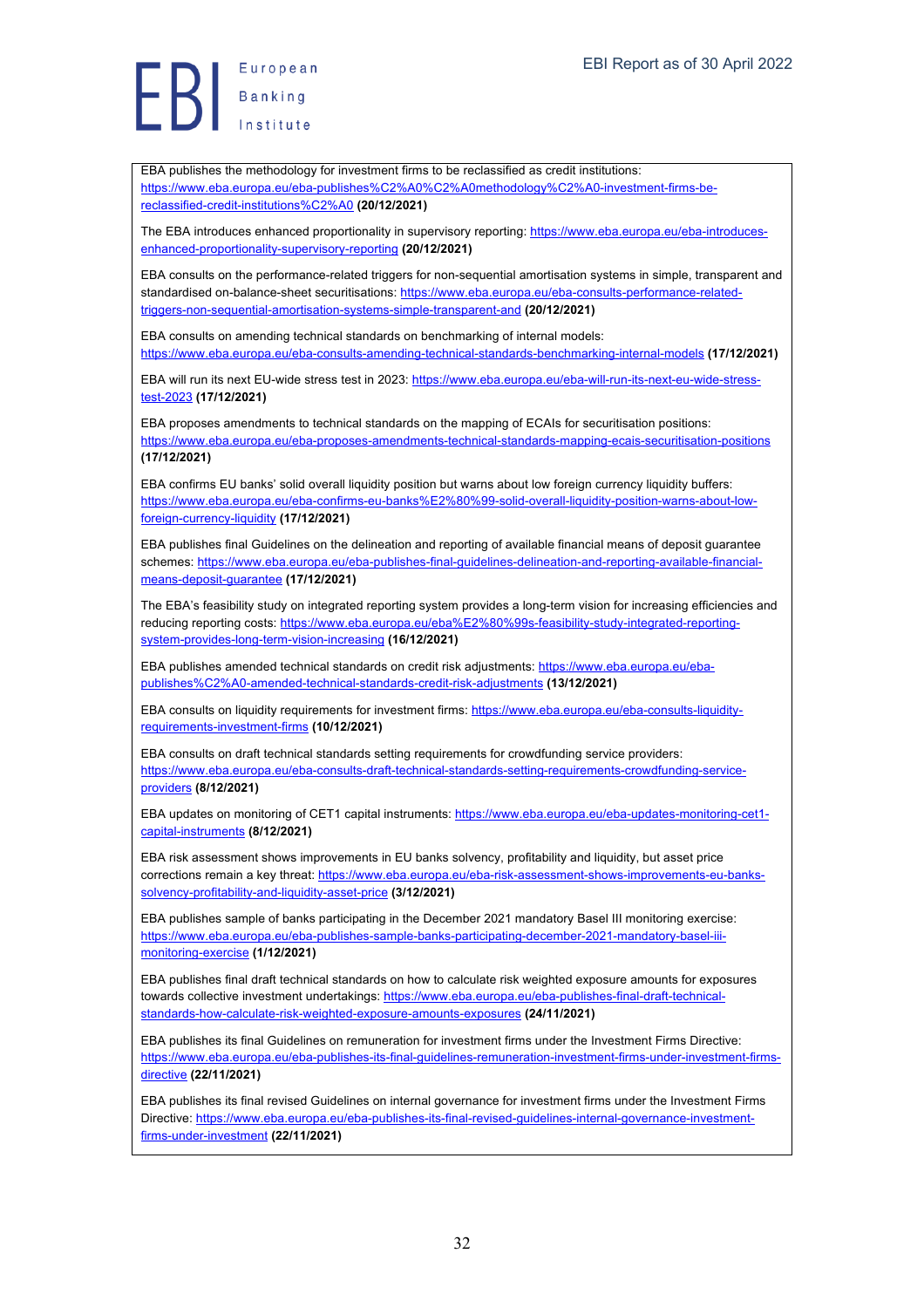EBA publishes the methodology for investment firms to be reclassified as credit institutions: https://www.eba.europa.eu/eba-publishes%C2%A0%C2%A0methodology%C2%A0-investment-firms-be-reclassified-credit-institutions%C2%A0 **(20/12/2021)**

The EBA introduces enhanced proportionality in supervisory reporting: https://www.eba.europa.eu/eba-introduces-enhanced-proportionality-supervisory-reporting **(20/12/2021)**

EBA consults on the performance-related triggers for non-sequential amortisation systems in simple, transparent and standardised on-balance-sheet securitisations: https://www.eba.europa.eu/eba-consults-performance-related-triggers-non-sequential-amortisation-systems-simple-transparent-and **(20/12/2021)**

EBA consults on amending technical standards on benchmarking of internal models: https://www.eba.europa.eu/eba-consults-amending-technical-standards-benchmarking-internal-models **(17/12/2021)**

EBA will run its next EU-wide stress test in 2023: https://www.eba.europa.eu/eba-will-run-its-next-eu-wide-stress-test-2023 **(17/12/2021)**

EBA proposes amendments to technical standards on the mapping of ECAIs for securitisation positions: https://www.eba.europa.eu/eba-proposes-amendments-technical-standards-mapping-ecais-securitisation-positions **(17/12/2021)**

EBA confirms EU banks' solid overall liquidity position but warns about low foreign currency liquidity buffers: https://www.eba.europa.eu/eba-confirms-eu-banks%E2%80%99-solid-overall-liquidity-position-warns-about-low-foreign-currency-liquidity **(17/12/2021)**

EBA publishes final Guidelines on the delineation and reporting of available financial means of deposit guarantee schemes: https://www.eba.europa.eu/eba-publishes-final-guidelines-delineation-and-reporting-available-financial-means-deposit-guarantee **(17/12/2021)**

The EBA's feasibility study on integrated reporting system provides a long-term vision for increasing efficiencies and reducing reporting costs: https://www.eba.europa.eu/eba%E2%80%99s-feasibility-study-integrated-reporting-system-provides-long-term-vision-increasing **(16/12/2021)**

EBA publishes amended technical standards on credit risk adjustments: https://www.eba.europa.eu/eba-publishes%C2%A0-amended-technical-standards-credit-risk-adjustments **(13/12/2021)**

EBA consults on liquidity requirements for investment firms: https://www.eba.europa.eu/eba-consults-liquidity-requirements-investment-firms **(10/12/2021)**

EBA consults on draft technical standards setting requirements for crowdfunding service providers: https://www.eba.europa.eu/eba-consults-draft-technical-standards-setting-requirements-crowdfunding-service-providers **(8/12/2021)**

EBA updates on monitoring of CET1 capital instruments: https://www.eba.europa.eu/eba-updates-monitoring-cet1-capital-instruments **(8/12/2021)**

EBA risk assessment shows improvements in EU banks solvency, profitability and liquidity, but asset price corrections remain a key threat: https://www.eba.europa.eu/eba-risk-assessment-shows-improvements-eu-banks-solvency-profitability-and-liquidity-asset-price **(3/12/2021)**

EBA publishes sample of banks participating in the December 2021 mandatory Basel III monitoring exercise: https://www.eba.europa.eu/eba-publishes-sample-banks-participating-december-2021-mandatory-basel-iii-monitoring-exercise **(1/12/2021)**

EBA publishes final draft technical standards on how to calculate risk weighted exposure amounts for exposures towards collective investment undertakings: https://www.eba.europa.eu/eba-publishes-final-draft-technical-standards-how-calculate-risk-weighted-exposure-amounts-exposures **(24/11/2021)**

EBA publishes its final Guidelines on remuneration for investment firms under the Investment Firms Directive: https://www.eba.europa.eu/eba-publishes-its-final-guidelines-remuneration-investment-firms-under-investment-firms-directive **(22/11/2021)**

EBA publishes its final revised Guidelines on internal governance for investment firms under the Investment Firms Directive: https://www.eba.europa.eu/eba-publishes-its-final-revised-guidelines-internal-governance-investment-firms-under-investment **(22/11/2021)**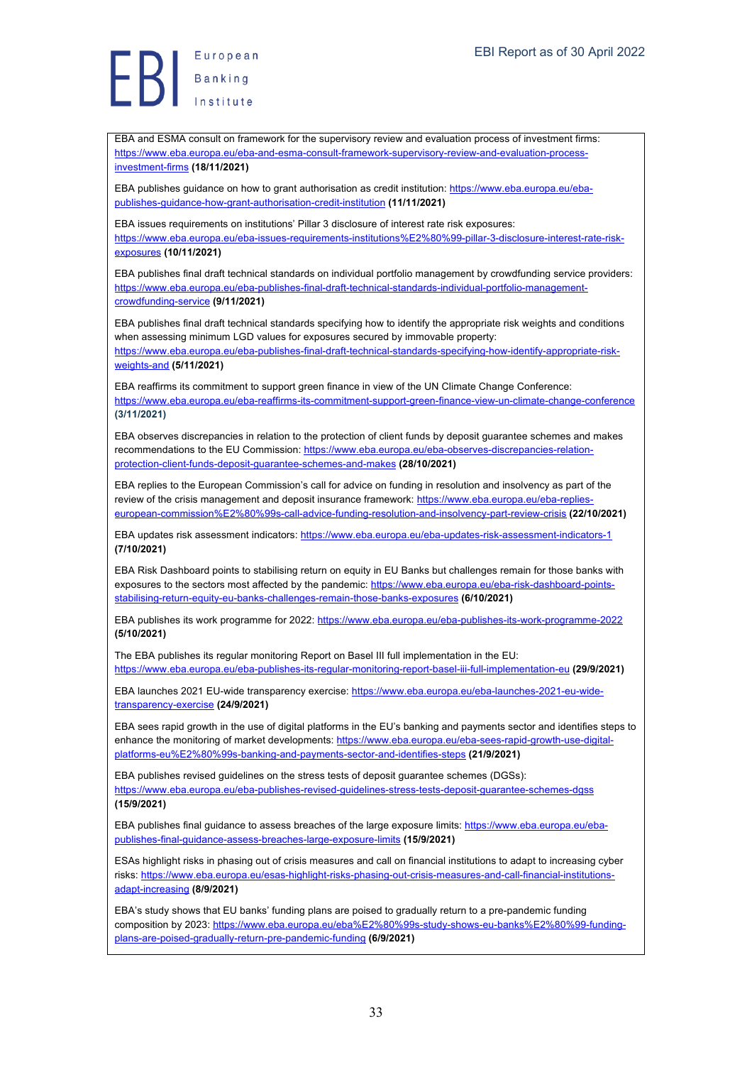EBA and ESMA consult on framework for the supervisory review and evaluation process of investment firms: https://www.eba.europa.eu/eba-and-esma-consult-framework-supervisory-review-and-evaluation-process-investment-firms **(18/11/2021)**

EBA publishes guidance on how to grant authorisation as credit institution: https://www.eba.europa.eu/eba-publishes-guidance-how-grant-authorisation-credit-institution **(11/11/2021)**

EBA issues requirements on institutions' Pillar 3 disclosure of interest rate risk exposures: https://www.eba.europa.eu/eba-issues-requirements-institutions%E2%80%99-pillar-3-disclosure-interest-rate-risk-exposures **(10/11/2021)**

EBA publishes final draft technical standards on individual portfolio management by crowdfunding service providers: https://www.eba.europa.eu/eba-publishes-final-draft-technical-standards-individual-portfolio-management-crowdfunding-service **(9/11/2021)**

EBA publishes final draft technical standards specifying how to identify the appropriate risk weights and conditions when assessing minimum LGD values for exposures secured by immovable property: https://www.eba.europa.eu/eba-publishes-final-draft-technical-standards-specifying-how-identify-appropriate-risk-weights-and **(5/11/2021)**

EBA reaffirms its commitment to support green finance in view of the UN Climate Change Conference: https://www.eba.europa.eu/eba-reaffirms-its-commitment-support-green-finance-view-un-climate-change-conference **(3/11/2021)**

EBA observes discrepancies in relation to the protection of client funds by deposit guarantee schemes and makes recommendations to the EU Commission: https://www.eba.europa.eu/eba-observes-discrepancies-relation-protection-client-funds-deposit-guarantee-schemes-and-makes **(28/10/2021)**

EBA replies to the European Commission's call for advice on funding in resolution and insolvency as part of the review of the crisis management and deposit insurance framework: https://www.eba.europa.eu/eba-replies-european-commission%E2%80%99s-call-advice-funding-resolution-and-insolvency-part-review-crisis **(22/10/2021)**

EBA updates risk assessment indicators: https://www.eba.europa.eu/eba-updates-risk-assessment-indicators-1 **(7/10/2021)**

EBA Risk Dashboard points to stabilising return on equity in EU Banks but challenges remain for those banks with exposures to the sectors most affected by the pandemic: https://www.eba.europa.eu/eba-risk-dashboard-points-stabilising-return-equity-eu-banks-challenges-remain-those-banks-exposures **(6/10/2021)**

EBA publishes its work programme for 2022: https://www.eba.europa.eu/eba-publishes-its-work-programme-2022 **(5/10/2021)**

The EBA publishes its regular monitoring Report on Basel III full implementation in the EU: https://www.eba.europa.eu/eba-publishes-its-regular-monitoring-report-basel-iii-full-implementation-eu **(29/9/2021)**

EBA launches 2021 EU-wide transparency exercise: https://www.eba.europa.eu/eba-launches-2021-eu-wide-transparency-exercise **(24/9/2021)**

EBA sees rapid growth in the use of digital platforms in the EU's banking and payments sector and identifies steps to enhance the monitoring of market developments: https://www.eba.europa.eu/eba-sees-rapid-growth-use-digital-platforms-eu%E2%80%99s-banking-and-payments-sector-and-identifies-steps **(21/9/2021)**

EBA publishes revised guidelines on the stress tests of deposit guarantee schemes (DGSs): https://www.eba.europa.eu/eba-publishes-revised-guidelines-stress-tests-deposit-guarantee-schemes-dgss **(15/9/2021)**

EBA publishes final guidance to assess breaches of the large exposure limits: https://www.eba.europa.eu/eba-publishes-final-guidance-assess-breaches-large-exposure-limits **(15/9/2021)**

ESAs highlight risks in phasing out of crisis measures and call on financial institutions to adapt to increasing cyber risks: https://www.eba.europa.eu/esas-highlight-risks-phasing-out-crisis-measures-and-call-financial-institutions-adapt-increasing **(8/9/2021)**

EBA's study shows that EU banks' funding plans are poised to gradually return to a pre-pandemic funding composition by 2023: https://www.eba.europa.eu/eba%E2%80%99s-study-shows-eu-banks%E2%80%99-funding-plans-are-poised-gradually-return-pre-pandemic-funding **(6/9/2021)**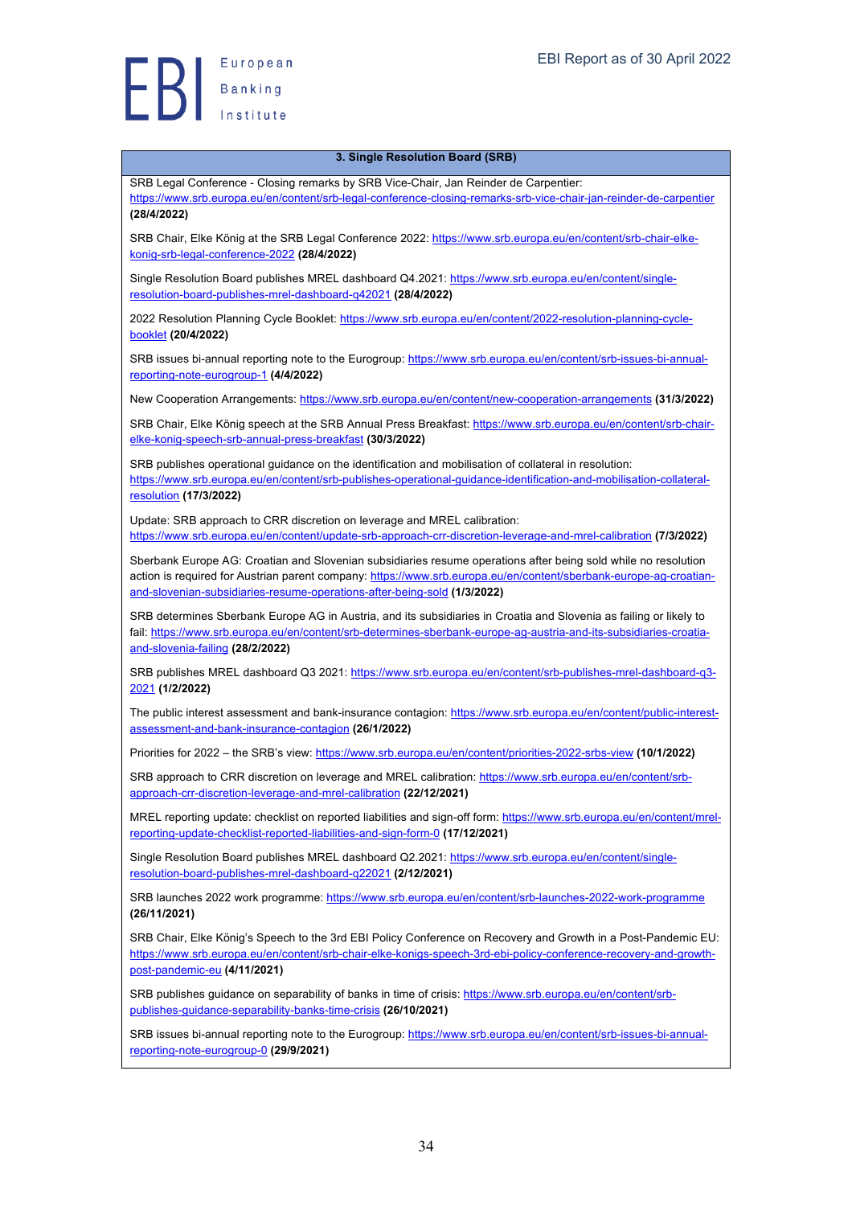| 3. Single Resolution Board (SRB) |
|---|
| SRB Legal Conference - Closing remarks by SRB Vice-Chair, Jan Reinder de Carpentier: https://www.srb.europa.eu/en/content/srb-legal-conference-closing-remarks-srb-vice-chair-jan-reinder-de-carpentier **(28/4/2022)**<br><br>SRB Chair, Elke König at the SRB Legal Conference 2022: https://www.srb.europa.eu/en/content/srb-chair-elke-konig-srb-legal-conference-2022 **(28/4/2022)**<br><br>Single Resolution Board publishes MREL dashboard Q4.2021: https://www.srb.europa.eu/en/content/single-resolution-board-publishes-mrel-dashboard-q42021 **(28/4/2022)**<br><br>2022 Resolution Planning Cycle Booklet: https://www.srb.europa.eu/en/content/2022-resolution-planning-cycle-booklet **(20/4/2022)**<br><br>SRB issues bi-annual reporting note to the Eurogroup: https://www.srb.europa.eu/en/content/srb-issues-bi-annual-reporting-note-eurogroup-1 **(4/4/2022)**<br><br>New Cooperation Arrangements: https://www.srb.europa.eu/en/content/new-cooperation-arrangements **(31/3/2022)**<br><br>SRB Chair, Elke König speech at the SRB Annual Press Breakfast: https://www.srb.europa.eu/en/content/srb-chair-elke-konig-speech-srb-annual-press-breakfast **(30/3/2022)**<br><br>SRB publishes operational guidance on the identification and mobilisation of collateral in resolution: https://www.srb.europa.eu/en/content/srb-publishes-operational-guidance-identification-and-mobilisation-collateral-resolution **(17/3/2022)**<br><br>Update: SRB approach to CRR discretion on leverage and MREL calibration: https://www.srb.europa.eu/en/content/update-srb-approach-crr-discretion-leverage-and-mrel-calibration **(7/3/2022)**<br><br>Sberbank Europe AG: Croatian and Slovenian subsidiaries resume operations after being sold while no resolution action is required for Austrian parent company: https://www.srb.europa.eu/en/content/sberbank-europe-ag-croatian-and-slovenian-subsidiaries-resume-operations-after-being-sold **(1/3/2022)**<br><br>SRB determines Sberbank Europe AG in Austria, and its subsidiaries in Croatia and Slovenia as failing or likely to fail: https://www.srb.europa.eu/en/content/srb-determines-sberbank-europe-ag-austria-and-its-subsidiaries-croatia-and-slovenia-failing **(28/2/2022)**<br><br>SRB publishes MREL dashboard Q3 2021: https://www.srb.europa.eu/en/content/srb-publishes-mrel-dashboard-q3-2021 **(1/2/2022)**<br><br>The public interest assessment and bank-insurance contagion: https://www.srb.europa.eu/en/content/public-interest-assessment-and-bank-insurance-contagion **(26/1/2022)**<br><br>Priorities for 2022 – the SRB's view: https://www.srb.europa.eu/en/content/priorities-2022-srbs-view **(10/1/2022)**<br><br>SRB approach to CRR discretion on leverage and MREL calibration: https://www.srb.europa.eu/en/content/srb-approach-crr-discretion-leverage-and-mrel-calibration **(22/12/2021)**<br><br>MREL reporting update: checklist on reported liabilities and sign-off form: https://www.srb.europa.eu/en/content/mrel-reporting-update-checklist-reported-liabilities-and-sign-form-0 **(17/12/2021)**<br><br>Single Resolution Board publishes MREL dashboard Q2.2021: https://www.srb.europa.eu/en/content/single-resolution-board-publishes-mrel-dashboard-q22021 **(2/12/2021)**<br><br>SRB launches 2022 work programme: https://www.srb.europa.eu/en/content/srb-launches-2022-work-programme **(26/11/2021)**<br><br>SRB Chair, Elke König's Speech to the 3rd EBI Policy Conference on Recovery and Growth in a Post-Pandemic EU: https://www.srb.europa.eu/en/content/srb-chair-elke-konigs-speech-3rd-ebi-policy-conference-recovery-and-growth-post-pandemic-eu **(4/11/2021)**<br><br>SRB publishes guidance on separability of banks in time of crisis: https://www.srb.europa.eu/en/content/srb-publishes-guidance-separability-banks-time-crisis **(26/10/2021)**<br><br>SRB issues bi-annual reporting note to the Eurogroup: https://www.srb.europa.eu/en/content/srb-issues-bi-annual-reporting-note-eurogroup-0 **(29/9/2021)** |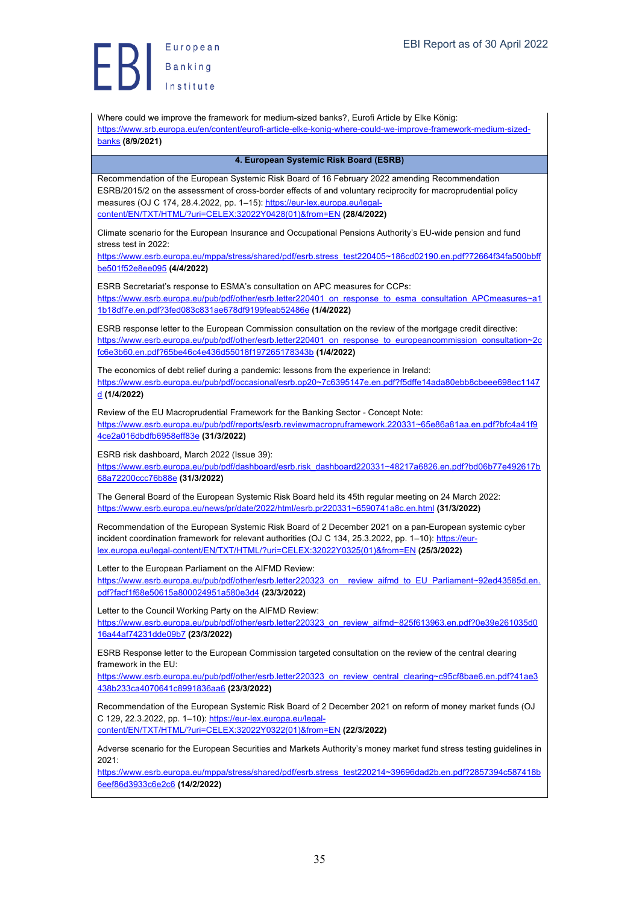Where could we improve the framework for medium-sized banks?, Eurofi Article by Elke König: https://www.srb.europa.eu/en/content/eurofi-article-elke-konig-where-could-we-improve-framework-medium-sized-banks **(8/9/2021)**

## 4. European Systemic Risk Board (ESRB)

Recommendation of the European Systemic Risk Board of 16 February 2022 amending Recommendation ESRB/2015/2 on the assessment of cross-border effects of and voluntary reciprocity for macroprudential policy measures (OJ C 174, 28.4.2022, pp. 1–15): https://eur-lex.europa.eu/legal-content/EN/TXT/HTML/?uri=CELEX:32022Y0428(01)&from=EN **(28/4/2022)**

Climate scenario for the European Insurance and Occupational Pensions Authority's EU-wide pension and fund stress test in 2022: https://www.esrb.europa.eu/mppa/stress/shared/pdf/esrb.stress_test220405~186cd02190.en.pdf?72664f34fa500bbffbe501f52e8ee095 **(4/4/2022)**

ESRB Secretariat's response to ESMA's consultation on APC measures for CCPs: https://www.esrb.europa.eu/pub/pdf/other/esrb.letter220401_on_response_to_esma_consultation_APCmeasures~a11b18df7e.en.pdf?3fed083c831ae678df9199feab52486e **(1/4/2022)**

ESRB response letter to the European Commission consultation on the review of the mortgage credit directive: https://www.esrb.europa.eu/pub/pdf/other/esrb.letter220401_on_response_to_europeancommission_consultation~2cfc6e3b60.en.pdf?65be46c4e436d55018f197265178343b **(1/4/2022)**

The economics of debt relief during a pandemic: lessons from the experience in Ireland: https://www.esrb.europa.eu/pub/pdf/occasional/esrb.op20~7c6395147e.en.pdf?f5dffe14ada80ebb8cbeee698ec1147d **(1/4/2022)**

Review of the EU Macroprudential Framework for the Banking Sector - Concept Note: https://www.esrb.europa.eu/pub/pdf/reports/esrb.reviewmacropruframework.220331~65e86a81aa.en.pdf?bfc4a41f94ce2a016dbdfb6958eff83e **(31/3/2022)**

ESRB risk dashboard, March 2022 (Issue 39): https://www.esrb.europa.eu/pub/pdf/dashboard/esrb.risk_dashboard220331~48217a6826.en.pdf?bd06b77e492617b68a72200ccc76b88e **(31/3/2022)**

The General Board of the European Systemic Risk Board held its 45th regular meeting on 24 March 2022: https://www.esrb.europa.eu/news/pr/date/2022/html/esrb.pr220331~6590741a8c.en.html **(31/3/2022)**

Recommendation of the European Systemic Risk Board of 2 December 2021 on a pan-European systemic cyber incident coordination framework for relevant authorities (OJ C 134, 25.3.2022, pp. 1–10): https://eur-lex.europa.eu/legal-content/EN/TXT/HTML/?uri=CELEX:32022Y0325(01)&from=EN **(25/3/2022)**

Letter to the European Parliament on the AIFMD Review: https://www.esrb.europa.eu/pub/pdf/other/esrb.letter220323_on__review_aifmd_to_EU_Parliament~92ed43585d.en.pdf?facf1f68e50615a800024951a580e3d4 **(23/3/2022)**

Letter to the Council Working Party on the AIFMD Review: https://www.esrb.europa.eu/pub/pdf/other/esrb.letter220323_on_review_aifmd~825f613963.en.pdf?0e39e261035d016a44af74231dde09b7 **(23/3/2022)**

ESRB Response letter to the European Commission targeted consultation on the review of the central clearing framework in the EU: https://www.esrb.europa.eu/pub/pdf/other/esrb.letter220323_on_review_central_clearing~c95cf8bae6.en.pdf?41ae3438b233ca4070641c8991836aa6 **(23/3/2022)**

Recommendation of the European Systemic Risk Board of 2 December 2021 on reform of money market funds (OJ C 129, 22.3.2022, pp. 1–10): https://eur-lex.europa.eu/legal-content/EN/TXT/HTML/?uri=CELEX:32022Y0322(01)&from=EN **(22/3/2022)**

Adverse scenario for the European Securities and Markets Authority's money market fund stress testing guidelines in 2021: https://www.esrb.europa.eu/mppa/stress/shared/pdf/esrb.stress_test220214~39696dad2b.en.pdf?2857394c587418b6eef86d3933c6e2c6 **(14/2/2022)**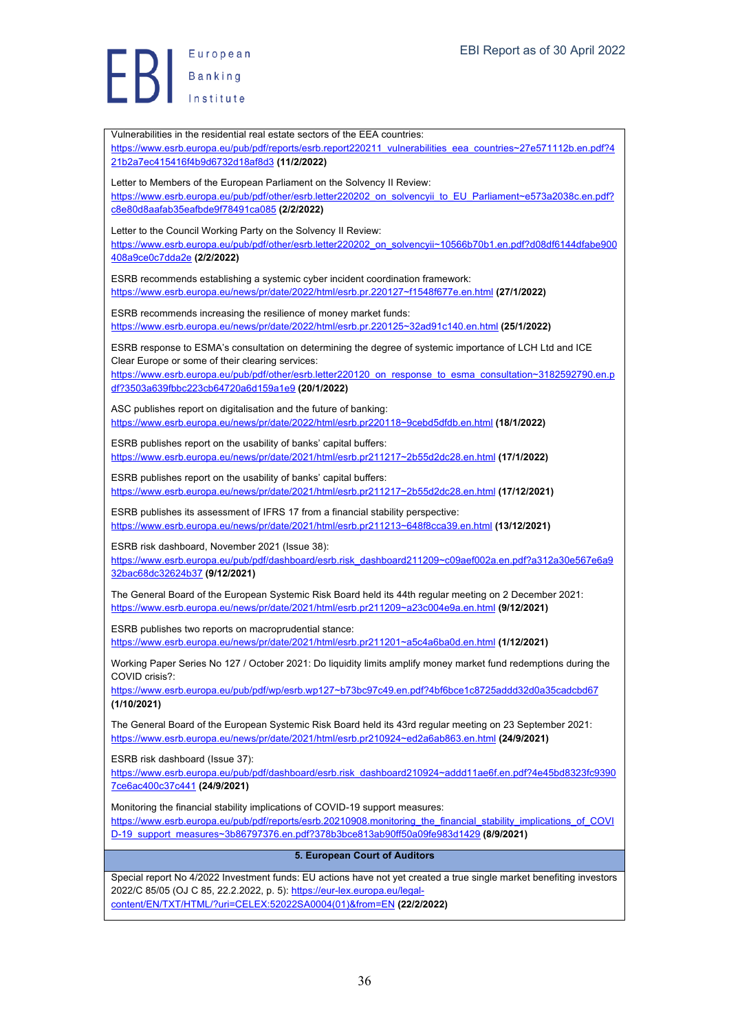Vulnerabilities in the residential real estate sectors of the EEA countries:
https://www.esrb.europa.eu/pub/pdf/reports/esrb.report220211_vulnerabilities_eea_countries~27e571112b.en.pdf?421b2a7ec415416f4b9d6732d18af8d3 **(11/2/2022)**

Letter to Members of the European Parliament on the Solvency II Review:
https://www.esrb.europa.eu/pub/pdf/other/esrb.letter220202_on_solvencyii_to_EU_Parliament~e573a2038c.en.pdf?c8e80d8aafab35eafbde9f78491ca085 **(2/2/2022)**

Letter to the Council Working Party on the Solvency II Review:
https://www.esrb.europa.eu/pub/pdf/other/esrb.letter220202_on_solvencyii~10566b70b1.en.pdf?d08df6144dfabe900408a9ce0c7dda2e **(2/2/2022)**

ESRB recommends establishing a systemic cyber incident coordination framework:
https://www.esrb.europa.eu/news/pr/date/2022/html/esrb.pr.220127~f1548f677e.en.html **(27/1/2022)**

ESRB recommends increasing the resilience of money market funds:
https://www.esrb.europa.eu/news/pr/date/2022/html/esrb.pr.220125~32ad91c140.en.html **(25/1/2022)**

ESRB response to ESMA's consultation on determining the degree of systemic importance of LCH Ltd and ICE Clear Europe or some of their clearing services:
https://www.esrb.europa.eu/pub/pdf/other/esrb.letter220120_on_response_to_esma_consultation~3182592790.en.pdf?3503a639fbbc223cb64720a6d159a1e9 **(20/1/2022)**

ASC publishes report on digitalisation and the future of banking:
https://www.esrb.europa.eu/news/pr/date/2022/html/esrb.pr220118~9cebd5dfdb.en.html **(18/1/2022)**

ESRB publishes report on the usability of banks' capital buffers:
https://www.esrb.europa.eu/news/pr/date/2021/html/esrb.pr211217~2b55d2dc28.en.html **(17/1/2022)**

ESRB publishes report on the usability of banks' capital buffers:
https://www.esrb.europa.eu/news/pr/date/2021/html/esrb.pr211217~2b55d2dc28.en.html **(17/12/2021)**

ESRB publishes its assessment of IFRS 17 from a financial stability perspective:
https://www.esrb.europa.eu/news/pr/date/2021/html/esrb.pr211213~648f8cca39.en.html **(13/12/2021)**

ESRB risk dashboard, November 2021 (Issue 38):
https://www.esrb.europa.eu/pub/pdf/dashboard/esrb.risk_dashboard211209~c09aef002a.en.pdf?a312a30e567e6a932bac68dc32624b37 **(9/12/2021)**

The General Board of the European Systemic Risk Board held its 44th regular meeting on 2 December 2021:
https://www.esrb.europa.eu/news/pr/date/2021/html/esrb.pr211209~a23c004e9a.en.html **(9/12/2021)**

ESRB publishes two reports on macroprudential stance:
https://www.esrb.europa.eu/news/pr/date/2021/html/esrb.pr211201~a5c4a6ba0d.en.html **(1/12/2021)**

Working Paper Series No 127 / October 2021: Do liquidity limits amplify money market fund redemptions during the COVID crisis?:
https://www.esrb.europa.eu/pub/pdf/wp/esrb.wp127~b73bc97c49.en.pdf?4bf6bce1c8725addd32d0a35cadcbd67 **(1/10/2021)**

The General Board of the European Systemic Risk Board held its 43rd regular meeting on 23 September 2021:
https://www.esrb.europa.eu/news/pr/date/2021/html/esrb.pr210924~ed2a6ab863.en.html **(24/9/2021)**

ESRB risk dashboard (Issue 37):
https://www.esrb.europa.eu/pub/pdf/dashboard/esrb.risk_dashboard210924~addd11ae6f.en.pdf?4e45bd8323fc93907ce6ac400c37c441 **(24/9/2021)**

Monitoring the financial stability implications of COVID-19 support measures:
https://www.esrb.europa.eu/pub/pdf/reports/esrb.20210908.monitoring_the_financial_stability_implications_of_COVID-19_support_measures~3b86797376.en.pdf?378b3bce813ab90ff50a09fe983d1429 **(8/9/2021)**

## 5. European Court of Auditors

Special report No 4/2022 Investment funds: EU actions have not yet created a true single market benefiting investors 2022/C 85/05 (OJ C 85, 22.2.2022, p. 5): https://eur-lex.europa.eu/legal-content/EN/TXT/HTML/?uri=CELEX:52022SA0004(01)&from=EN **(22/2/2022)**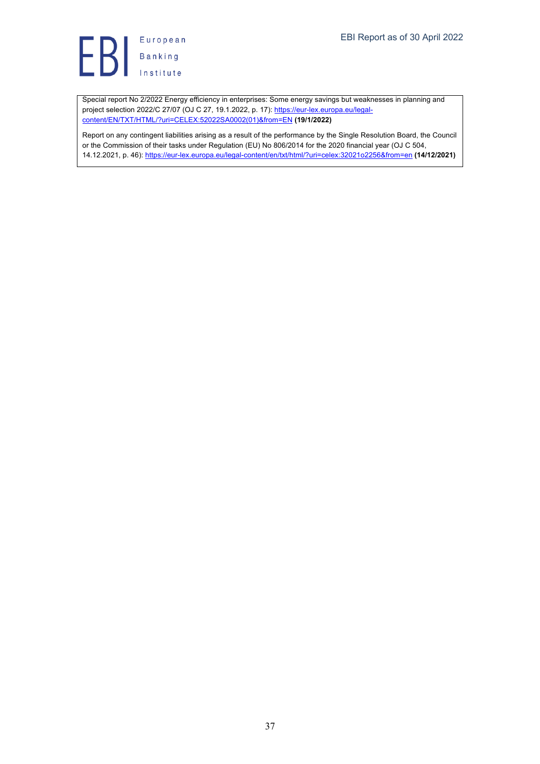Special report No 2/2022 Energy efficiency in enterprises: Some energy savings but weaknesses in planning and project selection 2022/C 27/07 (OJ C 27, 19.1.2022, p. 17): https://eur-lex.europa.eu/legal-content/EN/TXT/HTML/?uri=CELEX:52022SA0002(01)&from=EN **(19/1/2022)**

Report on any contingent liabilities arising as a result of the performance by the Single Resolution Board, the Council or the Commission of their tasks under Regulation (EU) No 806/2014 for the 2020 financial year (OJ C 504, 14.12.2021, p. 46): https://eur-lex.europa.eu/legal-content/en/txt/html/?uri=celex:32021o2256&from=en **(14/12/2021)**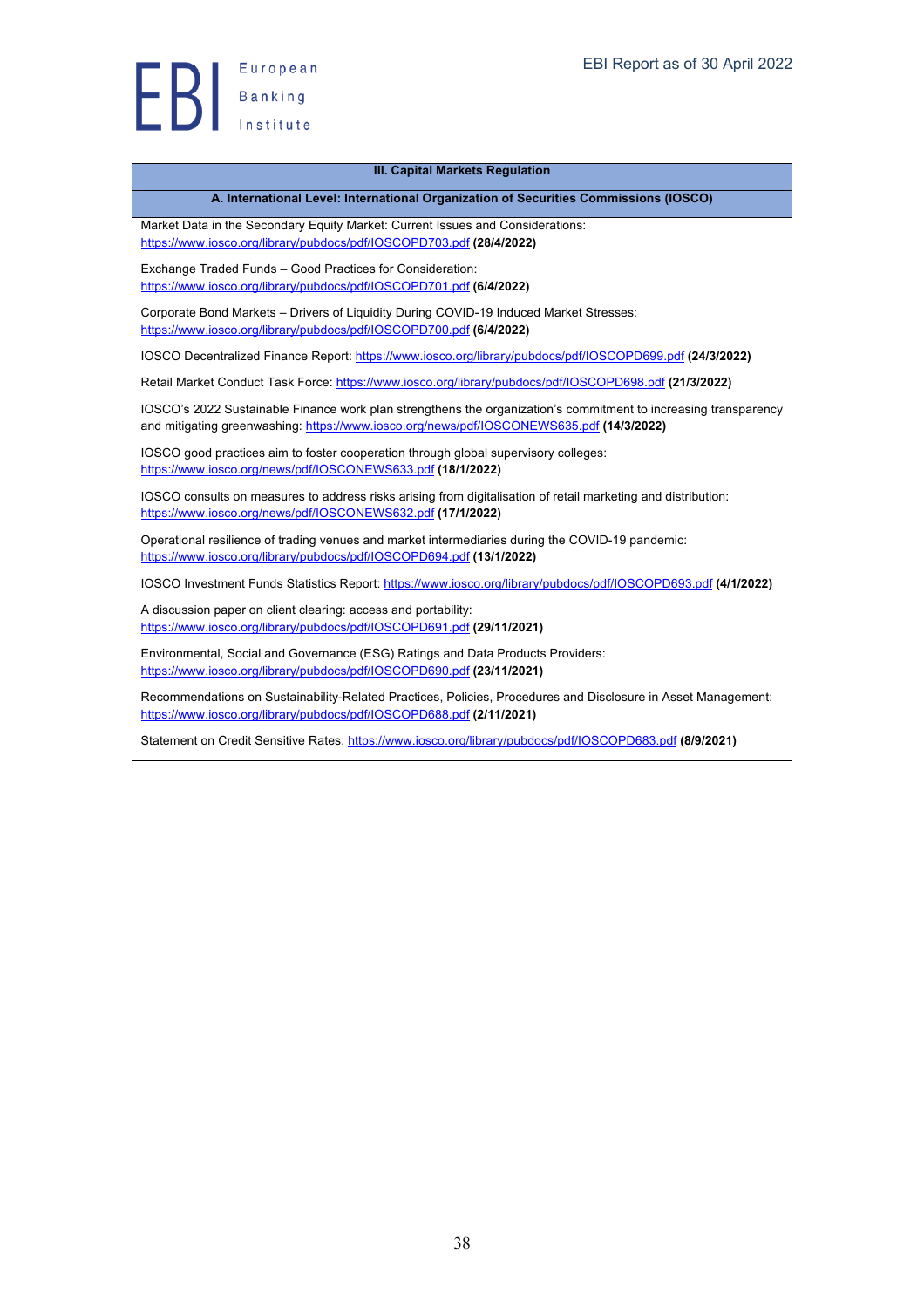## III. Capital Markets Regulation

### A. International Level: International Organization of Securities Commissions (IOSCO)

Market Data in the Secondary Equity Market: Current Issues and Considerations: https://www.iosco.org/library/pubdocs/pdf/IOSCOPD703.pdf **(28/4/2022)**

Exchange Traded Funds – Good Practices for Consideration: https://www.iosco.org/library/pubdocs/pdf/IOSCOPD701.pdf **(6/4/2022)**

Corporate Bond Markets – Drivers of Liquidity During COVID-19 Induced Market Stresses: https://www.iosco.org/library/pubdocs/pdf/IOSCOPD700.pdf **(6/4/2022)**

IOSCO Decentralized Finance Report: https://www.iosco.org/library/pubdocs/pdf/IOSCOPD699.pdf **(24/3/2022)**

Retail Market Conduct Task Force: https://www.iosco.org/library/pubdocs/pdf/IOSCOPD698.pdf **(21/3/2022)**

IOSCO's 2022 Sustainable Finance work plan strengthens the organization's commitment to increasing transparency and mitigating greenwashing: https://www.iosco.org/news/pdf/IOSCONEWS635.pdf **(14/3/2022)**

IOSCO good practices aim to foster cooperation through global supervisory colleges: https://www.iosco.org/news/pdf/IOSCONEWS633.pdf **(18/1/2022)**

IOSCO consults on measures to address risks arising from digitalisation of retail marketing and distribution: https://www.iosco.org/news/pdf/IOSCONEWS632.pdf **(17/1/2022)**

Operational resilience of trading venues and market intermediaries during the COVID-19 pandemic: https://www.iosco.org/library/pubdocs/pdf/IOSCOPD694.pdf **(13/1/2022)**

IOSCO Investment Funds Statistics Report: https://www.iosco.org/library/pubdocs/pdf/IOSCOPD693.pdf **(4/1/2022)**

A discussion paper on client clearing: access and portability: https://www.iosco.org/library/pubdocs/pdf/IOSCOPD691.pdf **(29/11/2021)**

Environmental, Social and Governance (ESG) Ratings and Data Products Providers: https://www.iosco.org/library/pubdocs/pdf/IOSCOPD690.pdf **(23/11/2021)**

Recommendations on Sustainability-Related Practices, Policies, Procedures and Disclosure in Asset Management: https://www.iosco.org/library/pubdocs/pdf/IOSCOPD688.pdf **(2/11/2021)**

Statement on Credit Sensitive Rates: https://www.iosco.org/library/pubdocs/pdf/IOSCOPD683.pdf **(8/9/2021)**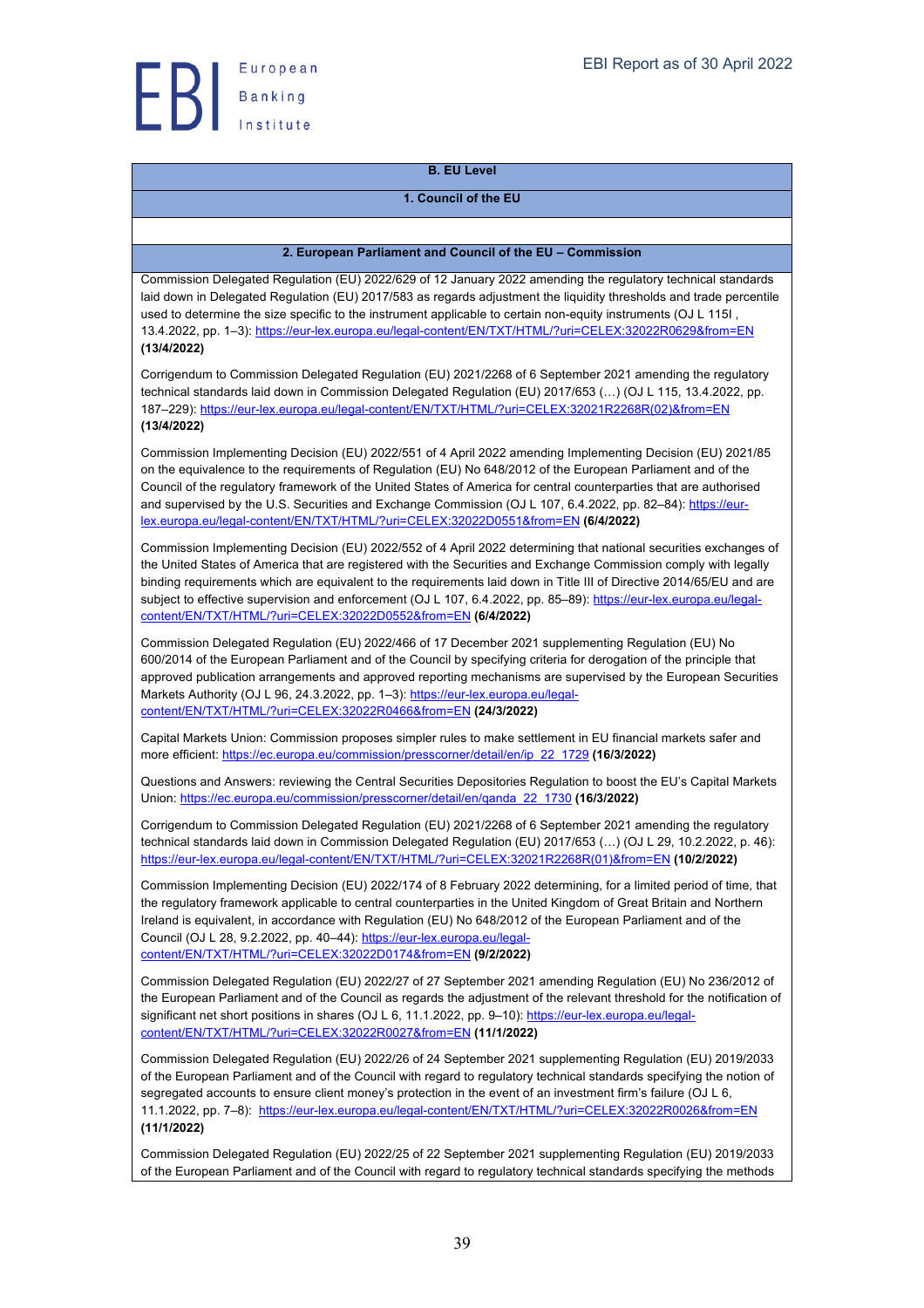**B. EU Level**

**1. Council of the EU**

**2. European Parliament and Council of the EU – Commission**

Commission Delegated Regulation (EU) 2022/629 of 12 January 2022 amending the regulatory technical standards laid down in Delegated Regulation (EU) 2017/583 as regards adjustment the liquidity thresholds and trade percentile used to determine the size specific to the instrument applicable to certain non-equity instruments (OJ L 115I , 13.4.2022, pp. 1–3): https://eur-lex.europa.eu/legal-content/EN/TXT/HTML/?uri=CELEX:32022R0629&from=EN **(13/4/2022)**

Corrigendum to Commission Delegated Regulation (EU) 2021/2268 of 6 September 2021 amending the regulatory technical standards laid down in Commission Delegated Regulation (EU) 2017/653 (…) (OJ L 115, 13.4.2022, pp. 187–229): https://eur-lex.europa.eu/legal-content/EN/TXT/HTML/?uri=CELEX:32021R2268R(02)&from=EN **(13/4/2022)**

Commission Implementing Decision (EU) 2022/551 of 4 April 2022 amending Implementing Decision (EU) 2021/85 on the equivalence to the requirements of Regulation (EU) No 648/2012 of the European Parliament and of the Council of the regulatory framework of the United States of America for central counterparties that are authorised and supervised by the U.S. Securities and Exchange Commission (OJ L 107, 6.4.2022, pp. 82–84): https://eur-lex.europa.eu/legal-content/EN/TXT/HTML/?uri=CELEX:32022D0551&from=EN **(6/4/2022)**

Commission Implementing Decision (EU) 2022/552 of 4 April 2022 determining that national securities exchanges of the United States of America that are registered with the Securities and Exchange Commission comply with legally binding requirements which are equivalent to the requirements laid down in Title III of Directive 2014/65/EU and are subject to effective supervision and enforcement (OJ L 107, 6.4.2022, pp. 85–89): https://eur-lex.europa.eu/legal-content/EN/TXT/HTML/?uri=CELEX:32022D0552&from=EN **(6/4/2022)**

Commission Delegated Regulation (EU) 2022/466 of 17 December 2021 supplementing Regulation (EU) No 600/2014 of the European Parliament and of the Council by specifying criteria for derogation of the principle that approved publication arrangements and approved reporting mechanisms are supervised by the European Securities Markets Authority (OJ L 96, 24.3.2022, pp. 1–3): https://eur-lex.europa.eu/legal-content/EN/TXT/HTML/?uri=CELEX:32022R0466&from=EN **(24/3/2022)**

Capital Markets Union: Commission proposes simpler rules to make settlement in EU financial markets safer and more efficient: https://ec.europa.eu/commission/presscorner/detail/en/ip_22_1729 **(16/3/2022)**

Questions and Answers: reviewing the Central Securities Depositories Regulation to boost the EU's Capital Markets Union: https://ec.europa.eu/commission/presscorner/detail/en/qanda_22_1730 **(16/3/2022)**

Corrigendum to Commission Delegated Regulation (EU) 2021/2268 of 6 September 2021 amending the regulatory technical standards laid down in Commission Delegated Regulation (EU) 2017/653 (…) (OJ L 29, 10.2.2022, p. 46): https://eur-lex.europa.eu/legal-content/EN/TXT/HTML/?uri=CELEX:32021R2268R(01)&from=EN **(10/2/2022)**

Commission Implementing Decision (EU) 2022/174 of 8 February 2022 determining, for a limited period of time, that the regulatory framework applicable to central counterparties in the United Kingdom of Great Britain and Northern Ireland is equivalent, in accordance with Regulation (EU) No 648/2012 of the European Parliament and of the Council (OJ L 28, 9.2.2022, pp. 40–44): https://eur-lex.europa.eu/legal-content/EN/TXT/HTML/?uri=CELEX:32022D0174&from=EN **(9/2/2022)**

Commission Delegated Regulation (EU) 2022/27 of 27 September 2021 amending Regulation (EU) No 236/2012 of the European Parliament and of the Council as regards the adjustment of the relevant threshold for the notification of significant net short positions in shares (OJ L 6, 11.1.2022, pp. 9–10): https://eur-lex.europa.eu/legal-content/EN/TXT/HTML/?uri=CELEX:32022R0027&from=EN **(11/1/2022)**

Commission Delegated Regulation (EU) 2022/26 of 24 September 2021 supplementing Regulation (EU) 2019/2033 of the European Parliament and of the Council with regard to regulatory technical standards specifying the notion of segregated accounts to ensure client money's protection in the event of an investment firm's failure (OJ L 6, 11.1.2022, pp. 7–8): https://eur-lex.europa.eu/legal-content/EN/TXT/HTML/?uri=CELEX:32022R0026&from=EN **(11/1/2022)**

Commission Delegated Regulation (EU) 2022/25 of 22 September 2021 supplementing Regulation (EU) 2019/2033 of the European Parliament and of the Council with regard to regulatory technical standards specifying the methods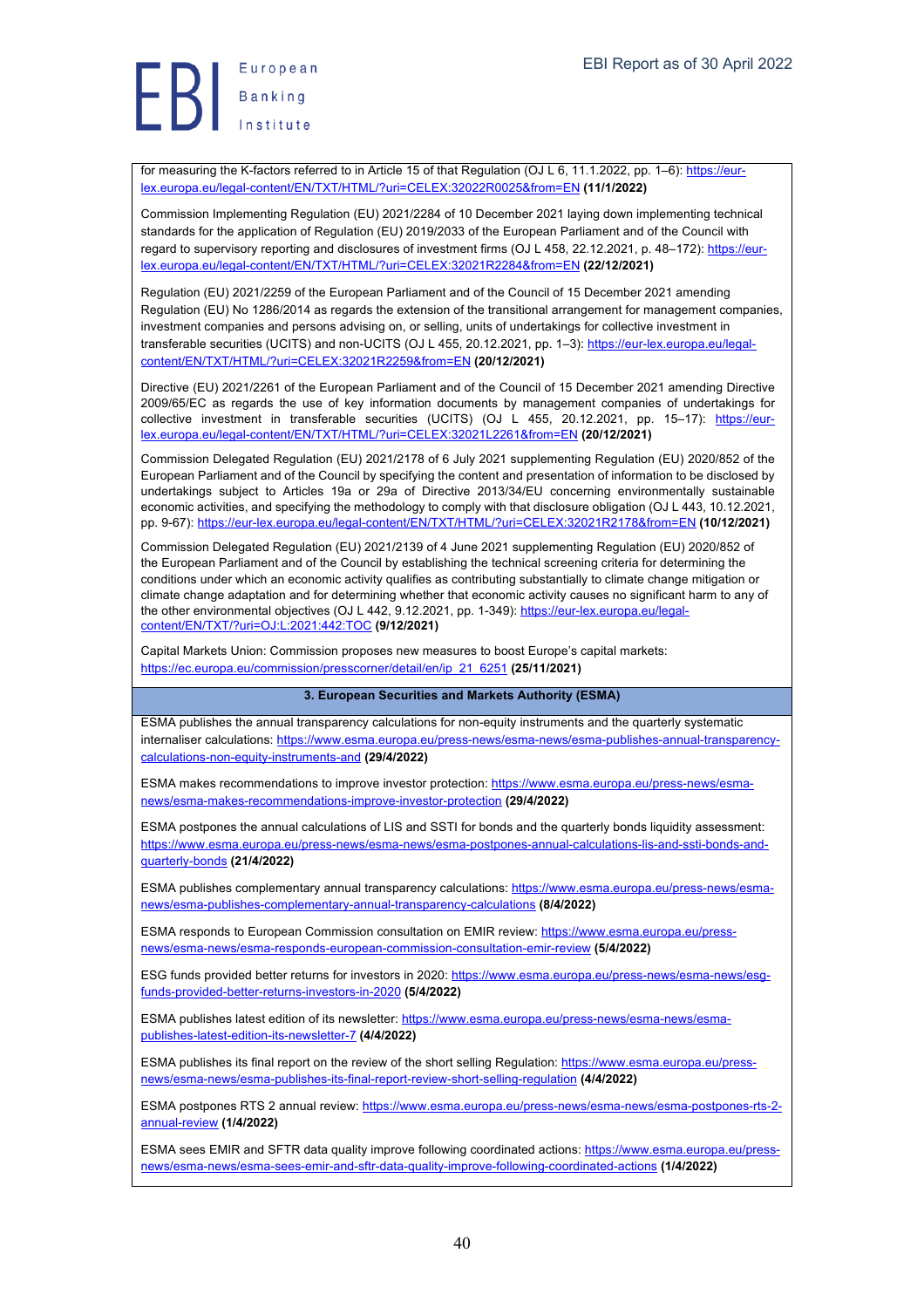for measuring the K-factors referred to in Article 15 of that Regulation (OJ L 6, 11.1.2022, pp. 1–6): https://eur-lex.europa.eu/legal-content/EN/TXT/HTML/?uri=CELEX:32022R0025&from=EN **(11/1/2022)**

Commission Implementing Regulation (EU) 2021/2284 of 10 December 2021 laying down implementing technical standards for the application of Regulation (EU) 2019/2033 of the European Parliament and of the Council with regard to supervisory reporting and disclosures of investment firms (OJ L 458, 22.12.2021, p. 48–172): https://eur-lex.europa.eu/legal-content/EN/TXT/HTML/?uri=CELEX:32021R2284&from=EN **(22/12/2021)**

Regulation (EU) 2021/2259 of the European Parliament and of the Council of 15 December 2021 amending Regulation (EU) No 1286/2014 as regards the extension of the transitional arrangement for management companies, investment companies and persons advising on, or selling, units of undertakings for collective investment in transferable securities (UCITS) and non-UCITS (OJ L 455, 20.12.2021, pp. 1–3): https://eur-lex.europa.eu/legal-content/EN/TXT/HTML/?uri=CELEX:32021R2259&from=EN **(20/12/2021)**

Directive (EU) 2021/2261 of the European Parliament and of the Council of 15 December 2021 amending Directive 2009/65/EC as regards the use of key information documents by management companies of undertakings for collective investment in transferable securities (UCITS) (OJ L 455, 20.12.2021, pp. 15–17): https://eur-lex.europa.eu/legal-content/EN/TXT/HTML/?uri=CELEX:32021L2261&from=EN **(20/12/2021)**

Commission Delegated Regulation (EU) 2021/2178 of 6 July 2021 supplementing Regulation (EU) 2020/852 of the European Parliament and of the Council by specifying the content and presentation of information to be disclosed by undertakings subject to Articles 19a or 29a of Directive 2013/34/EU concerning environmentally sustainable economic activities, and specifying the methodology to comply with that disclosure obligation (OJ L 443, 10.12.2021, pp. 9-67): https://eur-lex.europa.eu/legal-content/EN/TXT/HTML/?uri=CELEX:32021R2178&from=EN **(10/12/2021)**

Commission Delegated Regulation (EU) 2021/2139 of 4 June 2021 supplementing Regulation (EU) 2020/852 of the European Parliament and of the Council by establishing the technical screening criteria for determining the conditions under which an economic activity qualifies as contributing substantially to climate change mitigation or climate change adaptation and for determining whether that economic activity causes no significant harm to any of the other environmental objectives (OJ L 442, 9.12.2021, pp. 1-349): https://eur-lex.europa.eu/legal-content/EN/TXT/?uri=OJ:L:2021:442:TOC **(9/12/2021)**

Capital Markets Union: Commission proposes new measures to boost Europe's capital markets: https://ec.europa.eu/commission/presscorner/detail/en/ip_21_6251 **(25/11/2021)**

### 3. European Securities and Markets Authority (ESMA)

ESMA publishes the annual transparency calculations for non-equity instruments and the quarterly systematic internaliser calculations: https://www.esma.europa.eu/press-news/esma-news/esma-publishes-annual-transparency-calculations-non-equity-instruments-and **(29/4/2022)**

ESMA makes recommendations to improve investor protection: https://www.esma.europa.eu/press-news/esma-news/esma-makes-recommendations-improve-investor-protection **(29/4/2022)**

ESMA postpones the annual calculations of LIS and SSTI for bonds and the quarterly bonds liquidity assessment: https://www.esma.europa.eu/press-news/esma-news/esma-postpones-annual-calculations-lis-and-ssti-bonds-and-quarterly-bonds **(21/4/2022)**

ESMA publishes complementary annual transparency calculations: https://www.esma.europa.eu/press-news/esma-news/esma-publishes-complementary-annual-transparency-calculations **(8/4/2022)**

ESMA responds to European Commission consultation on EMIR review: https://www.esma.europa.eu/press-news/esma-news/esma-responds-european-commission-consultation-emir-review **(5/4/2022)**

ESG funds provided better returns for investors in 2020: https://www.esma.europa.eu/press-news/esma-news/esg-funds-provided-better-returns-investors-in-2020 **(5/4/2022)**

ESMA publishes latest edition of its newsletter: https://www.esma.europa.eu/press-news/esma-news/esma-publishes-latest-edition-its-newsletter-7 **(4/4/2022)**

ESMA publishes its final report on the review of the short selling Regulation: https://www.esma.europa.eu/press-news/esma-news/esma-publishes-its-final-report-review-short-selling-regulation **(4/4/2022)**

ESMA postpones RTS 2 annual review: https://www.esma.europa.eu/press-news/esma-news/esma-postpones-rts-2-annual-review **(1/4/2022)**

ESMA sees EMIR and SFTR data quality improve following coordinated actions: https://www.esma.europa.eu/press-news/esma-news/esma-sees-emir-and-sftr-data-quality-improve-following-coordinated-actions **(1/4/2022)**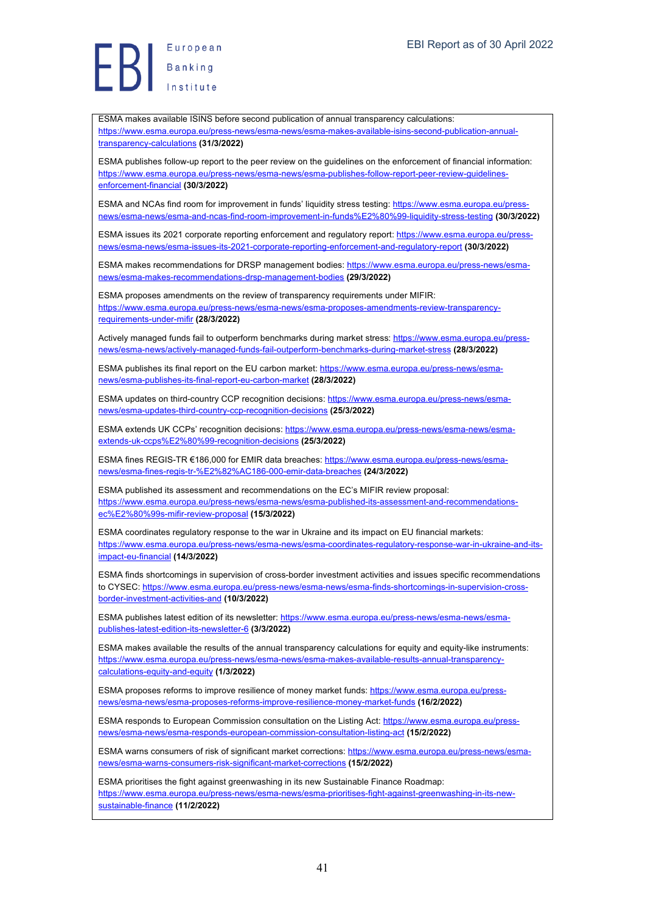ESMA makes available ISINS before second publication of annual transparency calculations: https://www.esma.europa.eu/press-news/esma-news/esma-makes-available-isins-second-publication-annual-transparency-calculations **(31/3/2022)**

ESMA publishes follow-up report to the peer review on the guidelines on the enforcement of financial information: https://www.esma.europa.eu/press-news/esma-news/esma-publishes-follow-report-peer-review-guidelines-enforcement-financial **(30/3/2022)**

ESMA and NCAs find room for improvement in funds' liquidity stress testing: https://www.esma.europa.eu/press-news/esma-news/esma-and-ncas-find-room-improvement-in-funds%E2%80%99-liquidity-stress-testing **(30/3/2022)**

ESMA issues its 2021 corporate reporting enforcement and regulatory report: https://www.esma.europa.eu/press-news/esma-news/esma-issues-its-2021-corporate-reporting-enforcement-and-regulatory-report **(30/3/2022)**

ESMA makes recommendations for DRSP management bodies: https://www.esma.europa.eu/press-news/esma-news/esma-makes-recommendations-drsp-management-bodies **(29/3/2022)**

ESMA proposes amendments on the review of transparency requirements under MIFIR: https://www.esma.europa.eu/press-news/esma-news/esma-proposes-amendments-review-transparency-requirements-under-mifir **(28/3/2022)**

Actively managed funds fail to outperform benchmarks during market stress: https://www.esma.europa.eu/press-news/esma-news/actively-managed-funds-fail-outperform-benchmarks-during-market-stress **(28/3/2022)**

ESMA publishes its final report on the EU carbon market: https://www.esma.europa.eu/press-news/esma-news/esma-publishes-its-final-report-eu-carbon-market **(28/3/2022)**

ESMA updates on third-country CCP recognition decisions: https://www.esma.europa.eu/press-news/esma-news/esma-updates-third-country-ccp-recognition-decisions **(25/3/2022)**

ESMA extends UK CCPs' recognition decisions: https://www.esma.europa.eu/press-news/esma-news/esma-extends-uk-ccps%E2%80%99-recognition-decisions **(25/3/2022)**

ESMA fines REGIS-TR €186,000 for EMIR data breaches: https://www.esma.europa.eu/press-news/esma-news/esma-fines-regis-tr-%E2%82%AC186-000-emir-data-breaches **(24/3/2022)**

ESMA published its assessment and recommendations on the EC's MIFIR review proposal: https://www.esma.europa.eu/press-news/esma-news/esma-published-its-assessment-and-recommendations-ec%E2%80%99s-mifir-review-proposal **(15/3/2022)**

ESMA coordinates regulatory response to the war in Ukraine and its impact on EU financial markets: https://www.esma.europa.eu/press-news/esma-news/esma-coordinates-regulatory-response-war-in-ukraine-and-its-impact-eu-financial **(14/3/2022)**

ESMA finds shortcomings in supervision of cross-border investment activities and issues specific recommendations to CYSEC: https://www.esma.europa.eu/press-news/esma-news/esma-finds-shortcomings-in-supervision-cross-border-investment-activities-and **(10/3/2022)**

ESMA publishes latest edition of its newsletter: https://www.esma.europa.eu/press-news/esma-news/esma-publishes-latest-edition-its-newsletter-6 **(3/3/2022)**

ESMA makes available the results of the annual transparency calculations for equity and equity-like instruments: https://www.esma.europa.eu/press-news/esma-news/esma-makes-available-results-annual-transparency-calculations-equity-and-equity **(1/3/2022)**

ESMA proposes reforms to improve resilience of money market funds: https://www.esma.europa.eu/press-news/esma-news/esma-proposes-reforms-improve-resilience-money-market-funds **(16/2/2022)**

ESMA responds to European Commission consultation on the Listing Act: https://www.esma.europa.eu/press-news/esma-news/esma-responds-european-commission-consultation-listing-act **(15/2/2022)**

ESMA warns consumers of risk of significant market corrections: https://www.esma.europa.eu/press-news/esma-news/esma-warns-consumers-risk-significant-market-corrections **(15/2/2022)**

ESMA prioritises the fight against greenwashing in its new Sustainable Finance Roadmap: https://www.esma.europa.eu/press-news/esma-news/esma-prioritises-fight-against-greenwashing-in-its-new-sustainable-finance **(11/2/2022)**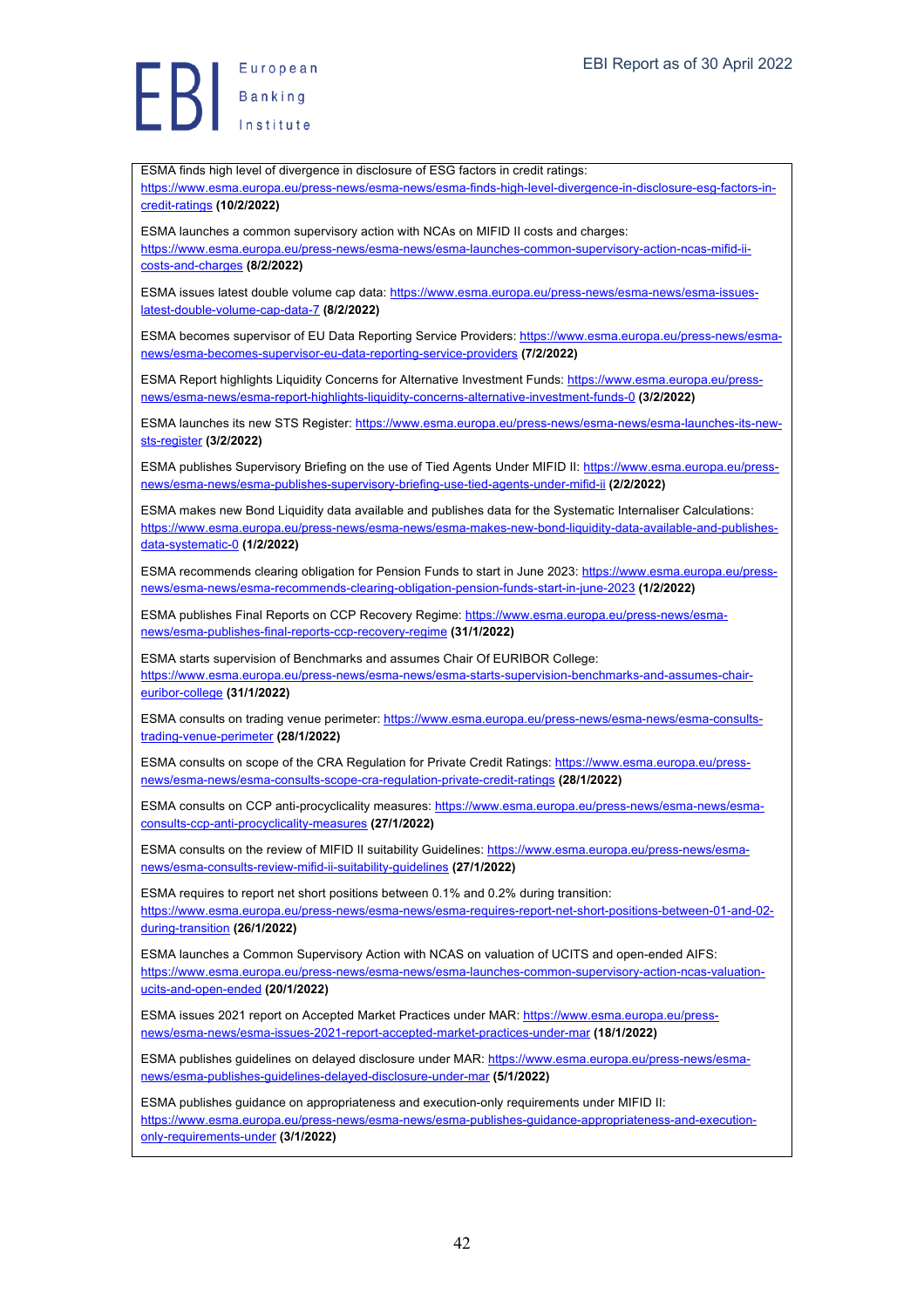ESMA finds high level of divergence in disclosure of ESG factors in credit ratings: https://www.esma.europa.eu/press-news/esma-news/esma-finds-high-level-divergence-disclosure-esg-factors-in-credit-ratings **(10/2/2022)**

ESMA launches a common supervisory action with NCAs on MIFID II costs and charges: https://www.esma.europa.eu/press-news/esma-news/esma-launches-common-supervisory-action-ncas-mifid-ii-costs-and-charges **(8/2/2022)**

ESMA issues latest double volume cap data: https://www.esma.europa.eu/press-news/esma-news/esma-issues-latest-double-volume-cap-data-7 **(8/2/2022)**

ESMA becomes supervisor of EU Data Reporting Service Providers: https://www.esma.europa.eu/press-news/esma-news/esma-becomes-supervisor-eu-data-reporting-service-providers **(7/2/2022)**

ESMA Report highlights Liquidity Concerns for Alternative Investment Funds: https://www.esma.europa.eu/press-news/esma-news/esma-report-highlights-liquidity-concerns-alternative-investment-funds-0 **(3/2/2022)**

ESMA launches its new STS Register: https://www.esma.europa.eu/press-news/esma-news/esma-launches-its-new-sts-register **(3/2/2022)**

ESMA publishes Supervisory Briefing on the use of Tied Agents Under MIFID II: https://www.esma.europa.eu/press-news/esma-news/esma-publishes-supervisory-briefing-use-tied-agents-under-mifid-ii **(2/2/2022)**

ESMA makes new Bond Liquidity data available and publishes data for the Systematic Internaliser Calculations: https://www.esma.europa.eu/press-news/esma-news/esma-makes-new-bond-liquidity-data-available-and-publishes-data-systematic-0 **(1/2/2022)**

ESMA recommends clearing obligation for Pension Funds to start in June 2023: https://www.esma.europa.eu/press-news/esma-news/esma-recommends-clearing-obligation-pension-funds-start-in-june-2023 **(1/2/2022)**

ESMA publishes Final Reports on CCP Recovery Regime: https://www.esma.europa.eu/press-news/esma-news/esma-publishes-final-reports-ccp-recovery-regime **(31/1/2022)**

ESMA starts supervision of Benchmarks and assumes Chair Of EURIBOR College: https://www.esma.europa.eu/press-news/esma-news/esma-starts-supervision-benchmarks-and-assumes-chair-euribor-college **(31/1/2022)**

ESMA consults on trading venue perimeter: https://www.esma.europa.eu/press-news/esma-news/esma-consults-trading-venue-perimeter **(28/1/2022)**

ESMA consults on scope of the CRA Regulation for Private Credit Ratings: https://www.esma.europa.eu/press-news/esma-news/esma-consults-scope-cra-regulation-private-credit-ratings **(28/1/2022)**

ESMA consults on CCP anti-procyclicality measures: https://www.esma.europa.eu/press-news/esma-news/esma-consults-ccp-anti-procyclicality-measures **(27/1/2022)**

ESMA consults on the review of MIFID II suitability Guidelines: https://www.esma.europa.eu/press-news/esma-news/esma-consults-review-mifid-ii-suitability-guidelines **(27/1/2022)**

ESMA requires to report net short positions between 0.1% and 0.2% during transition: https://www.esma.europa.eu/press-news/esma-news/esma-requires-report-net-short-positions-between-01-and-02-during-transition **(26/1/2022)**

ESMA launches a Common Supervisory Action with NCAS on valuation of UCITS and open-ended AIFS: https://www.esma.europa.eu/press-news/esma-news/esma-launches-common-supervisory-action-ncas-valuation-ucits-and-open-ended **(20/1/2022)**

ESMA issues 2021 report on Accepted Market Practices under MAR: https://www.esma.europa.eu/press-news/esma-news/esma-issues-2021-report-accepted-market-practices-under-mar **(18/1/2022)**

ESMA publishes guidelines on delayed disclosure under MAR: https://www.esma.europa.eu/press-news/esma-news/esma-publishes-guidelines-delayed-disclosure-under-mar **(5/1/2022)**

ESMA publishes guidance on appropriateness and execution-only requirements under MIFID II: https://www.esma.europa.eu/press-news/esma-news/esma-publishes-guidance-appropriateness-and-execution-only-requirements-under **(3/1/2022)**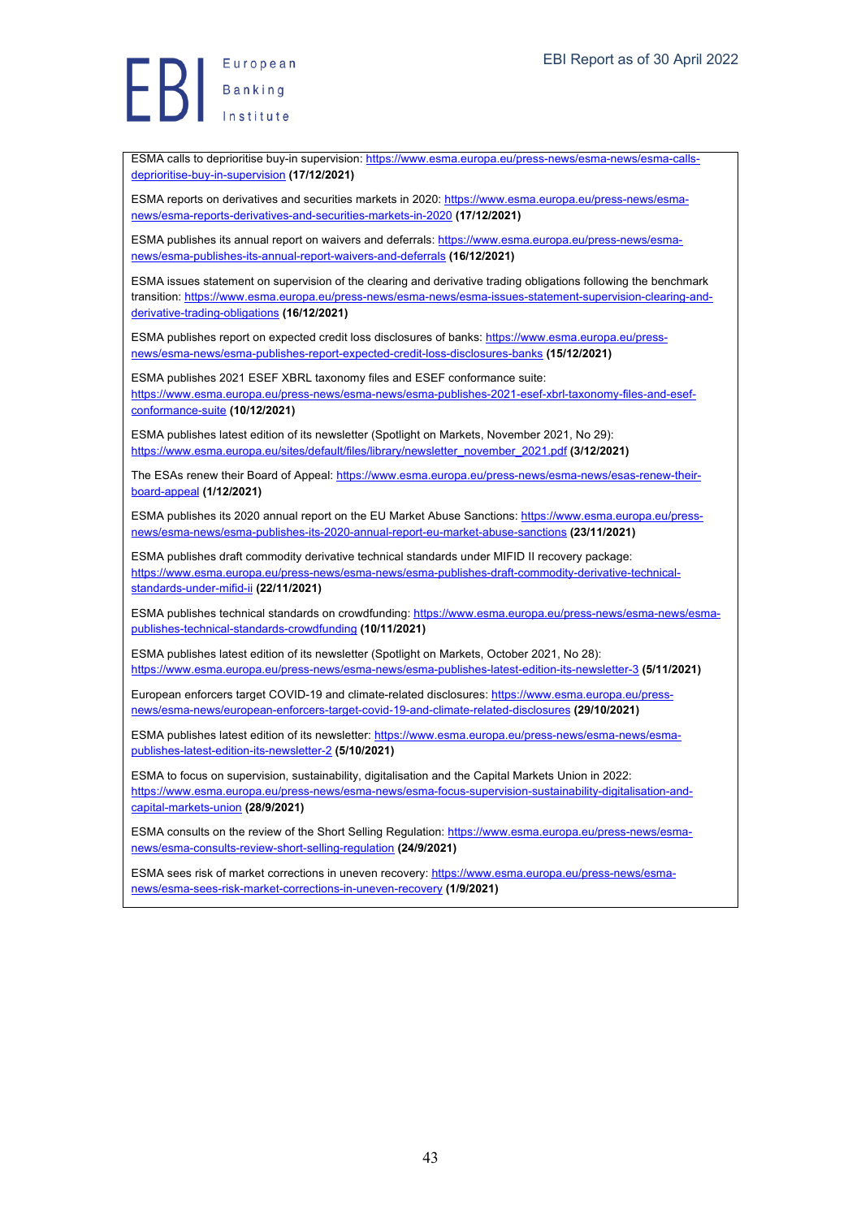ESMA calls to deprioritise buy-in supervision: https://www.esma.europa.eu/press-news/esma-news/esma-calls-deprioritise-buy-in-supervision **(17/12/2021)**

ESMA reports on derivatives and securities markets in 2020: https://www.esma.europa.eu/press-news/esma-news/esma-reports-derivatives-and-securities-markets-in-2020 **(17/12/2021)**

ESMA publishes its annual report on waivers and deferrals: https://www.esma.europa.eu/press-news/esma-news/esma-publishes-its-annual-report-waivers-and-deferrals **(16/12/2021)**

ESMA issues statement on supervision of the clearing and derivative trading obligations following the benchmark transition: https://www.esma.europa.eu/press-news/esma-news/esma-issues-statement-supervision-clearing-and-derivative-trading-obligations **(16/12/2021)**

ESMA publishes report on expected credit loss disclosures of banks: https://www.esma.europa.eu/press-news/esma-news/esma-publishes-report-expected-credit-loss-disclosures-banks **(15/12/2021)**

ESMA publishes 2021 ESEF XBRL taxonomy files and ESEF conformance suite: https://www.esma.europa.eu/press-news/esma-news/esma-publishes-2021-esef-xbrl-taxonomy-files-and-esef-conformance-suite **(10/12/2021)**

ESMA publishes latest edition of its newsletter (Spotlight on Markets, November 2021, No 29): https://www.esma.europa.eu/sites/default/files/library/newsletter_november_2021.pdf **(3/12/2021)**

The ESAs renew their Board of Appeal: https://www.esma.europa.eu/press-news/esma-news/esas-renew-their-board-appeal **(1/12/2021)**

ESMA publishes its 2020 annual report on the EU Market Abuse Sanctions: https://www.esma.europa.eu/press-news/esma-news/esma-publishes-its-2020-annual-report-eu-market-abuse-sanctions **(23/11/2021)**

ESMA publishes draft commodity derivative technical standards under MIFID II recovery package: https://www.esma.europa.eu/press-news/esma-news/esma-publishes-draft-commodity-derivative-technical-standards-under-mifid-ii **(22/11/2021)**

ESMA publishes technical standards on crowdfunding: https://www.esma.europa.eu/press-news/esma-news/esma-publishes-technical-standards-crowdfunding **(10/11/2021)**

ESMA publishes latest edition of its newsletter (Spotlight on Markets, October 2021, No 28): https://www.esma.europa.eu/press-news/esma-news/esma-publishes-latest-edition-its-newsletter-3 **(5/11/2021)**

European enforcers target COVID-19 and climate-related disclosures: https://www.esma.europa.eu/press-news/esma-news/european-enforcers-target-covid-19-and-climate-related-disclosures **(29/10/2021)**

ESMA publishes latest edition of its newsletter: https://www.esma.europa.eu/press-news/esma-news/esma-publishes-latest-edition-its-newsletter-2 **(5/10/2021)**

ESMA to focus on supervision, sustainability, digitalisation and the Capital Markets Union in 2022: https://www.esma.europa.eu/press-news/esma-news/esma-focus-supervision-sustainability-digitalisation-and-capital-markets-union **(28/9/2021)**

ESMA consults on the review of the Short Selling Regulation: https://www.esma.europa.eu/press-news/esma-news/esma-consults-review-short-selling-regulation **(24/9/2021)**

ESMA sees risk of market corrections in uneven recovery: https://www.esma.europa.eu/press-news/esma-news/esma-sees-risk-market-corrections-in-uneven-recovery **(1/9/2021)**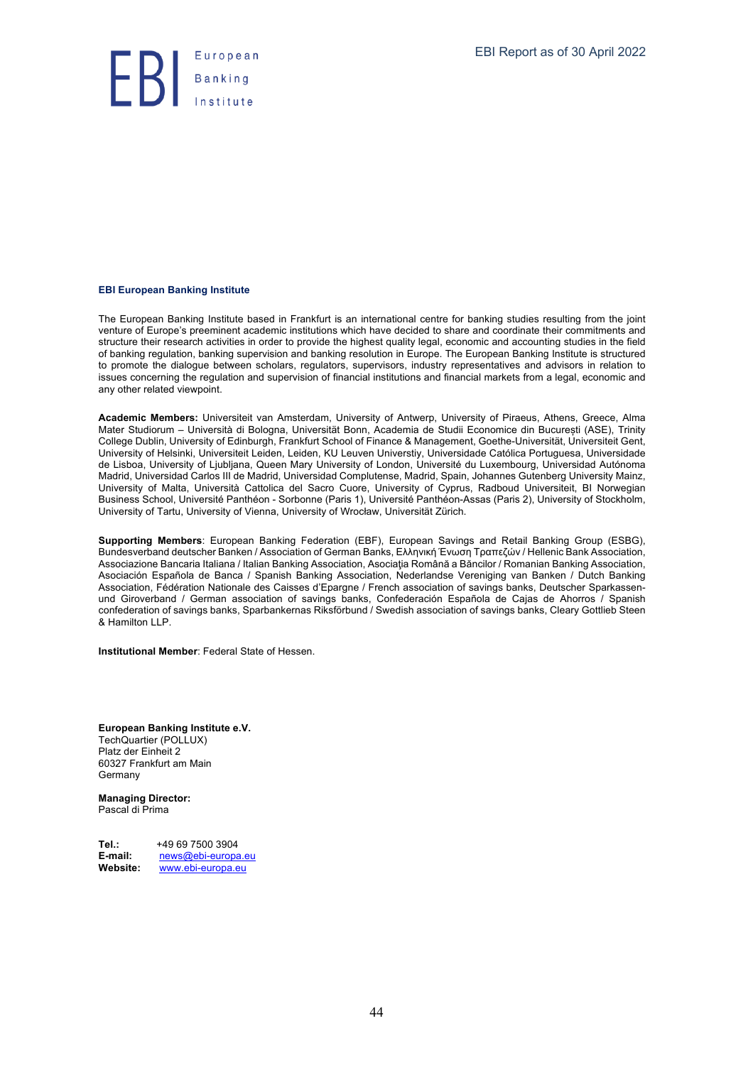**EBI European Banking Institute**

The European Banking Institute based in Frankfurt is an international centre for banking studies resulting from the joint venture of Europe's preeminent academic institutions which have decided to share and coordinate their commitments and structure their research activities in order to provide the highest quality legal, economic and accounting studies in the field of banking regulation, banking supervision and banking resolution in Europe. The European Banking Institute is structured to promote the dialogue between scholars, regulators, supervisors, industry representatives and advisors in relation to issues concerning the regulation and supervision of financial institutions and financial markets from a legal, economic and any other related viewpoint.

**Academic Members:** Universiteit van Amsterdam, University of Antwerp, University of Piraeus, Athens, Greece, Alma Mater Studiorum – Università di Bologna, Universität Bonn, Academia de Studii Economice din București (ASE), Trinity College Dublin, University of Edinburgh, Frankfurt School of Finance & Management, Goethe-Universität, Universiteit Gent, University of Helsinki, Universiteit Leiden, Leiden, KU Leuven Universtiy, Universidade Católica Portuguesa, Universidade de Lisboa, University of Ljubljana, Queen Mary University of London, Université du Luxembourg, Universidad Autónoma Madrid, Universidad Carlos III de Madrid, Universidad Complutense, Madrid, Spain, Johannes Gutenberg University Mainz, University of Malta, Università Cattolica del Sacro Cuore, University of Cyprus, Radboud Universiteit, BI Norwegian Business School, Université Panthéon - Sorbonne (Paris 1), Université Panthéon-Assas (Paris 2), University of Stockholm, University of Tartu, University of Vienna, University of Wrocław, Universität Zürich.

**Supporting Members**: European Banking Federation (EBF), European Savings and Retail Banking Group (ESBG), Bundesverband deutscher Banken / Association of German Banks, Ελληνική Ένωση Τραπεζών / Hellenic Bank Association, Associazione Bancaria Italiana / Italian Banking Association, Asociaţia Română a Băncilor / Romanian Banking Association, Asociación Española de Banca / Spanish Banking Association, Nederlandse Vereniging van Banken / Dutch Banking Association, Fédération Nationale des Caisses d'Epargne / French association of savings banks, Deutscher Sparkassen- und Giroverband / German association of savings banks, Confederación Española de Cajas de Ahorros / Spanish confederation of savings banks, Sparbankernas Riksförbund / Swedish association of savings banks, Cleary Gottlieb Steen & Hamilton LLP.

**Institutional Member**: Federal State of Hessen.

**European Banking Institute e.V.**
TechQuartier (POLLUX)
Platz der Einheit 2
60327 Frankfurt am Main
Germany

**Managing Director:**
Pascal di Prima

**Tel.:** +49 69 7500 3904
**E-mail:** news@ebi-europa.eu
**Website:** www.ebi-europa.eu